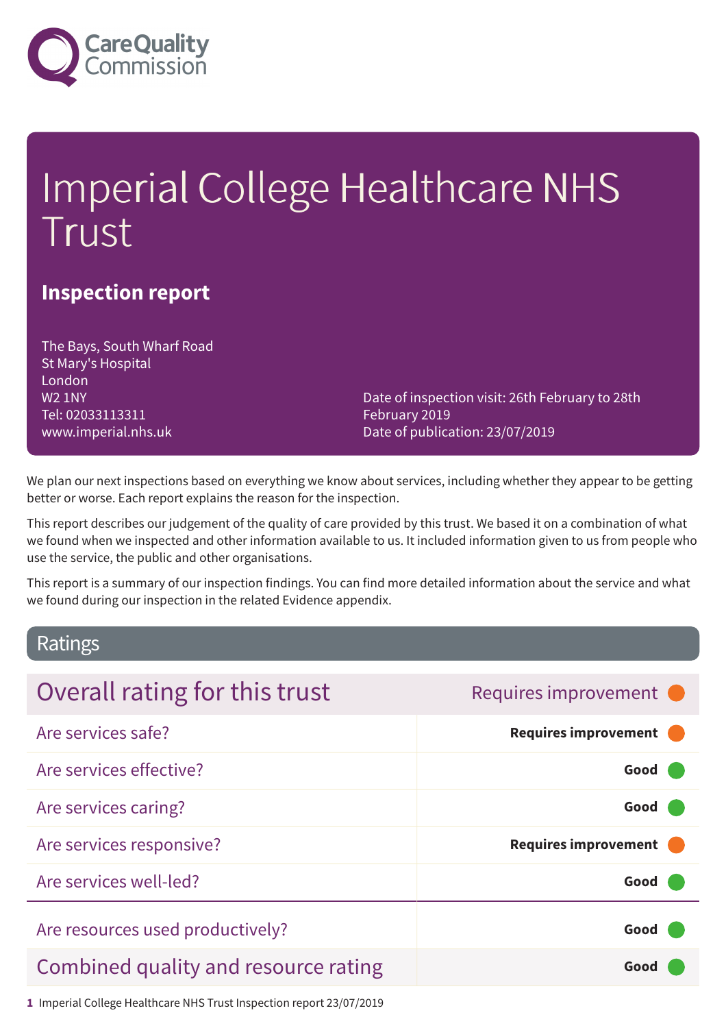Care Quality Commission

# Imperial College Healthcare NHS Trust

## Inspection report

The Bays, South Wharf Road
St Mary's Hospital
London
W2 1NY
Tel: 02033113311
www.imperial.nhs.uk

Date of inspection visit: 26th February to 28th February 2019
Date of publication: 23/07/2019

We plan our next inspections based on everything we know about services, including whether they appear to be getting better or worse. Each report explains the reason for the inspection.

This report describes our judgement of the quality of care provided by this trust. We based it on a combination of what we found when we inspected and other information available to us. It included information given to us from people who use the service, the public and other organisations.

This report is a summary of our inspection findings. You can find more detailed information about the service and what we found during our inspection in the related Evidence appendix.

## Ratings

| Overall rating for this trust | Requires improvement |
|---|---|
| Are services safe? | **Requires improvement** |
| Are services effective? | **Good** |
| Are services caring? | **Good** |
| Are services responsive? | **Requires improvement** |
| Are services well-led? | **Good** |
| Are resources used productively? | **Good** |
| Combined quality and resource rating | **Good** |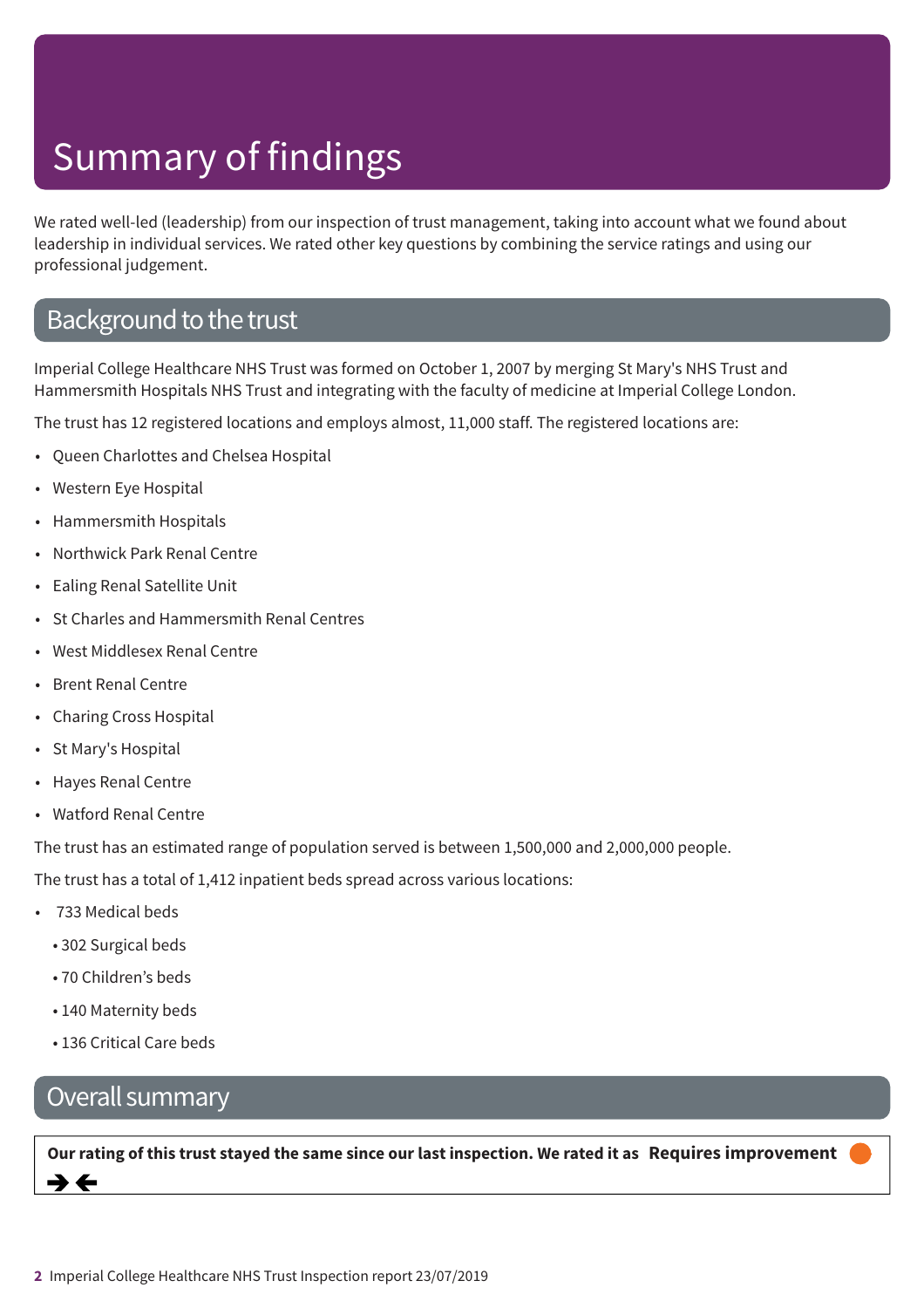# Summary of findings

We rated well-led (leadership) from our inspection of trust management, taking into account what we found about leadership in individual services. We rated other key questions by combining the service ratings and using our professional judgement.

## Background to the trust

Imperial College Healthcare NHS Trust was formed on October 1, 2007 by merging St Mary's NHS Trust and Hammersmith Hospitals NHS Trust and integrating with the faculty of medicine at Imperial College London.

The trust has 12 registered locations and employs almost, 11,000 staff. The registered locations are:

- Queen Charlottes and Chelsea Hospital
- Western Eye Hospital
- Hammersmith Hospitals
- Northwick Park Renal Centre
- Ealing Renal Satellite Unit
- St Charles and Hammersmith Renal Centres
- West Middlesex Renal Centre
- Brent Renal Centre
- Charing Cross Hospital
- St Mary's Hospital
- Hayes Renal Centre
- Watford Renal Centre

The trust has an estimated range of population served is between 1,500,000 and 2,000,000 people.

The trust has a total of 1,412 inpatient beds spread across various locations:

- 733 Medical beds
- 302 Surgical beds
- 70 Children's beds
- 140 Maternity beds
- 136 Critical Care beds

## Overall summary

**Our rating of this trust stayed the same since our last inspection. We rated it as Requires improvement**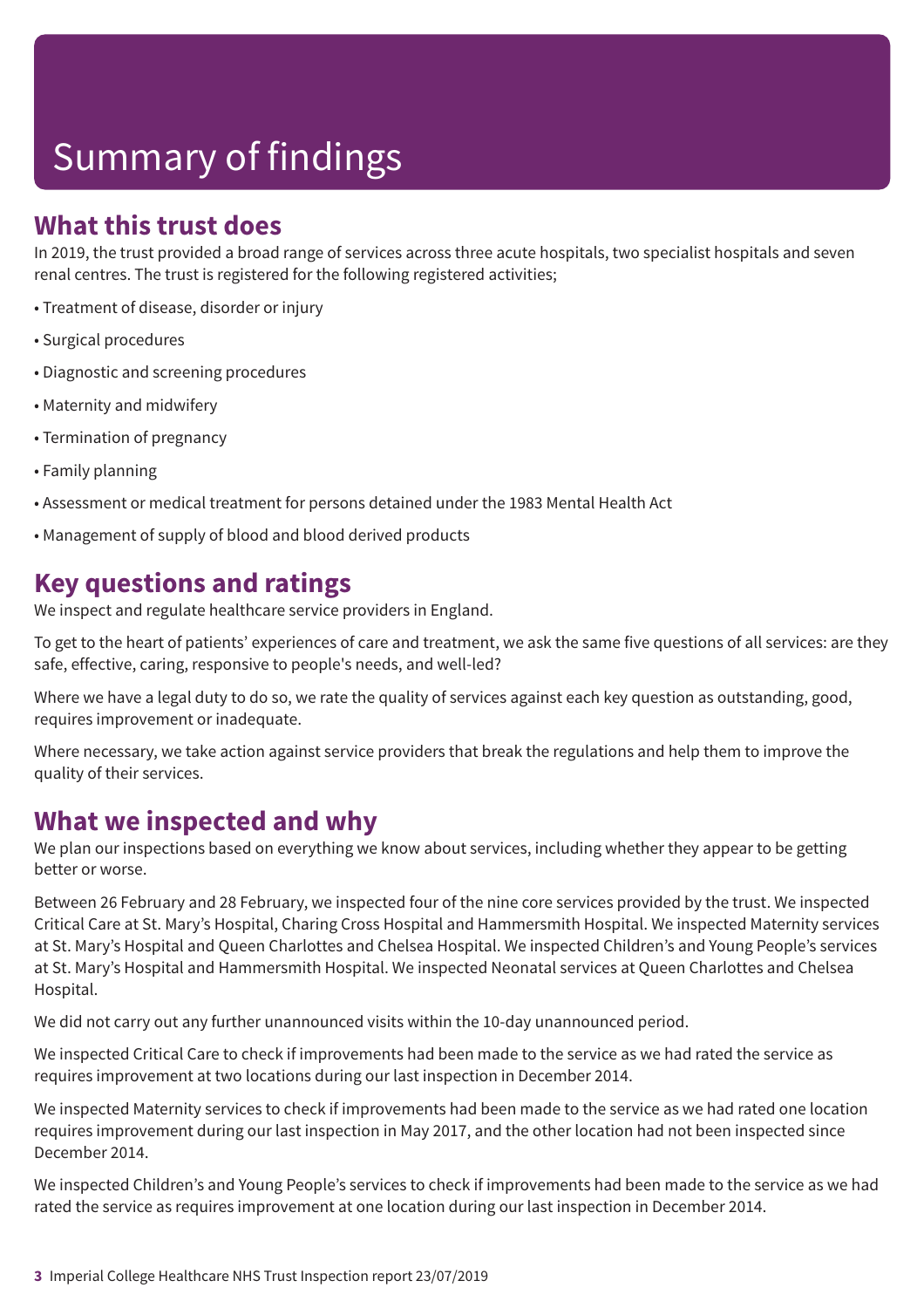# Summary of findings

## What this trust does

In 2019, the trust provided a broad range of services across three acute hospitals, two specialist hospitals and seven renal centres. The trust is registered for the following registered activities;

- Treatment of disease, disorder or injury
- Surgical procedures
- Diagnostic and screening procedures
- Maternity and midwifery
- Termination of pregnancy
- Family planning
- Assessment or medical treatment for persons detained under the 1983 Mental Health Act
- Management of supply of blood and blood derived products

## Key questions and ratings

We inspect and regulate healthcare service providers in England.

To get to the heart of patients' experiences of care and treatment, we ask the same five questions of all services: are they safe, effective, caring, responsive to people's needs, and well-led?

Where we have a legal duty to do so, we rate the quality of services against each key question as outstanding, good, requires improvement or inadequate.

Where necessary, we take action against service providers that break the regulations and help them to improve the quality of their services.

## What we inspected and why

We plan our inspections based on everything we know about services, including whether they appear to be getting better or worse.

Between 26 February and 28 February, we inspected four of the nine core services provided by the trust. We inspected Critical Care at St. Mary's Hospital, Charing Cross Hospital and Hammersmith Hospital. We inspected Maternity services at St. Mary's Hospital and Queen Charlottes and Chelsea Hospital. We inspected Children's and Young People's services at St. Mary's Hospital and Hammersmith Hospital. We inspected Neonatal services at Queen Charlottes and Chelsea Hospital.

We did not carry out any further unannounced visits within the 10-day unannounced period.

We inspected Critical Care to check if improvements had been made to the service as we had rated the service as requires improvement at two locations during our last inspection in December 2014.

We inspected Maternity services to check if improvements had been made to the service as we had rated one location requires improvement during our last inspection in May 2017, and the other location had not been inspected since December 2014.

We inspected Children's and Young People's services to check if improvements had been made to the service as we had rated the service as requires improvement at one location during our last inspection in December 2014.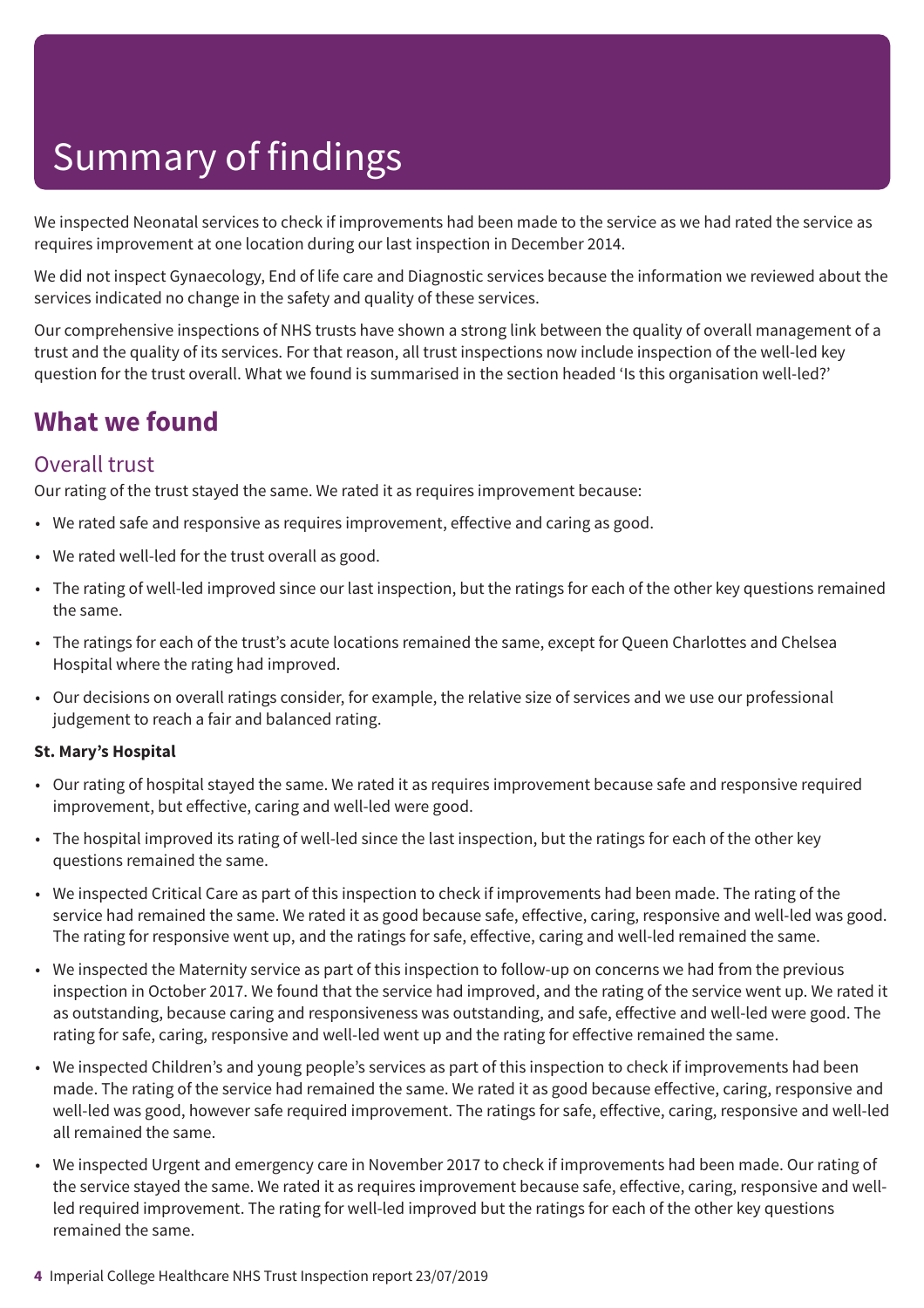# Summary of findings

We inspected Neonatal services to check if improvements had been made to the service as we had rated the service as requires improvement at one location during our last inspection in December 2014.

We did not inspect Gynaecology, End of life care and Diagnostic services because the information we reviewed about the services indicated no change in the safety and quality of these services.

Our comprehensive inspections of NHS trusts have shown a strong link between the quality of overall management of a trust and the quality of its services. For that reason, all trust inspections now include inspection of the well-led key question for the trust overall. What we found is summarised in the section headed 'Is this organisation well-led?'

## What we found

### Overall trust

Our rating of the trust stayed the same. We rated it as requires improvement because:

- We rated safe and responsive as requires improvement, effective and caring as good.
- We rated well-led for the trust overall as good.
- The rating of well-led improved since our last inspection, but the ratings for each of the other key questions remained the same.
- The ratings for each of the trust's acute locations remained the same, except for Queen Charlottes and Chelsea Hospital where the rating had improved.
- Our decisions on overall ratings consider, for example, the relative size of services and we use our professional judgement to reach a fair and balanced rating.

**St. Mary's Hospital**

- Our rating of hospital stayed the same. We rated it as requires improvement because safe and responsive required improvement, but effective, caring and well-led were good.
- The hospital improved its rating of well-led since the last inspection, but the ratings for each of the other key questions remained the same.
- We inspected Critical Care as part of this inspection to check if improvements had been made. The rating of the service had remained the same. We rated it as good because safe, effective, caring, responsive and well-led was good. The rating for responsive went up, and the ratings for safe, effective, caring and well-led remained the same.
- We inspected the Maternity service as part of this inspection to follow-up on concerns we had from the previous inspection in October 2017. We found that the service had improved, and the rating of the service went up. We rated it as outstanding, because caring and responsiveness was outstanding, and safe, effective and well-led were good. The rating for safe, caring, responsive and well-led went up and the rating for effective remained the same.
- We inspected Children's and young people's services as part of this inspection to check if improvements had been made. The rating of the service had remained the same. We rated it as good because effective, caring, responsive and well-led was good, however safe required improvement. The ratings for safe, effective, caring, responsive and well-led all remained the same.
- We inspected Urgent and emergency care in November 2017 to check if improvements had been made. Our rating of the service stayed the same. We rated it as requires improvement because safe, effective, caring, responsive and well-led required improvement. The rating for well-led improved but the ratings for each of the other key questions remained the same.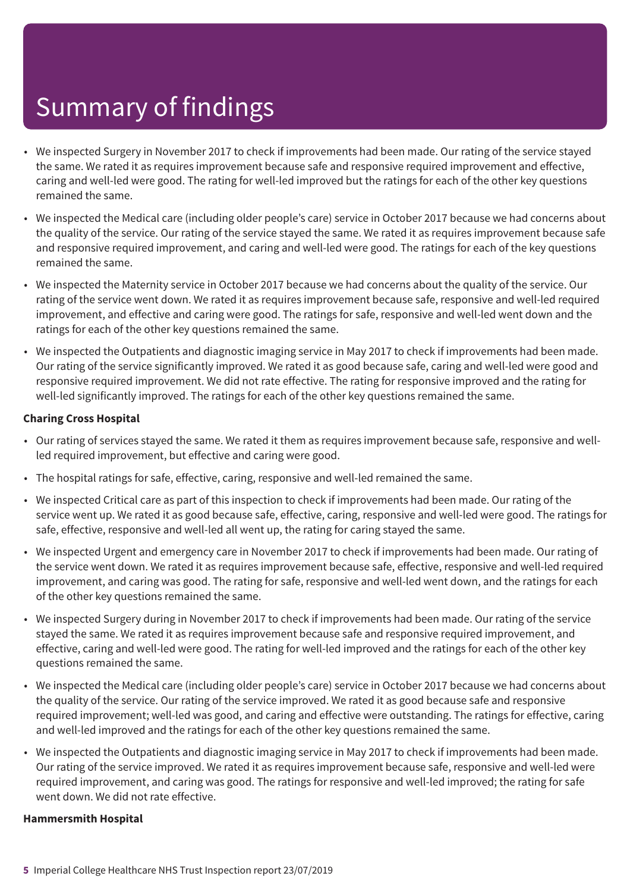# Summary of findings

- We inspected Surgery in November 2017 to check if improvements had been made. Our rating of the service stayed the same. We rated it as requires improvement because safe and responsive required improvement and effective, caring and well-led were good. The rating for well-led improved but the ratings for each of the other key questions remained the same.
- We inspected the Medical care (including older people's care) service in October 2017 because we had concerns about the quality of the service. Our rating of the service stayed the same. We rated it as requires improvement because safe and responsive required improvement, and caring and well-led were good. The ratings for each of the key questions remained the same.
- We inspected the Maternity service in October 2017 because we had concerns about the quality of the service. Our rating of the service went down. We rated it as requires improvement because safe, responsive and well-led required improvement, and effective and caring were good. The ratings for safe, responsive and well-led went down and the ratings for each of the other key questions remained the same.
- We inspected the Outpatients and diagnostic imaging service in May 2017 to check if improvements had been made. Our rating of the service significantly improved. We rated it as good because safe, caring and well-led were good and responsive required improvement. We did not rate effective. The rating for responsive improved and the rating for well-led significantly improved. The ratings for each of the other key questions remained the same.

**Charing Cross Hospital**

- Our rating of services stayed the same. We rated it them as requires improvement because safe, responsive and well-led required improvement, but effective and caring were good.
- The hospital ratings for safe, effective, caring, responsive and well-led remained the same.
- We inspected Critical care as part of this inspection to check if improvements had been made. Our rating of the service went up. We rated it as good because safe, effective, caring, responsive and well-led were good. The ratings for safe, effective, responsive and well-led all went up, the rating for caring stayed the same.
- We inspected Urgent and emergency care in November 2017 to check if improvements had been made. Our rating of the service went down. We rated it as requires improvement because safe, effective, responsive and well-led required improvement, and caring was good. The rating for safe, responsive and well-led went down, and the ratings for each of the other key questions remained the same.
- We inspected Surgery during in November 2017 to check if improvements had been made. Our rating of the service stayed the same. We rated it as requires improvement because safe and responsive required improvement, and effective, caring and well-led were good. The rating for well-led improved and the ratings for each of the other key questions remained the same.
- We inspected the Medical care (including older people's care) service in October 2017 because we had concerns about the quality of the service. Our rating of the service improved. We rated it as good because safe and responsive required improvement; well-led was good, and caring and effective were outstanding. The ratings for effective, caring and well-led improved and the ratings for each of the other key questions remained the same.
- We inspected the Outpatients and diagnostic imaging service in May 2017 to check if improvements had been made. Our rating of the service improved. We rated it as requires improvement because safe, responsive and well-led were required improvement, and caring was good. The ratings for responsive and well-led improved; the rating for safe went down. We did not rate effective.

**Hammersmith Hospital**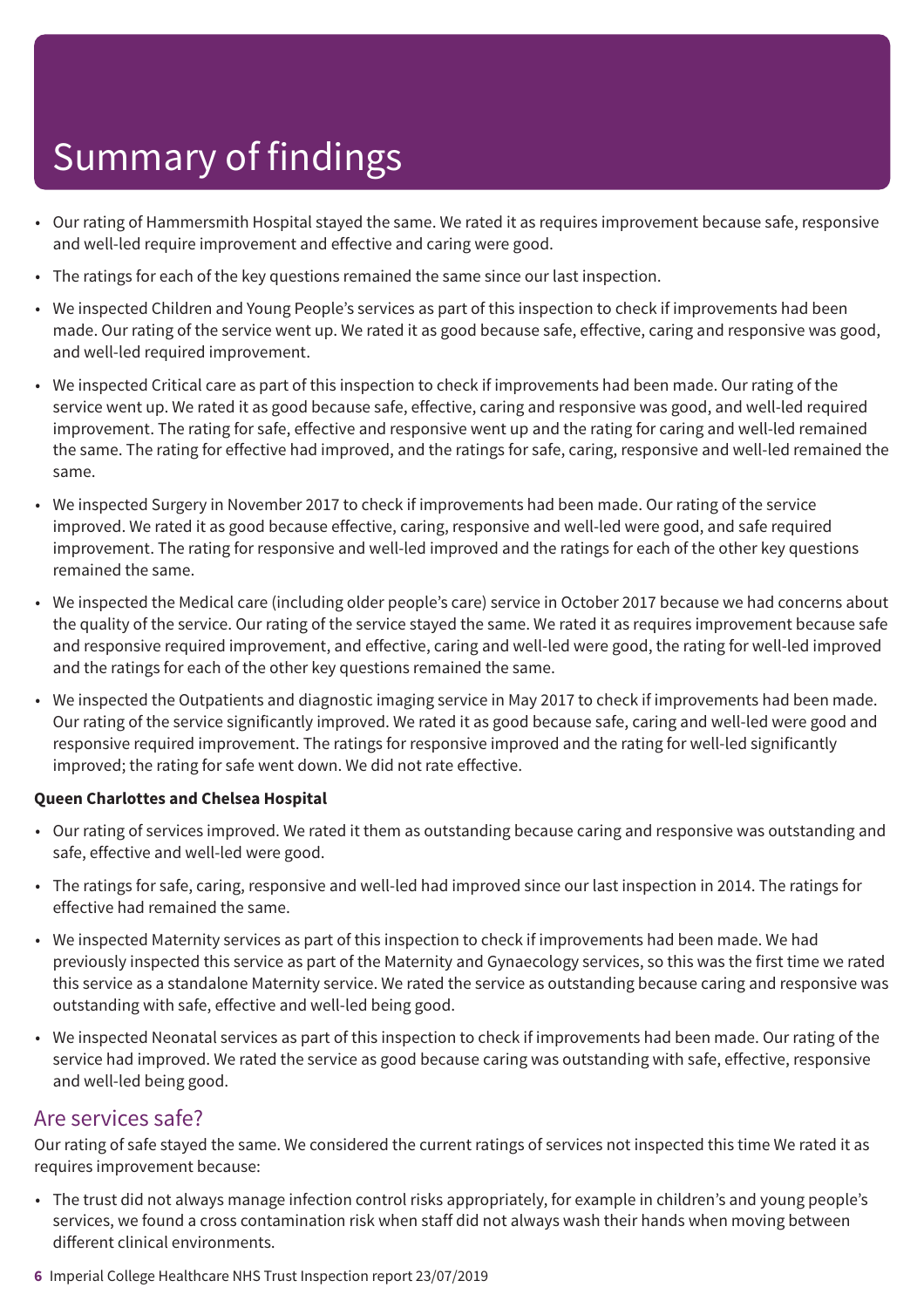# Summary of findings

- Our rating of Hammersmith Hospital stayed the same. We rated it as requires improvement because safe, responsive and well-led require improvement and effective and caring were good.
- The ratings for each of the key questions remained the same since our last inspection.
- We inspected Children and Young People's services as part of this inspection to check if improvements had been made. Our rating of the service went up. We rated it as good because safe, effective, caring and responsive was good, and well-led required improvement.
- We inspected Critical care as part of this inspection to check if improvements had been made. Our rating of the service went up. We rated it as good because safe, effective, caring and responsive was good, and well-led required improvement. The rating for safe, effective and responsive went up and the rating for caring and well-led remained the same. The rating for effective had improved, and the ratings for safe, caring, responsive and well-led remained the same.
- We inspected Surgery in November 2017 to check if improvements had been made. Our rating of the service improved. We rated it as good because effective, caring, responsive and well-led were good, and safe required improvement. The rating for responsive and well-led improved and the ratings for each of the other key questions remained the same.
- We inspected the Medical care (including older people's care) service in October 2017 because we had concerns about the quality of the service. Our rating of the service stayed the same. We rated it as requires improvement because safe and responsive required improvement, and effective, caring and well-led were good, the rating for well-led improved and the ratings for each of the other key questions remained the same.
- We inspected the Outpatients and diagnostic imaging service in May 2017 to check if improvements had been made. Our rating of the service significantly improved. We rated it as good because safe, caring and well-led were good and responsive required improvement. The ratings for responsive improved and the rating for well-led significantly improved; the rating for safe went down. We did not rate effective.

**Queen Charlottes and Chelsea Hospital**

- Our rating of services improved. We rated it them as outstanding because caring and responsive was outstanding and safe, effective and well-led were good.
- The ratings for safe, caring, responsive and well-led had improved since our last inspection in 2014. The ratings for effective had remained the same.
- We inspected Maternity services as part of this inspection to check if improvements had been made. We had previously inspected this service as part of the Maternity and Gynaecology services, so this was the first time we rated this service as a standalone Maternity service. We rated the service as outstanding because caring and responsive was outstanding with safe, effective and well-led being good.
- We inspected Neonatal services as part of this inspection to check if improvements had been made. Our rating of the service had improved. We rated the service as good because caring was outstanding with safe, effective, responsive and well-led being good.

## Are services safe?

Our rating of safe stayed the same. We considered the current ratings of services not inspected this time We rated it as requires improvement because:

- The trust did not always manage infection control risks appropriately, for example in children's and young people's services, we found a cross contamination risk when staff did not always wash their hands when moving between different clinical environments.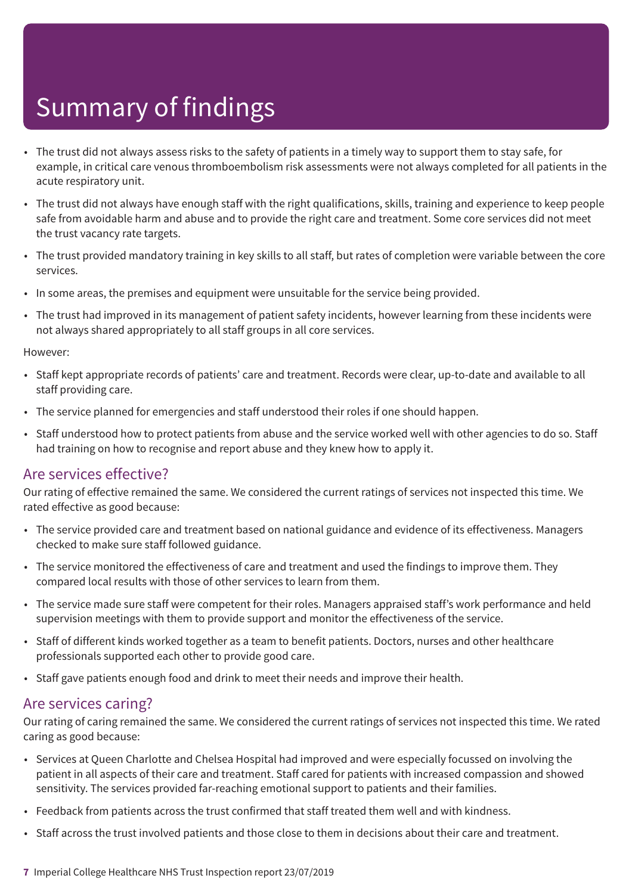# Summary of findings

- The trust did not always assess risks to the safety of patients in a timely way to support them to stay safe, for example, in critical care venous thromboembolism risk assessments were not always completed for all patients in the acute respiratory unit.
- The trust did not always have enough staff with the right qualifications, skills, training and experience to keep people safe from avoidable harm and abuse and to provide the right care and treatment. Some core services did not meet the trust vacancy rate targets.
- The trust provided mandatory training in key skills to all staff, but rates of completion were variable between the core services.
- In some areas, the premises and equipment were unsuitable for the service being provided.
- The trust had improved in its management of patient safety incidents, however learning from these incidents were not always shared appropriately to all staff groups in all core services.

However:

- Staff kept appropriate records of patients' care and treatment. Records were clear, up-to-date and available to all staff providing care.
- The service planned for emergencies and staff understood their roles if one should happen.
- Staff understood how to protect patients from abuse and the service worked well with other agencies to do so. Staff had training on how to recognise and report abuse and they knew how to apply it.

## Are services effective?

Our rating of effective remained the same. We considered the current ratings of services not inspected this time. We rated effective as good because:

- The service provided care and treatment based on national guidance and evidence of its effectiveness. Managers checked to make sure staff followed guidance.
- The service monitored the effectiveness of care and treatment and used the findings to improve them. They compared local results with those of other services to learn from them.
- The service made sure staff were competent for their roles. Managers appraised staff's work performance and held supervision meetings with them to provide support and monitor the effectiveness of the service.
- Staff of different kinds worked together as a team to benefit patients. Doctors, nurses and other healthcare professionals supported each other to provide good care.
- Staff gave patients enough food and drink to meet their needs and improve their health.

## Are services caring?

Our rating of caring remained the same. We considered the current ratings of services not inspected this time. We rated caring as good because:

- Services at Queen Charlotte and Chelsea Hospital had improved and were especially focussed on involving the patient in all aspects of their care and treatment. Staff cared for patients with increased compassion and showed sensitivity. The services provided far-reaching emotional support to patients and their families.
- Feedback from patients across the trust confirmed that staff treated them well and with kindness.
- Staff across the trust involved patients and those close to them in decisions about their care and treatment.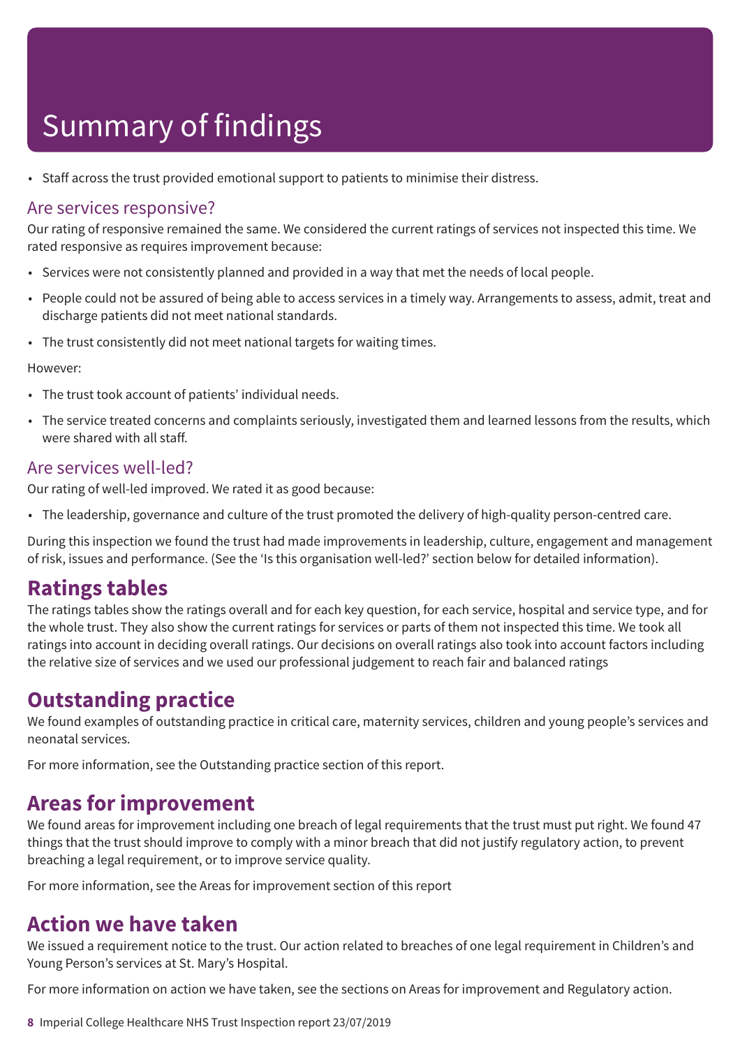# Summary of findings

- Staff across the trust provided emotional support to patients to minimise their distress.

### Are services responsive?

Our rating of responsive remained the same. We considered the current ratings of services not inspected this time. We rated responsive as requires improvement because:

- Services were not consistently planned and provided in a way that met the needs of local people.
- People could not be assured of being able to access services in a timely way. Arrangements to assess, admit, treat and discharge patients did not meet national standards.
- The trust consistently did not meet national targets for waiting times.

However:

- The trust took account of patients' individual needs.
- The service treated concerns and complaints seriously, investigated them and learned lessons from the results, which were shared with all staff.

### Are services well-led?

Our rating of well-led improved. We rated it as good because:

- The leadership, governance and culture of the trust promoted the delivery of high-quality person-centred care.

During this inspection we found the trust had made improvements in leadership, culture, engagement and management of risk, issues and performance. (See the 'Is this organisation well-led?' section below for detailed information).

## Ratings tables

The ratings tables show the ratings overall and for each key question, for each service, hospital and service type, and for the whole trust. They also show the current ratings for services or parts of them not inspected this time. We took all ratings into account in deciding overall ratings. Our decisions on overall ratings also took into account factors including the relative size of services and we used our professional judgement to reach fair and balanced ratings

## Outstanding practice

We found examples of outstanding practice in critical care, maternity services, children and young people's services and neonatal services.

For more information, see the Outstanding practice section of this report.

## Areas for improvement

We found areas for improvement including one breach of legal requirements that the trust must put right. We found 47 things that the trust should improve to comply with a minor breach that did not justify regulatory action, to prevent breaching a legal requirement, or to improve service quality.

For more information, see the Areas for improvement section of this report

## Action we have taken

We issued a requirement notice to the trust. Our action related to breaches of one legal requirement in Children's and Young Person's services at St. Mary's Hospital.

For more information on action we have taken, see the sections on Areas for improvement and Regulatory action.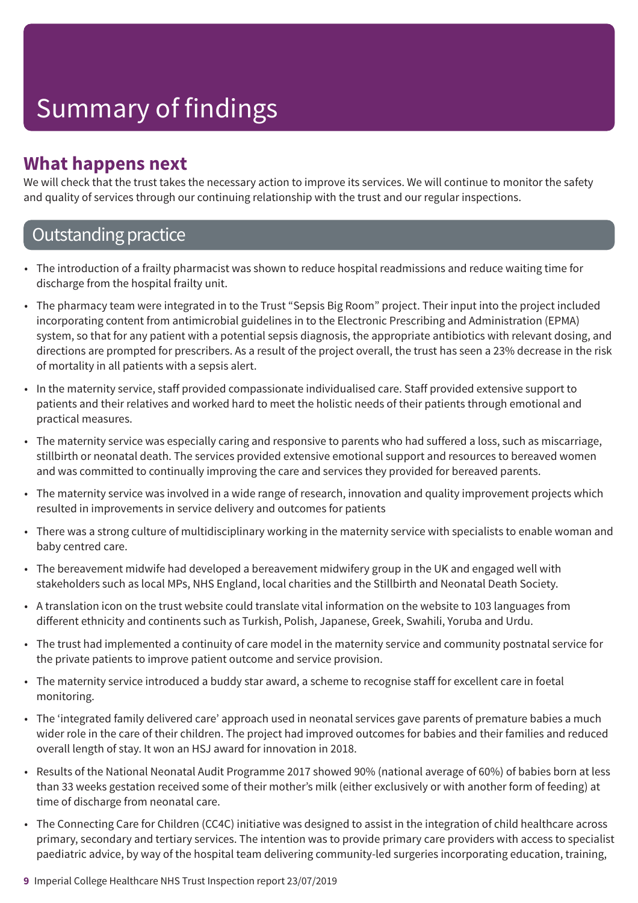# Summary of findings

## What happens next

We will check that the trust takes the necessary action to improve its services. We will continue to monitor the safety and quality of services through our continuing relationship with the trust and our regular inspections.

## Outstanding practice

- The introduction of a frailty pharmacist was shown to reduce hospital readmissions and reduce waiting time for discharge from the hospital frailty unit.
- The pharmacy team were integrated in to the Trust "Sepsis Big Room" project. Their input into the project included incorporating content from antimicrobial guidelines in to the Electronic Prescribing and Administration (EPMA) system, so that for any patient with a potential sepsis diagnosis, the appropriate antibiotics with relevant dosing, and directions are prompted for prescribers. As a result of the project overall, the trust has seen a 23% decrease in the risk of mortality in all patients with a sepsis alert.
- In the maternity service, staff provided compassionate individualised care. Staff provided extensive support to patients and their relatives and worked hard to meet the holistic needs of their patients through emotional and practical measures.
- The maternity service was especially caring and responsive to parents who had suffered a loss, such as miscarriage, stillbirth or neonatal death. The services provided extensive emotional support and resources to bereaved women and was committed to continually improving the care and services they provided for bereaved parents.
- The maternity service was involved in a wide range of research, innovation and quality improvement projects which resulted in improvements in service delivery and outcomes for patients
- There was a strong culture of multidisciplinary working in the maternity service with specialists to enable woman and baby centred care.
- The bereavement midwife had developed a bereavement midwifery group in the UK and engaged well with stakeholders such as local MPs, NHS England, local charities and the Stillbirth and Neonatal Death Society.
- A translation icon on the trust website could translate vital information on the website to 103 languages from different ethnicity and continents such as Turkish, Polish, Japanese, Greek, Swahili, Yoruba and Urdu.
- The trust had implemented a continuity of care model in the maternity service and community postnatal service for the private patients to improve patient outcome and service provision.
- The maternity service introduced a buddy star award, a scheme to recognise staff for excellent care in foetal monitoring.
- The 'integrated family delivered care' approach used in neonatal services gave parents of premature babies a much wider role in the care of their children. The project had improved outcomes for babies and their families and reduced overall length of stay. It won an HSJ award for innovation in 2018.
- Results of the National Neonatal Audit Programme 2017 showed 90% (national average of 60%) of babies born at less than 33 weeks gestation received some of their mother's milk (either exclusively or with another form of feeding) at time of discharge from neonatal care.
- The Connecting Care for Children (CC4C) initiative was designed to assist in the integration of child healthcare across primary, secondary and tertiary services. The intention was to provide primary care providers with access to specialist paediatric advice, by way of the hospital team delivering community-led surgeries incorporating education, training,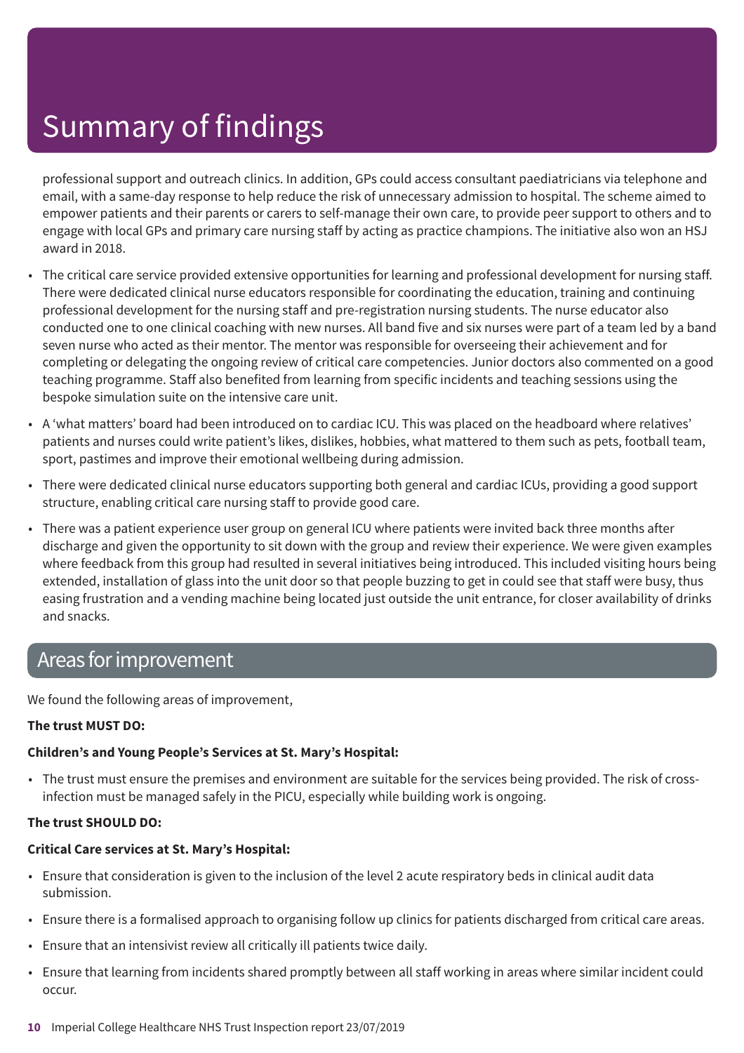# Summary of findings

professional support and outreach clinics. In addition, GPs could access consultant paediatricians via telephone and email, with a same-day response to help reduce the risk of unnecessary admission to hospital. The scheme aimed to empower patients and their parents or carers to self-manage their own care, to provide peer support to others and to engage with local GPs and primary care nursing staff by acting as practice champions. The initiative also won an HSJ award in 2018.

- The critical care service provided extensive opportunities for learning and professional development for nursing staff. There were dedicated clinical nurse educators responsible for coordinating the education, training and continuing professional development for the nursing staff and pre-registration nursing students. The nurse educator also conducted one to one clinical coaching with new nurses. All band five and six nurses were part of a team led by a band seven nurse who acted as their mentor. The mentor was responsible for overseeing their achievement and for completing or delegating the ongoing review of critical care competencies. Junior doctors also commented on a good teaching programme. Staff also benefited from learning from specific incidents and teaching sessions using the bespoke simulation suite on the intensive care unit.
- A 'what matters' board had been introduced on to cardiac ICU. This was placed on the headboard where relatives' patients and nurses could write patient's likes, dislikes, hobbies, what mattered to them such as pets, football team, sport, pastimes and improve their emotional wellbeing during admission.
- There were dedicated clinical nurse educators supporting both general and cardiac ICUs, providing a good support structure, enabling critical care nursing staff to provide good care.
- There was a patient experience user group on general ICU where patients were invited back three months after discharge and given the opportunity to sit down with the group and review their experience. We were given examples where feedback from this group had resulted in several initiatives being introduced. This included visiting hours being extended, installation of glass into the unit door so that people buzzing to get in could see that staff were busy, thus easing frustration and a vending machine being located just outside the unit entrance, for closer availability of drinks and snacks.

## Areas for improvement

We found the following areas of improvement,

**The trust MUST DO:**

**Children's and Young People's Services at St. Mary's Hospital:**

- The trust must ensure the premises and environment are suitable for the services being provided. The risk of cross-infection must be managed safely in the PICU, especially while building work is ongoing.

**The trust SHOULD DO:**

**Critical Care services at St. Mary's Hospital:**

- Ensure that consideration is given to the inclusion of the level 2 acute respiratory beds in clinical audit data submission.
- Ensure there is a formalised approach to organising follow up clinics for patients discharged from critical care areas.
- Ensure that an intensivist review all critically ill patients twice daily.
- Ensure that learning from incidents shared promptly between all staff working in areas where similar incident could occur.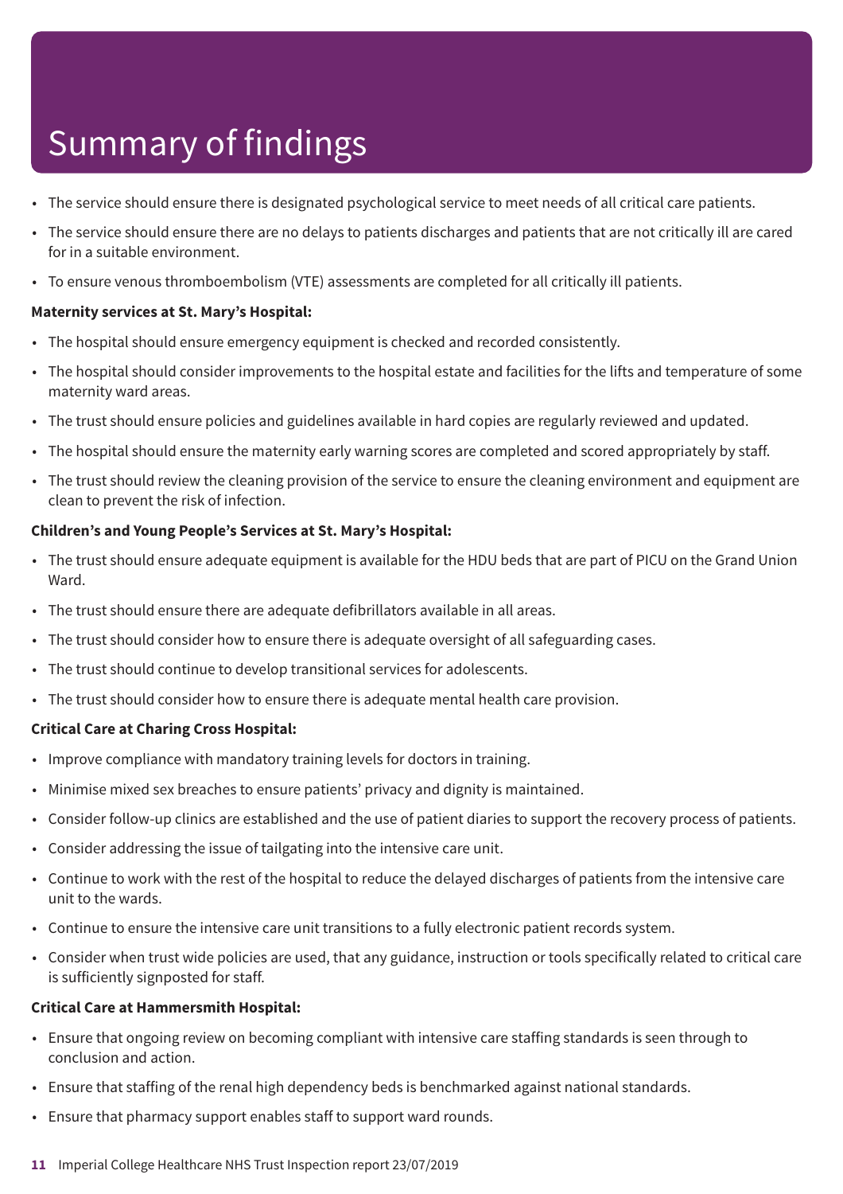# Summary of findings

- The service should ensure there is designated psychological service to meet needs of all critical care patients.
- The service should ensure there are no delays to patients discharges and patients that are not critically ill are cared for in a suitable environment.
- To ensure venous thromboembolism (VTE) assessments are completed for all critically ill patients.

**Maternity services at St. Mary's Hospital:**

- The hospital should ensure emergency equipment is checked and recorded consistently.
- The hospital should consider improvements to the hospital estate and facilities for the lifts and temperature of some maternity ward areas.
- The trust should ensure policies and guidelines available in hard copies are regularly reviewed and updated.
- The hospital should ensure the maternity early warning scores are completed and scored appropriately by staff.
- The trust should review the cleaning provision of the service to ensure the cleaning environment and equipment are clean to prevent the risk of infection.

**Children's and Young People's Services at St. Mary's Hospital:**

- The trust should ensure adequate equipment is available for the HDU beds that are part of PICU on the Grand Union Ward.
- The trust should ensure there are adequate defibrillators available in all areas.
- The trust should consider how to ensure there is adequate oversight of all safeguarding cases.
- The trust should continue to develop transitional services for adolescents.
- The trust should consider how to ensure there is adequate mental health care provision.

**Critical Care at Charing Cross Hospital:**

- Improve compliance with mandatory training levels for doctors in training.
- Minimise mixed sex breaches to ensure patients' privacy and dignity is maintained.
- Consider follow-up clinics are established and the use of patient diaries to support the recovery process of patients.
- Consider addressing the issue of tailgating into the intensive care unit.
- Continue to work with the rest of the hospital to reduce the delayed discharges of patients from the intensive care unit to the wards.
- Continue to ensure the intensive care unit transitions to a fully electronic patient records system.
- Consider when trust wide policies are used, that any guidance, instruction or tools specifically related to critical care is sufficiently signposted for staff.

**Critical Care at Hammersmith Hospital:**

- Ensure that ongoing review on becoming compliant with intensive care staffing standards is seen through to conclusion and action.
- Ensure that staffing of the renal high dependency beds is benchmarked against national standards.
- Ensure that pharmacy support enables staff to support ward rounds.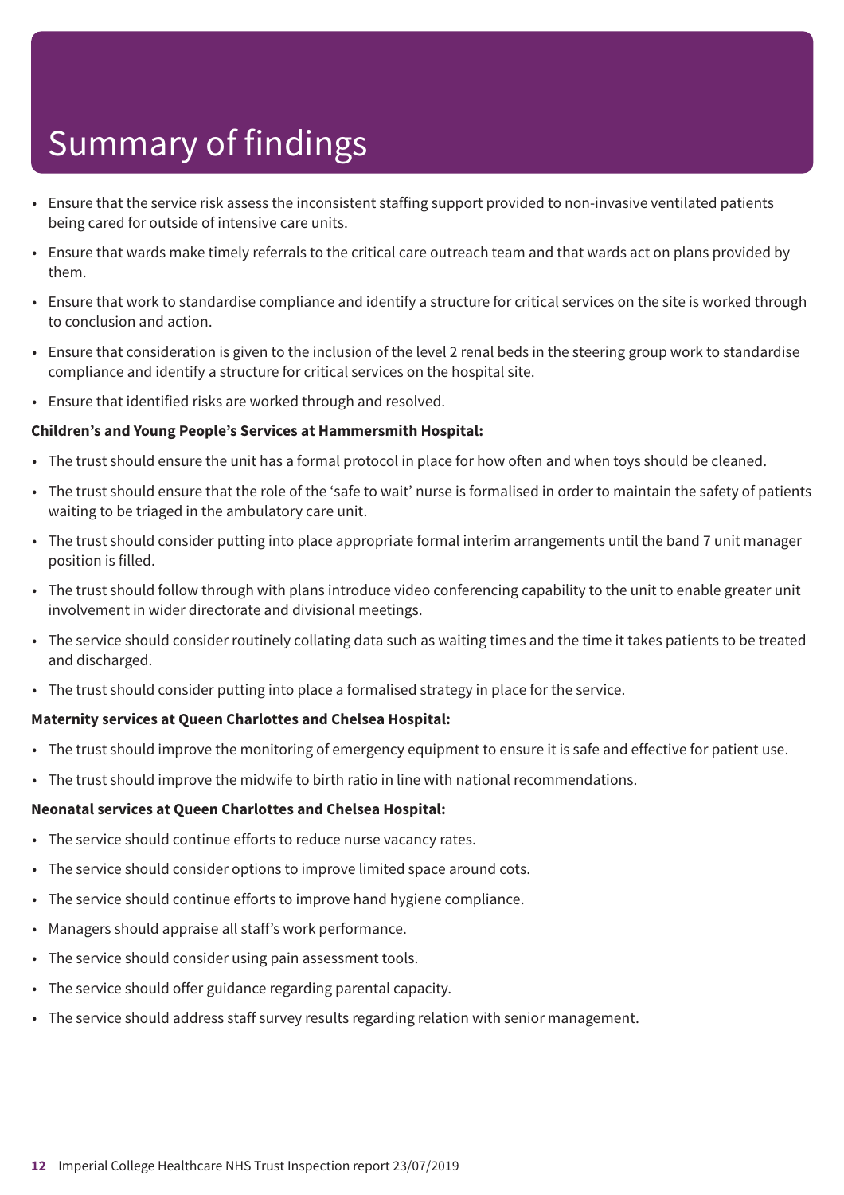# Summary of findings

- Ensure that the service risk assess the inconsistent staffing support provided to non-invasive ventilated patients being cared for outside of intensive care units.
- Ensure that wards make timely referrals to the critical care outreach team and that wards act on plans provided by them.
- Ensure that work to standardise compliance and identify a structure for critical services on the site is worked through to conclusion and action.
- Ensure that consideration is given to the inclusion of the level 2 renal beds in the steering group work to standardise compliance and identify a structure for critical services on the hospital site.
- Ensure that identified risks are worked through and resolved.

**Children's and Young People's Services at Hammersmith Hospital:**

- The trust should ensure the unit has a formal protocol in place for how often and when toys should be cleaned.
- The trust should ensure that the role of the 'safe to wait' nurse is formalised in order to maintain the safety of patients waiting to be triaged in the ambulatory care unit.
- The trust should consider putting into place appropriate formal interim arrangements until the band 7 unit manager position is filled.
- The trust should follow through with plans introduce video conferencing capability to the unit to enable greater unit involvement in wider directorate and divisional meetings.
- The service should consider routinely collating data such as waiting times and the time it takes patients to be treated and discharged.
- The trust should consider putting into place a formalised strategy in place for the service.

**Maternity services at Queen Charlottes and Chelsea Hospital:**

- The trust should improve the monitoring of emergency equipment to ensure it is safe and effective for patient use.
- The trust should improve the midwife to birth ratio in line with national recommendations.

**Neonatal services at Queen Charlottes and Chelsea Hospital:**

- The service should continue efforts to reduce nurse vacancy rates.
- The service should consider options to improve limited space around cots.
- The service should continue efforts to improve hand hygiene compliance.
- Managers should appraise all staff's work performance.
- The service should consider using pain assessment tools.
- The service should offer guidance regarding parental capacity.
- The service should address staff survey results regarding relation with senior management.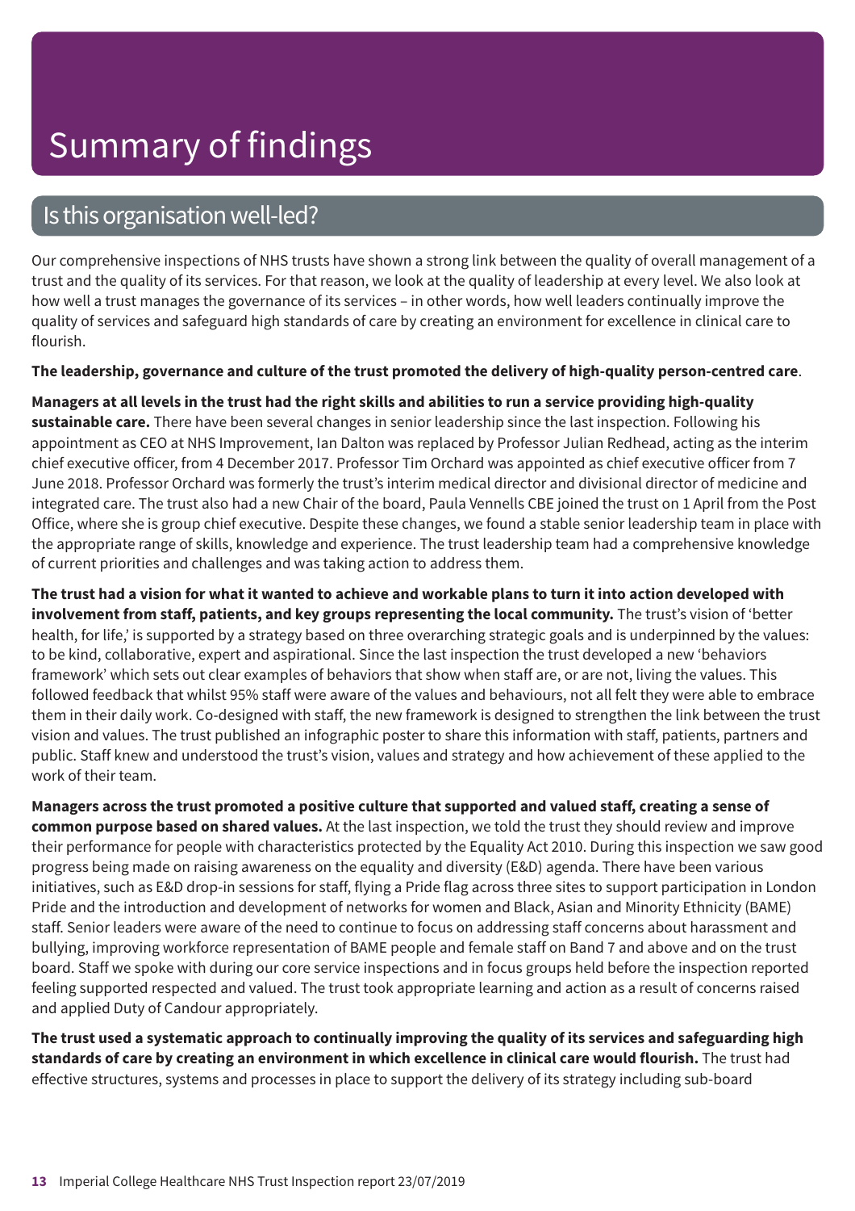# Summary of findings

## Is this organisation well-led?

Our comprehensive inspections of NHS trusts have shown a strong link between the quality of overall management of a trust and the quality of its services. For that reason, we look at the quality of leadership at every level. We also look at how well a trust manages the governance of its services – in other words, how well leaders continually improve the quality of services and safeguard high standards of care by creating an environment for excellence in clinical care to flourish.

**The leadership, governance and culture of the trust promoted the delivery of high-quality person-centred care**.

**Managers at all levels in the trust had the right skills and abilities to run a service providing high-quality sustainable care.** There have been several changes in senior leadership since the last inspection. Following his appointment as CEO at NHS Improvement, Ian Dalton was replaced by Professor Julian Redhead, acting as the interim chief executive officer, from 4 December 2017. Professor Tim Orchard was appointed as chief executive officer from 7 June 2018. Professor Orchard was formerly the trust's interim medical director and divisional director of medicine and integrated care. The trust also had a new Chair of the board, Paula Vennells CBE joined the trust on 1 April from the Post Office, where she is group chief executive. Despite these changes, we found a stable senior leadership team in place with the appropriate range of skills, knowledge and experience. The trust leadership team had a comprehensive knowledge of current priorities and challenges and was taking action to address them.

**The trust had a vision for what it wanted to achieve and workable plans to turn it into action developed with involvement from staff, patients, and key groups representing the local community.** The trust's vision of 'better health, for life,' is supported by a strategy based on three overarching strategic goals and is underpinned by the values: to be kind, collaborative, expert and aspirational. Since the last inspection the trust developed a new 'behaviors framework' which sets out clear examples of behaviors that show when staff are, or are not, living the values. This followed feedback that whilst 95% staff were aware of the values and behaviours, not all felt they were able to embrace them in their daily work. Co-designed with staff, the new framework is designed to strengthen the link between the trust vision and values. The trust published an infographic poster to share this information with staff, patients, partners and public. Staff knew and understood the trust's vision, values and strategy and how achievement of these applied to the work of their team.

**Managers across the trust promoted a positive culture that supported and valued staff, creating a sense of common purpose based on shared values.** At the last inspection, we told the trust they should review and improve their performance for people with characteristics protected by the Equality Act 2010. During this inspection we saw good progress being made on raising awareness on the equality and diversity (E&D) agenda. There have been various initiatives, such as E&D drop-in sessions for staff, flying a Pride flag across three sites to support participation in London Pride and the introduction and development of networks for women and Black, Asian and Minority Ethnicity (BAME) staff. Senior leaders were aware of the need to continue to focus on addressing staff concerns about harassment and bullying, improving workforce representation of BAME people and female staff on Band 7 and above and on the trust board. Staff we spoke with during our core service inspections and in focus groups held before the inspection reported feeling supported respected and valued. The trust took appropriate learning and action as a result of concerns raised and applied Duty of Candour appropriately.

**The trust used a systematic approach to continually improving the quality of its services and safeguarding high standards of care by creating an environment in which excellence in clinical care would flourish.** The trust had effective structures, systems and processes in place to support the delivery of its strategy including sub-board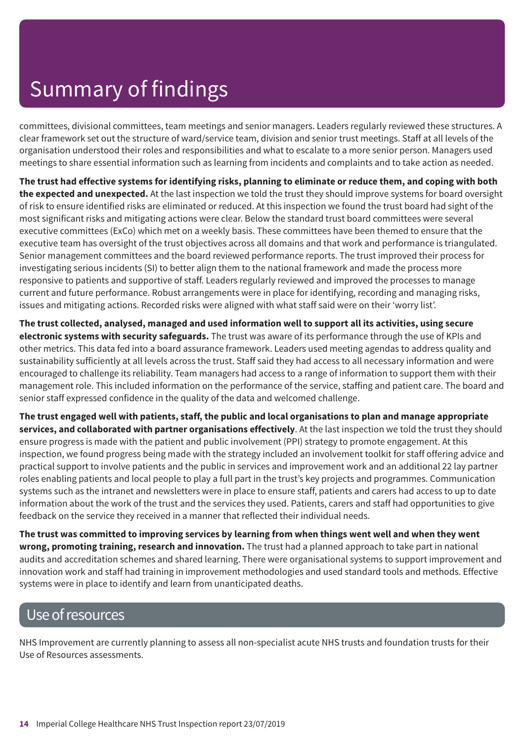# Summary of findings

committees, divisional committees, team meetings and senior managers. Leaders regularly reviewed these structures. A clear framework set out the structure of ward/service team, division and senior trust meetings. Staff at all levels of the organisation understood their roles and responsibilities and what to escalate to a more senior person. Managers used meetings to share essential information such as learning from incidents and complaints and to take action as needed.

**The trust had effective systems for identifying risks, planning to eliminate or reduce them, and coping with both the expected and unexpected.** At the last inspection we told the trust they should improve systems for board oversight of risk to ensure identified risks are eliminated or reduced. At this inspection we found the trust board had sight of the most significant risks and mitigating actions were clear. Below the standard trust board committees were several executive committees (ExCo) which met on a weekly basis. These committees have been themed to ensure that the executive team has oversight of the trust objectives across all domains and that work and performance is triangulated. Senior management committees and the board reviewed performance reports. The trust improved their process for investigating serious incidents (SI) to better align them to the national framework and made the process more responsive to patients and supportive of staff. Leaders regularly reviewed and improved the processes to manage current and future performance. Robust arrangements were in place for identifying, recording and managing risks, issues and mitigating actions. Recorded risks were aligned with what staff said were on their 'worry list'.

**The trust collected, analysed, managed and used information well to support all its activities, using secure electronic systems with security safeguards.** The trust was aware of its performance through the use of KPIs and other metrics. This data fed into a board assurance framework. Leaders used meeting agendas to address quality and sustainability sufficiently at all levels across the trust. Staff said they had access to all necessary information and were encouraged to challenge its reliability. Team managers had access to a range of information to support them with their management role. This included information on the performance of the service, staffing and patient care. The board and senior staff expressed confidence in the quality of the data and welcomed challenge.

**The trust engaged well with patients, staff, the public and local organisations to plan and manage appropriate services, and collaborated with partner organisations effectively**. At the last inspection we told the trust they should ensure progress is made with the patient and public involvement (PPI) strategy to promote engagement. At this inspection, we found progress being made with the strategy included an involvement toolkit for staff offering advice and practical support to involve patients and the public in services and improvement work and an additional 22 lay partner roles enabling patients and local people to play a full part in the trust's key projects and programmes. Communication systems such as the intranet and newsletters were in place to ensure staff, patients and carers had access to up to date information about the work of the trust and the services they used. Patients, carers and staff had opportunities to give feedback on the service they received in a manner that reflected their individual needs.

**The trust was committed to improving services by learning from when things went well and when they went wrong, promoting training, research and innovation.** The trust had a planned approach to take part in national audits and accreditation schemes and shared learning. There were organisational systems to support improvement and innovation work and staff had training in improvement methodologies and used standard tools and methods. Effective systems were in place to identify and learn from unanticipated deaths.

## Use of resources

NHS Improvement are currently planning to assess all non-specialist acute NHS trusts and foundation trusts for their Use of Resources assessments.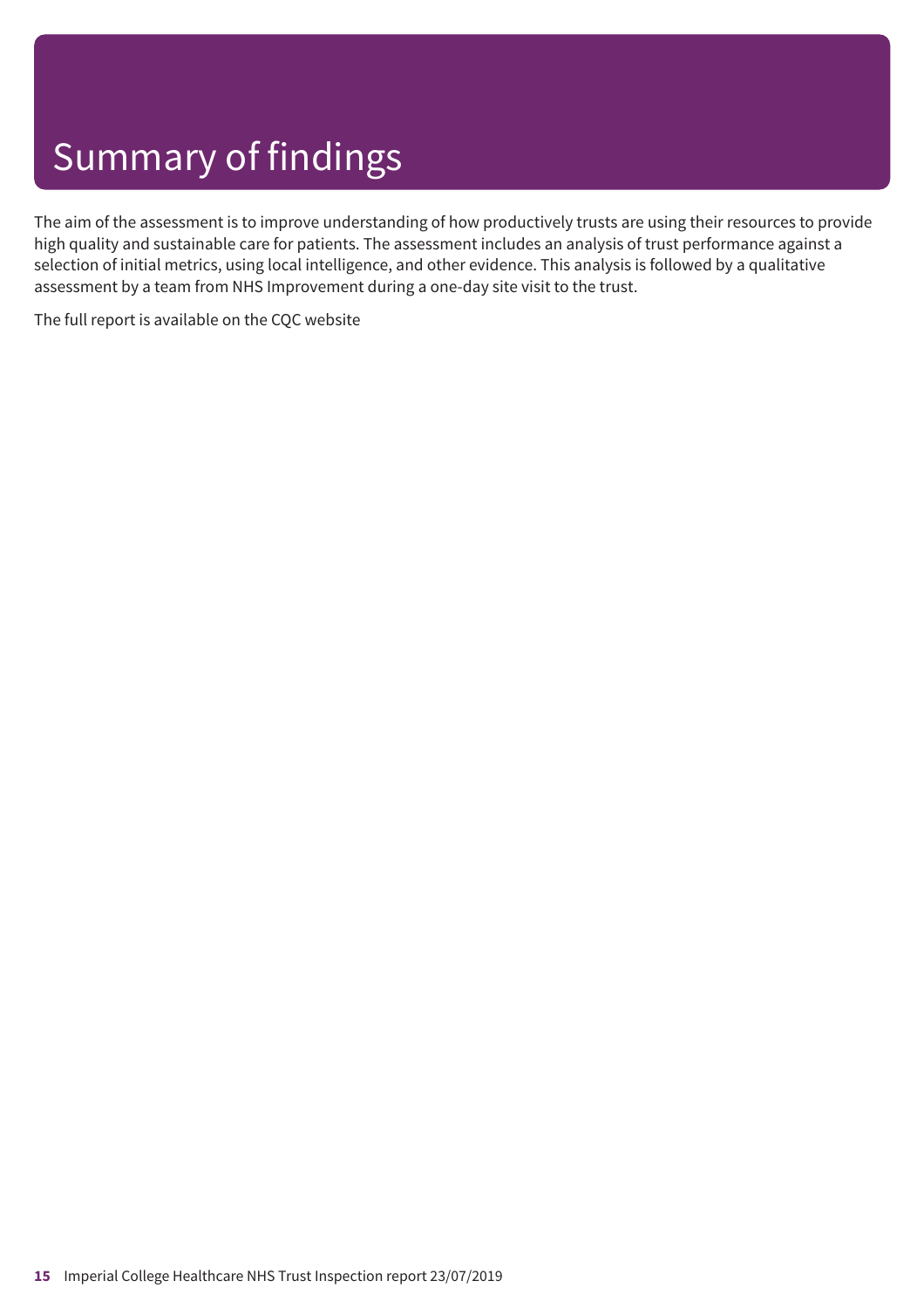# Summary of findings

The aim of the assessment is to improve understanding of how productively trusts are using their resources to provide high quality and sustainable care for patients. The assessment includes an analysis of trust performance against a selection of initial metrics, using local intelligence, and other evidence. This analysis is followed by a qualitative assessment by a team from NHS Improvement during a one-day site visit to the trust.

The full report is available on the CQC website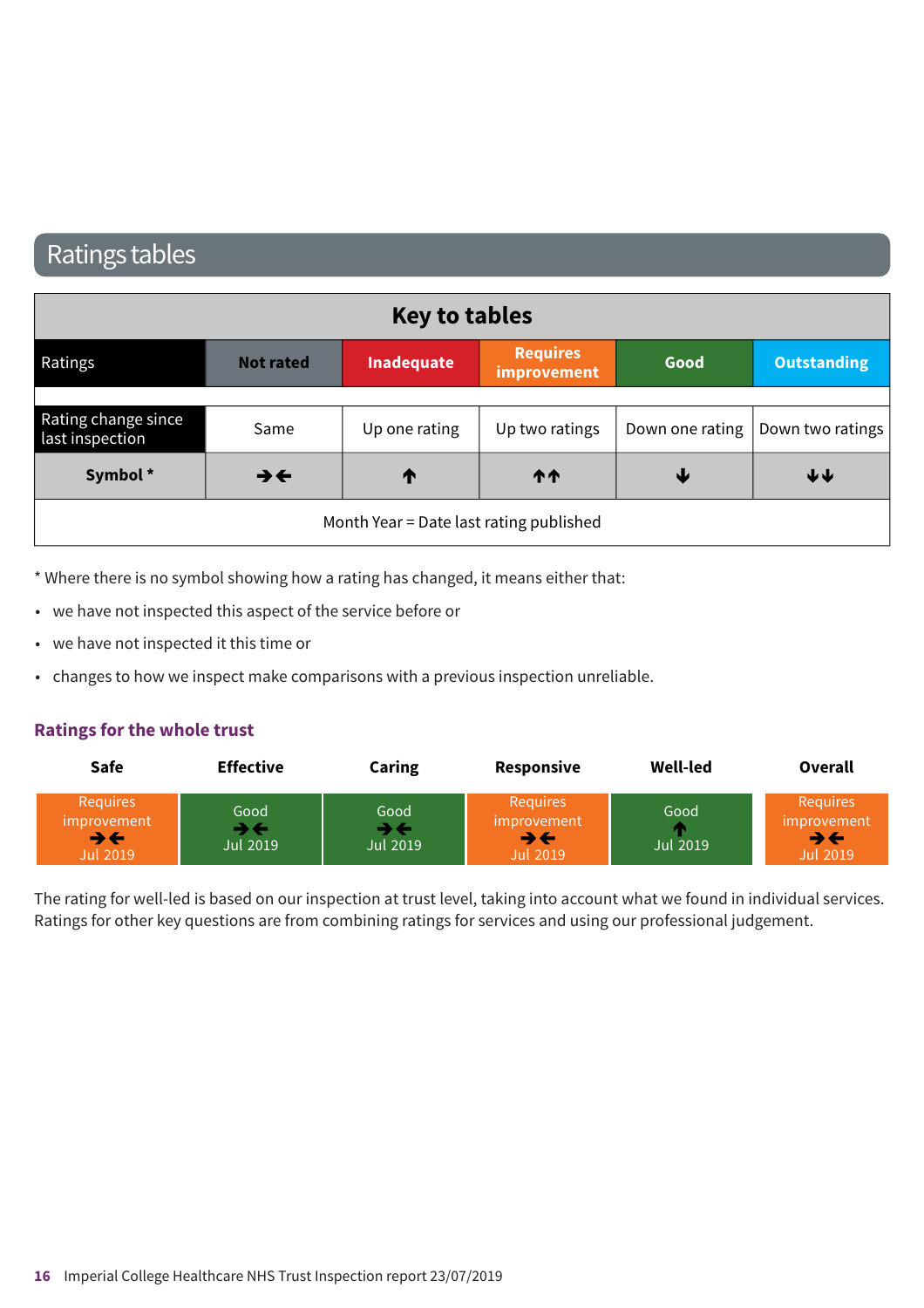# Ratings tables

| Key to tables | | | | | |
|---|---|---|---|---|---|
| Ratings | Not rated | Inadequate | Requires improvement | Good | Outstanding |
| Rating change since last inspection | Same | Up one rating | Up two ratings | Down one rating | Down two ratings |
| **Symbol *** | →← | ↑ | ↑↑ | ↓ | ↓↓ |
| Month Year = Date last rating published | | | | | |

* Where there is no symbol showing how a rating has changed, it means either that:

- we have not inspected this aspect of the service before or
- we have not inspected it this time or
- changes to how we inspect make comparisons with a previous inspection unreliable.

## Ratings for the whole trust

| Safe | Effective | Caring | Responsive | Well-led | Overall |
|---|---|---|---|---|---|
| Requires improvement →← Jul 2019 | Good →← Jul 2019 | Good →← Jul 2019 | Requires improvement →← Jul 2019 | Good ↑ Jul 2019 | Requires improvement →← Jul 2019 |

The rating for well-led is based on our inspection at trust level, taking into account what we found in individual services. Ratings for other key questions are from combining ratings for services and using our professional judgement.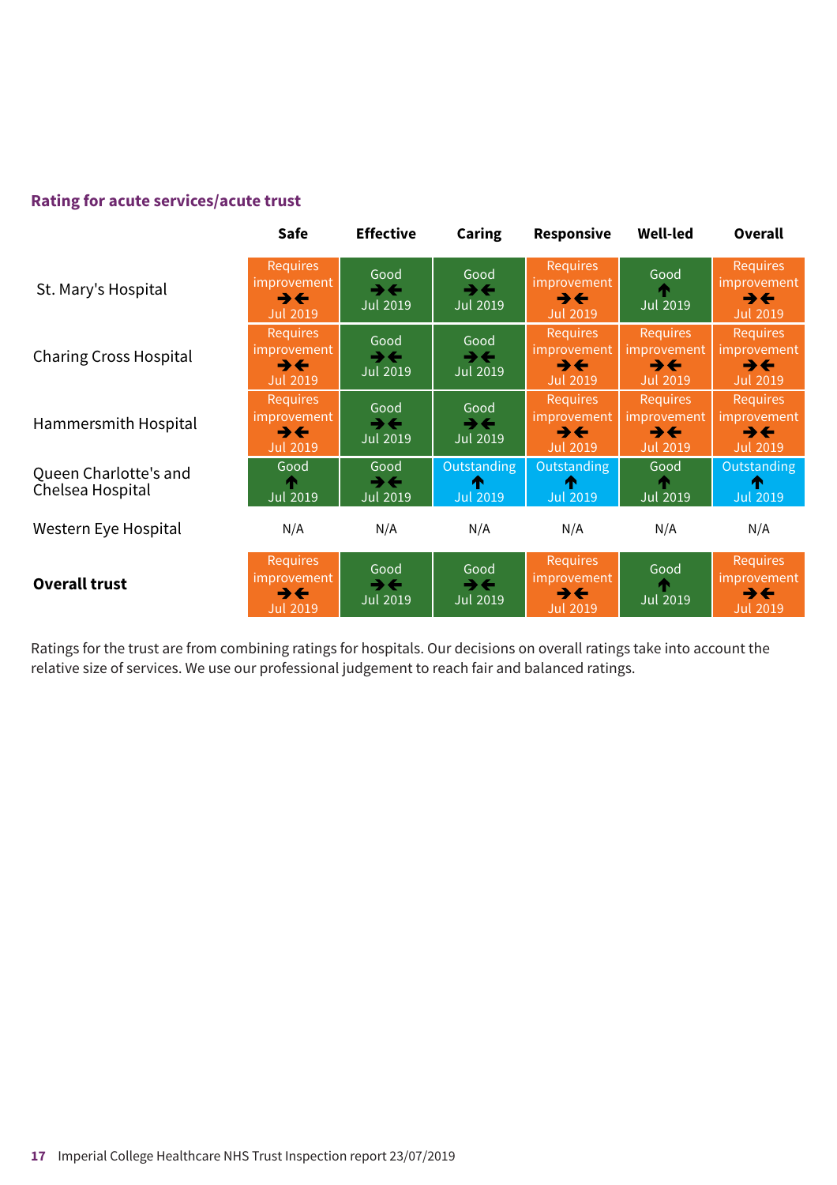## Rating for acute services/acute trust

| | Safe | Effective | Caring | Responsive | Well-led | Overall |
|---|---|---|---|---|---|---|
| St. Mary's Hospital | Requires improvement →← Jul 2019 | Good →← Jul 2019 | Good →← Jul 2019 | Requires improvement →← Jul 2019 | Good ↑ Jul 2019 | Requires improvement →← Jul 2019 |
| Charing Cross Hospital | Requires improvement →← Jul 2019 | Good →← Jul 2019 | Good →← Jul 2019 | Requires improvement →← Jul 2019 | Requires improvement →← Jul 2019 | Requires improvement →← Jul 2019 |
| Hammersmith Hospital | Requires improvement →← Jul 2019 | Good →← Jul 2019 | Good →← Jul 2019 | Requires improvement →← Jul 2019 | Requires improvement →← Jul 2019 | Requires improvement →← Jul 2019 |
| Queen Charlotte's and Chelsea Hospital | Good ↑ Jul 2019 | Good →← Jul 2019 | Outstanding ↑ Jul 2019 | Outstanding ↑ Jul 2019 | Good ↑ Jul 2019 | Outstanding ↑ Jul 2019 |
| Western Eye Hospital | N/A | N/A | N/A | N/A | N/A | N/A |
| **Overall trust** | Requires improvement →← Jul 2019 | Good →← Jul 2019 | Good →← Jul 2019 | Requires improvement →← Jul 2019 | Good ↑ Jul 2019 | Requires improvement →← Jul 2019 |

Ratings for the trust are from combining ratings for hospitals. Our decisions on overall ratings take into account the relative size of services. We use our professional judgement to reach fair and balanced ratings.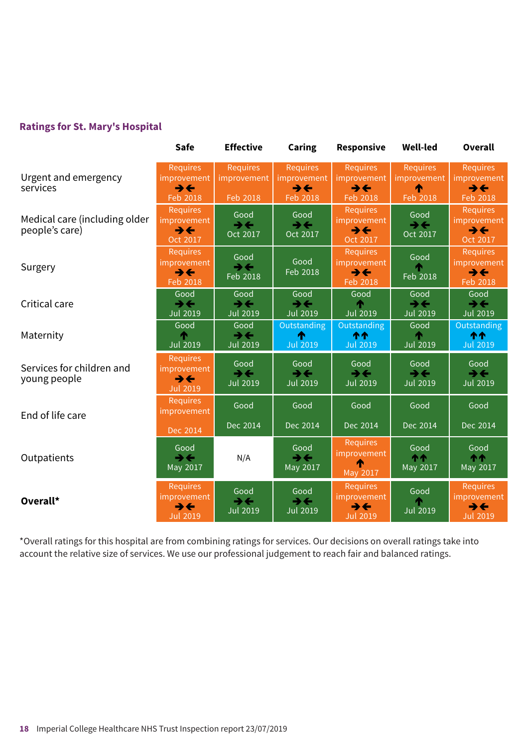## Ratings for St. Mary's Hospital

| | Safe | Effective | Caring | Responsive | Well-led | Overall |
|---|---|---|---|---|---|---|
| Urgent and emergency services | Requires improvement ➔🡐 Feb 2018 | Requires improvement Feb 2018 | Requires improvement ➔🡐 Feb 2018 | Requires improvement ➔🡐 Feb 2018 | Requires improvement 🡑 Feb 2018 | Requires improvement ➔🡐 Feb 2018 |
| Medical care (including older people's care) | Requires improvement ➔🡐 Oct 2017 | Good ➔🡐 Oct 2017 | Good ➔🡐 Oct 2017 | Requires improvement ➔🡐 Oct 2017 | Good ➔🡐 Oct 2017 | Requires improvement ➔🡐 Oct 2017 |
| Surgery | Requires improvement ➔🡐 Feb 2018 | Good ➔🡐 Feb 2018 | Good Feb 2018 | Requires improvement ➔🡐 Feb 2018 | Good 🡑 Feb 2018 | Requires improvement ➔🡐 Feb 2018 |
| Critical care | Good ➔🡐 Jul 2019 | Good ➔🡐 Jul 2019 | Good ➔🡐 Jul 2019 | Good 🡑 Jul 2019 | Good ➔🡐 Jul 2019 | Good ➔🡐 Jul 2019 |
| Maternity | Good 🡑 Jul 2019 | Good ➔🡐 Jul 2019 | Outstanding 🡑 Jul 2019 | Outstanding 🡑🡑 Jul 2019 | Good 🡑 Jul 2019 | Outstanding 🡑🡑 Jul 2019 |
| Services for children and young people | Requires improvement ➔🡐 Jul 2019 | Good ➔🡐 Jul 2019 | Good ➔🡐 Jul 2019 | Good ➔🡐 Jul 2019 | Good ➔🡐 Jul 2019 | Good ➔🡐 Jul 2019 |
| End of life care | Requires improvement Dec 2014 | Good Dec 2014 | Good Dec 2014 | Good Dec 2014 | Good Dec 2014 | Good Dec 2014 |
| Outpatients | Good ➔🡐 May 2017 | N/A | Good ➔🡐 May 2017 | Requires improvement 🡑 May 2017 | Good 🡑🡑 May 2017 | Good 🡑🡑 May 2017 |
| **Overall*** | Requires improvement ➔🡐 Jul 2019 | Good ➔🡐 Jul 2019 | Good ➔🡐 Jul 2019 | Requires improvement ➔🡐 Jul 2019 | Good 🡑 Jul 2019 | Requires improvement ➔🡐 Jul 2019 |

*Overall ratings for this hospital are from combining ratings for services. Our decisions on overall ratings take into account the relative size of services. We use our professional judgement to reach fair and balanced ratings.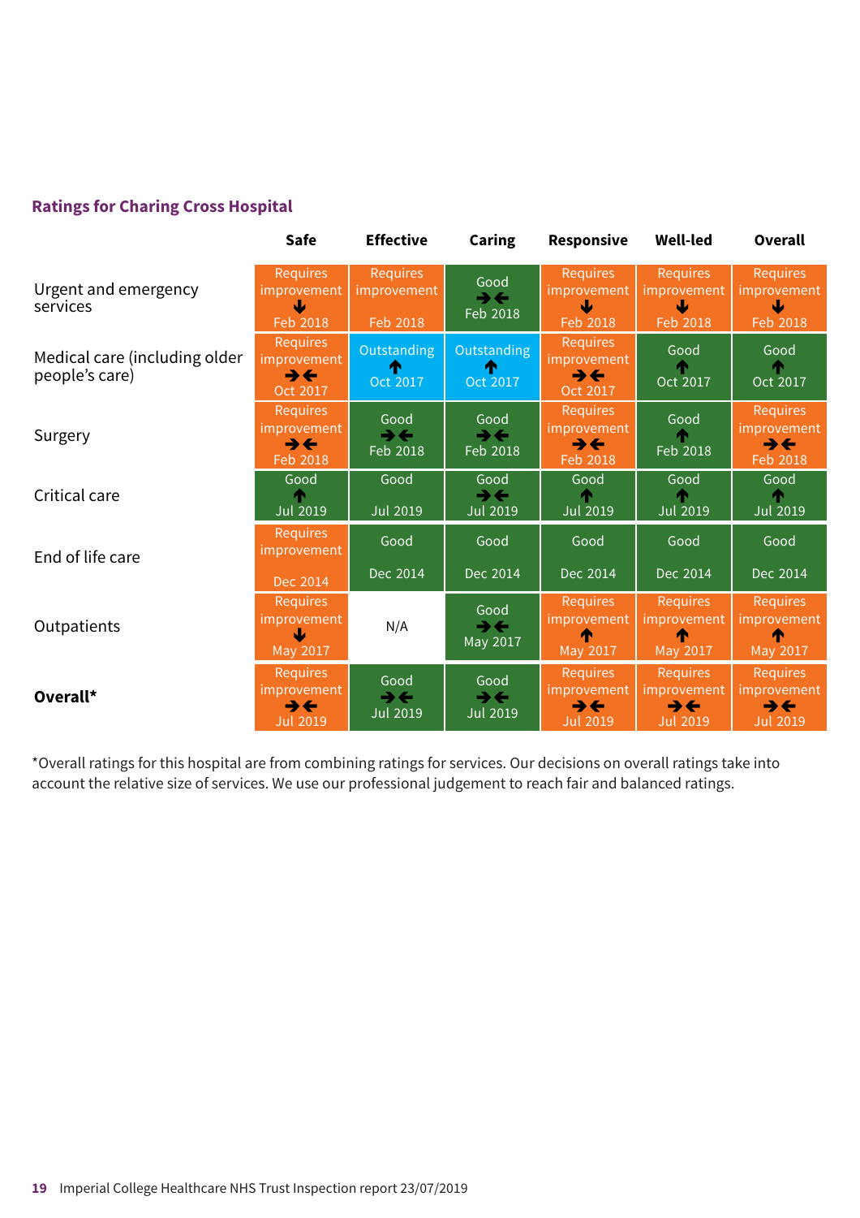### Ratings for Charing Cross Hospital

| | Safe | Effective | Caring | Responsive | Well-led | Overall |
|---|---|---|---|---|---|---|
| Urgent and emergency services | Requires improvement ↓ Feb 2018 | Requires improvement Feb 2018 | Good →← Feb 2018 | Requires improvement ↓ Feb 2018 | Requires improvement ↓ Feb 2018 | Requires improvement ↓ Feb 2018 |
| Medical care (including older people's care) | Requires improvement →← Oct 2017 | Outstanding ↑ Oct 2017 | Outstanding ↑ Oct 2017 | Requires improvement →← Oct 2017 | Good ↑ Oct 2017 | Good ↑ Oct 2017 |
| Surgery | Requires improvement →← Feb 2018 | Good →← Feb 2018 | Good →← Feb 2018 | Requires improvement →← Feb 2018 | Good ↑ Feb 2018 | Requires improvement →← Feb 2018 |
| Critical care | Good ↑ Jul 2019 | Good Jul 2019 | Good →← Jul 2019 | Good ↑ Jul 2019 | Good ↑ Jul 2019 | Good ↑ Jul 2019 |
| End of life care | Requires improvement Dec 2014 | Good Dec 2014 | Good Dec 2014 | Good Dec 2014 | Good Dec 2014 | Good Dec 2014 |
| Outpatients | Requires improvement ↓ May 2017 | N/A | Good →← May 2017 | Requires improvement ↑ May 2017 | Requires improvement ↑ May 2017 | Requires improvement ↑ May 2017 |
| **Overall*** | Requires improvement →← Jul 2019 | Good →← Jul 2019 | Good →← Jul 2019 | Requires improvement →← Jul 2019 | Requires improvement →← Jul 2019 | Requires improvement →← Jul 2019 |

*Overall ratings for this hospital are from combining ratings for services. Our decisions on overall ratings take into account the relative size of services. We use our professional judgement to reach fair and balanced ratings.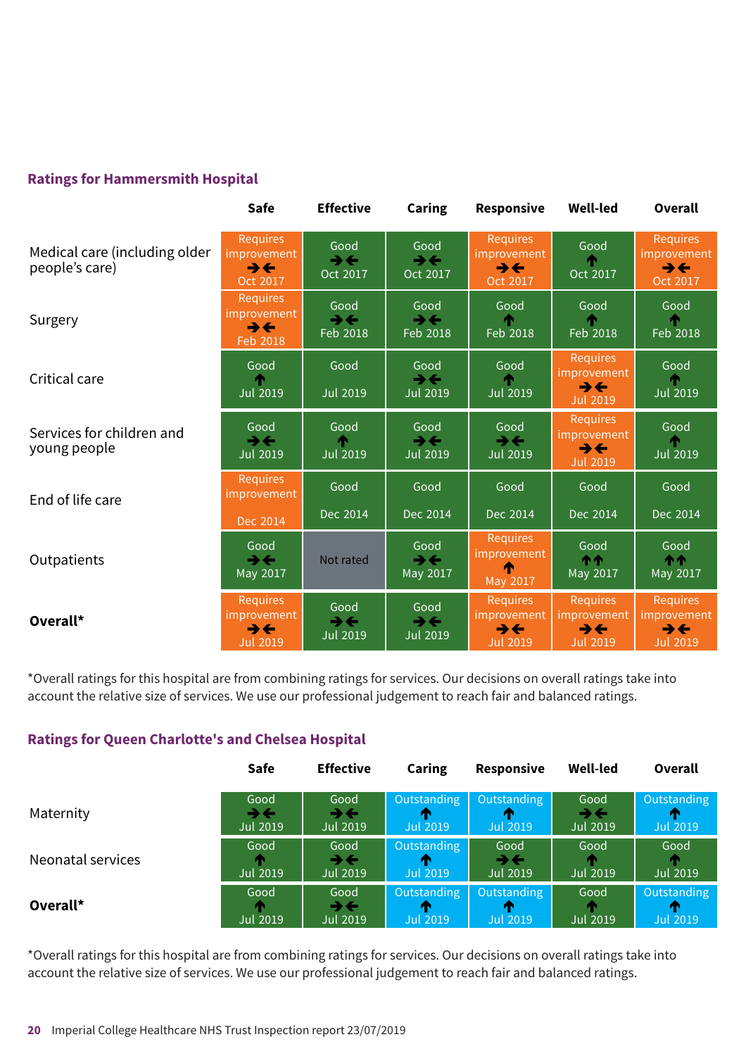## Ratings for Hammersmith Hospital

| | Safe | Effective | Caring | Responsive | Well-led | Overall |
|---|---|---|---|---|---|---|
| Medical care (including older people's care) | Requires improvement ➔➔ Oct 2017 | Good ➔➔ Oct 2017 | Good ➔➔ Oct 2017 | Requires improvement ➔➔ Oct 2017 | Good ↑ Oct 2017 | Requires improvement ➔➔ Oct 2017 |
| Surgery | Requires improvement ➔➔ Feb 2018 | Good ➔➔ Feb 2018 | Good ➔➔ Feb 2018 | Good ↑ Feb 2018 | Good ↑ Feb 2018 | Good ↑ Feb 2018 |
| Critical care | Good ↑ Jul 2019 | Good Jul 2019 | Good ➔➔ Jul 2019 | Good ↑ Jul 2019 | Requires improvement ➔➔ Jul 2019 | Good ↑ Jul 2019 |
| Services for children and young people | Good ➔➔ Jul 2019 | Good ↑ Jul 2019 | Good ➔➔ Jul 2019 | Good ➔➔ Jul 2019 | Requires improvement ➔➔ Jul 2019 | Good ↑ Jul 2019 |
| End of life care | Requires improvement Dec 2014 | Good Dec 2014 | Good Dec 2014 | Good Dec 2014 | Good Dec 2014 | Good Dec 2014 |
| Outpatients | Good ➔➔ May 2017 | Not rated | Good ➔➔ May 2017 | Requires improvement ↑ May 2017 | Good ↑↑ May 2017 | Good ↑↑ May 2017 |
| **Overall*** | Requires improvement ➔➔ Jul 2019 | Good ➔➔ Jul 2019 | Good ➔➔ Jul 2019 | Requires improvement ➔➔ Jul 2019 | Requires improvement ➔➔ Jul 2019 | Requires improvement ➔➔ Jul 2019 |

*Overall ratings for this hospital are from combining ratings for services. Our decisions on overall ratings take into account the relative size of services. We use our professional judgement to reach fair and balanced ratings.

## Ratings for Queen Charlotte's and Chelsea Hospital

| | Safe | Effective | Caring | Responsive | Well-led | Overall |
|---|---|---|---|---|---|---|
| Maternity | Good ➔➔ Jul 2019 | Good ➔➔ Jul 2019 | Outstanding ↑ Jul 2019 | Outstanding ↑ Jul 2019 | Good ➔➔ Jul 2019 | Outstanding ↑ Jul 2019 |
| Neonatal services | Good ↑ Jul 2019 | Good ➔➔ Jul 2019 | Outstanding ↑ Jul 2019 | Good ➔➔ Jul 2019 | Good ↑ Jul 2019 | Good ↑ Jul 2019 |
| **Overall*** | Good ↑ Jul 2019 | Good ➔➔ Jul 2019 | Outstanding ↑ Jul 2019 | Outstanding ↑ Jul 2019 | Good ↑ Jul 2019 | Outstanding ↑ Jul 2019 |

*Overall ratings for this hospital are from combining ratings for services. Our decisions on overall ratings take into account the relative size of services. We use our professional judgement to reach fair and balanced ratings.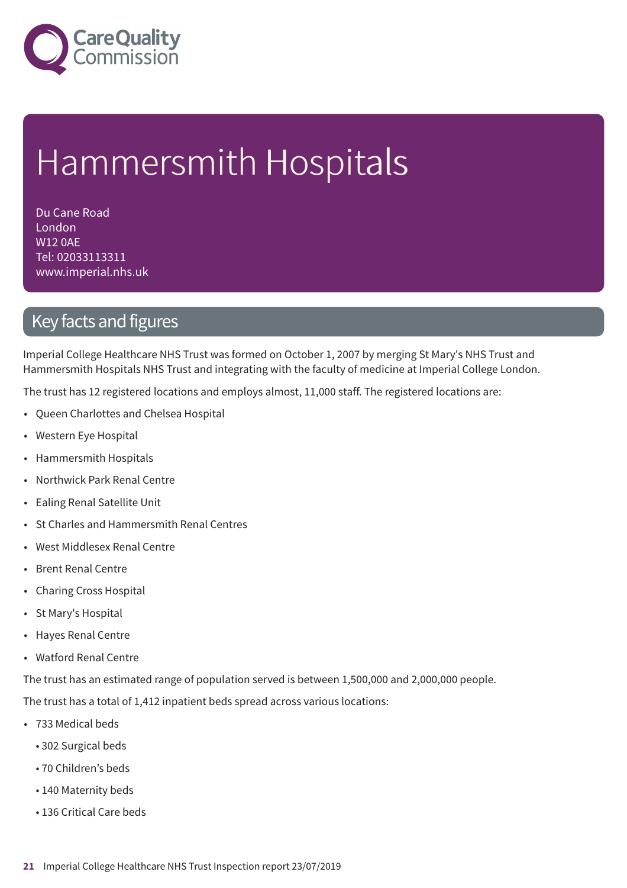# Hammersmith Hospitals

Du Cane Road
London
W12 0AE
Tel: 02033113311
www.imperial.nhs.uk

## Key facts and figures

Imperial College Healthcare NHS Trust was formed on October 1, 2007 by merging St Mary's NHS Trust and Hammersmith Hospitals NHS Trust and integrating with the faculty of medicine at Imperial College London.

The trust has 12 registered locations and employs almost, 11,000 staff. The registered locations are:

- Queen Charlottes and Chelsea Hospital
- Western Eye Hospital
- Hammersmith Hospitals
- Northwick Park Renal Centre
- Ealing Renal Satellite Unit
- St Charles and Hammersmith Renal Centres
- West Middlesex Renal Centre
- Brent Renal Centre
- Charing Cross Hospital
- St Mary's Hospital
- Hayes Renal Centre
- Watford Renal Centre

The trust has an estimated range of population served is between 1,500,000 and 2,000,000 people.

The trust has a total of 1,412 inpatient beds spread across various locations:

- 733 Medical beds
  - 302 Surgical beds
  - 70 Children's beds
  - 140 Maternity beds
  - 136 Critical Care beds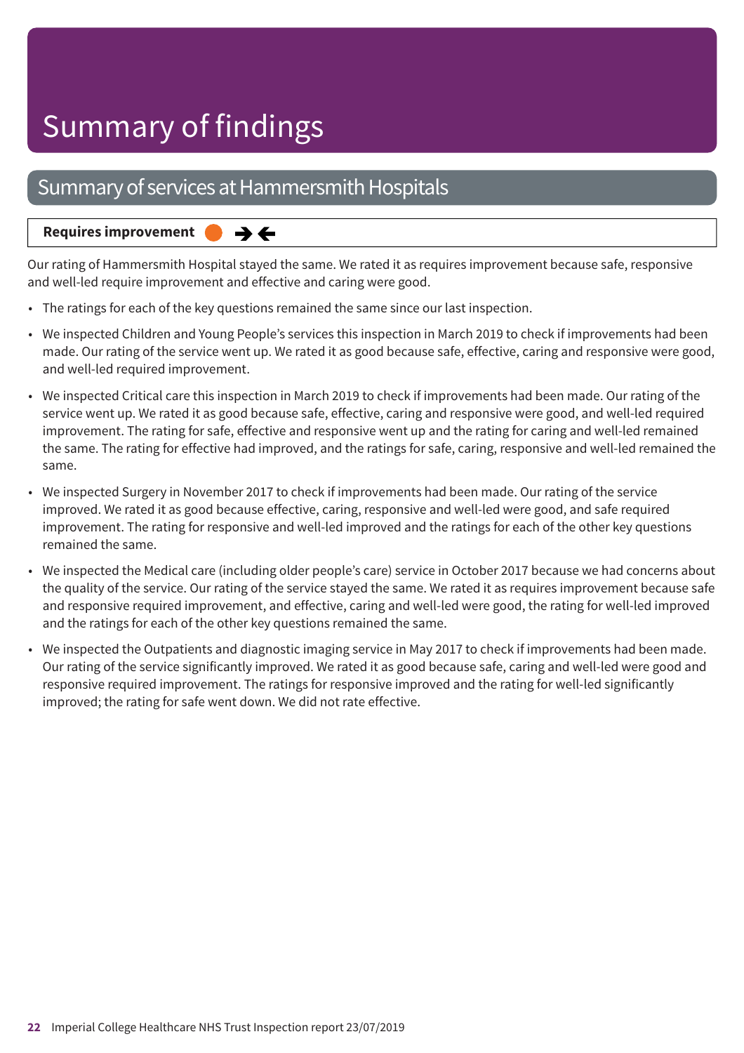# Summary of findings

## Summary of services at Hammersmith Hospitals

**Requires improvement** → ←

Our rating of Hammersmith Hospital stayed the same. We rated it as requires improvement because safe, responsive and well-led require improvement and effective and caring were good.

- The ratings for each of the key questions remained the same since our last inspection.
- We inspected Children and Young People's services this inspection in March 2019 to check if improvements had been made. Our rating of the service went up. We rated it as good because safe, effective, caring and responsive were good, and well-led required improvement.
- We inspected Critical care this inspection in March 2019 to check if improvements had been made. Our rating of the service went up. We rated it as good because safe, effective, caring and responsive were good, and well-led required improvement. The rating for safe, effective and responsive went up and the rating for caring and well-led remained the same. The rating for effective had improved, and the ratings for safe, caring, responsive and well-led remained the same.
- We inspected Surgery in November 2017 to check if improvements had been made. Our rating of the service improved. We rated it as good because effective, caring, responsive and well-led were good, and safe required improvement. The rating for responsive and well-led improved and the ratings for each of the other key questions remained the same.
- We inspected the Medical care (including older people's care) service in October 2017 because we had concerns about the quality of the service. Our rating of the service stayed the same. We rated it as requires improvement because safe and responsive required improvement, and effective, caring and well-led were good, the rating for well-led improved and the ratings for each of the other key questions remained the same.
- We inspected the Outpatients and diagnostic imaging service in May 2017 to check if improvements had been made. Our rating of the service significantly improved. We rated it as good because safe, caring and well-led were good and responsive required improvement. The ratings for responsive improved and the rating for well-led significantly improved; the rating for safe went down. We did not rate effective.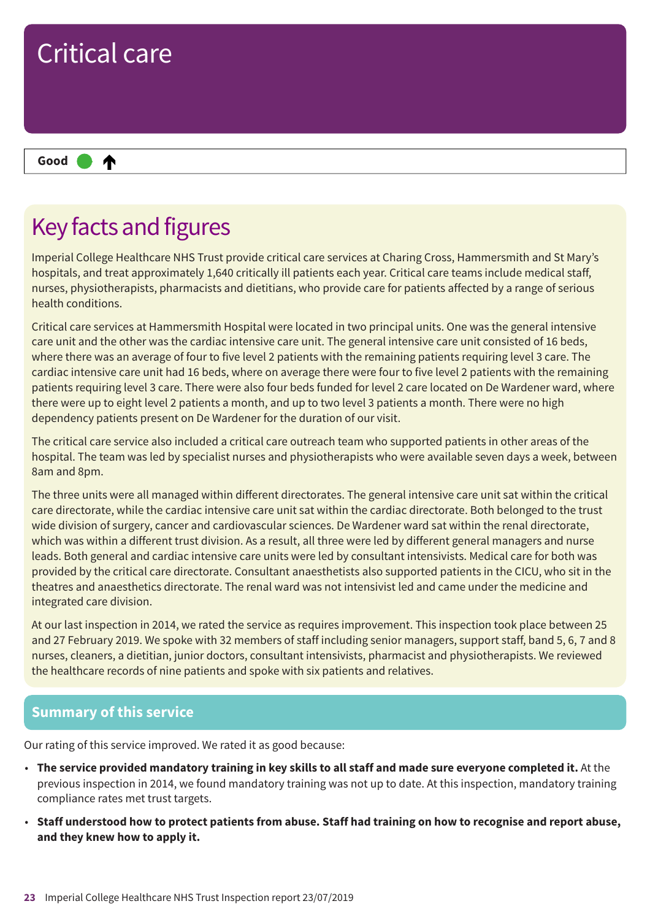# Critical care

**Good** ● ↑

## Key facts and figures

Imperial College Healthcare NHS Trust provide critical care services at Charing Cross, Hammersmith and St Mary's hospitals, and treat approximately 1,640 critically ill patients each year. Critical care teams include medical staff, nurses, physiotherapists, pharmacists and dietitians, who provide care for patients affected by a range of serious health conditions.

Critical care services at Hammersmith Hospital were located in two principal units. One was the general intensive care unit and the other was the cardiac intensive care unit. The general intensive care unit consisted of 16 beds, where there was an average of four to five level 2 patients with the remaining patients requiring level 3 care. The cardiac intensive care unit had 16 beds, where on average there were four to five level 2 patients with the remaining patients requiring level 3 care. There were also four beds funded for level 2 care located on De Wardener ward, where there were up to eight level 2 patients a month, and up to two level 3 patients a month. There were no high dependency patients present on De Wardener for the duration of our visit.

The critical care service also included a critical care outreach team who supported patients in other areas of the hospital. The team was led by specialist nurses and physiotherapists who were available seven days a week, between 8am and 8pm.

The three units were all managed within different directorates. The general intensive care unit sat within the critical care directorate, while the cardiac intensive care unit sat within the cardiac directorate. Both belonged to the trust wide division of surgery, cancer and cardiovascular sciences. De Wardener ward sat within the renal directorate, which was within a different trust division. As a result, all three were led by different general managers and nurse leads. Both general and cardiac intensive care units were led by consultant intensivists. Medical care for both was provided by the critical care directorate. Consultant anaesthetists also supported patients in the CICU, who sit in the theatres and anaesthetics directorate. The renal ward was not intensivist led and came under the medicine and integrated care division.

At our last inspection in 2014, we rated the service as requires improvement. This inspection took place between 25 and 27 February 2019. We spoke with 32 members of staff including senior managers, support staff, band 5, 6, 7 and 8 nurses, cleaners, a dietitian, junior doctors, consultant intensivists, pharmacist and physiotherapists. We reviewed the healthcare records of nine patients and spoke with six patients and relatives.

## Summary of this service

Our rating of this service improved. We rated it as good because:

- **The service provided mandatory training in key skills to all staff and made sure everyone completed it.** At the previous inspection in 2014, we found mandatory training was not up to date. At this inspection, mandatory training compliance rates met trust targets.
- **Staff understood how to protect patients from abuse. Staff had training on how to recognise and report abuse, and they knew how to apply it.**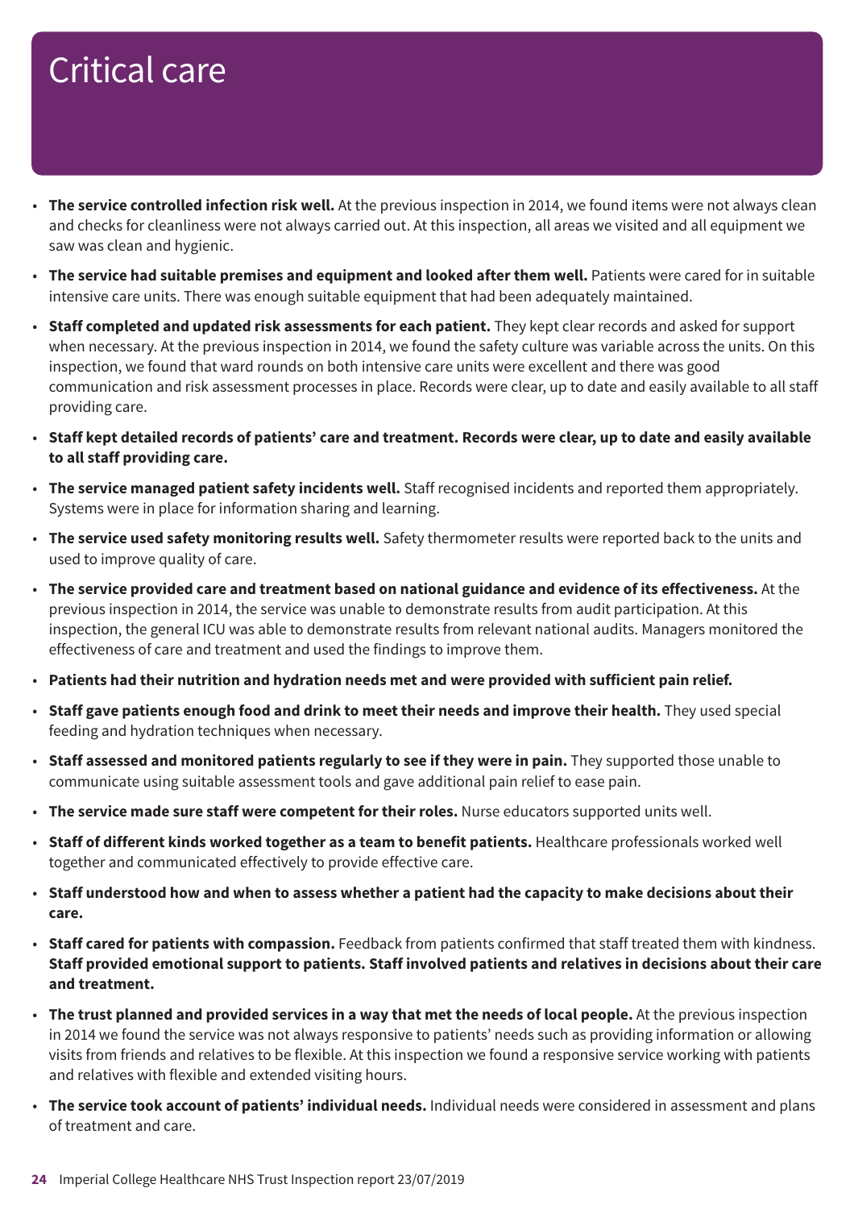# Critical care

- **The service controlled infection risk well.** At the previous inspection in 2014, we found items were not always clean and checks for cleanliness were not always carried out. At this inspection, all areas we visited and all equipment we saw was clean and hygienic.
- **The service had suitable premises and equipment and looked after them well.** Patients were cared for in suitable intensive care units. There was enough suitable equipment that had been adequately maintained.
- **Staff completed and updated risk assessments for each patient.** They kept clear records and asked for support when necessary. At the previous inspection in 2014, we found the safety culture was variable across the units. On this inspection, we found that ward rounds on both intensive care units were excellent and there was good communication and risk assessment processes in place. Records were clear, up to date and easily available to all staff providing care.
- **Staff kept detailed records of patients' care and treatment. Records were clear, up to date and easily available to all staff providing care.**
- **The service managed patient safety incidents well.** Staff recognised incidents and reported them appropriately. Systems were in place for information sharing and learning.
- **The service used safety monitoring results well.** Safety thermometer results were reported back to the units and used to improve quality of care.
- **The service provided care and treatment based on national guidance and evidence of its effectiveness.** At the previous inspection in 2014, the service was unable to demonstrate results from audit participation. At this inspection, the general ICU was able to demonstrate results from relevant national audits. Managers monitored the effectiveness of care and treatment and used the findings to improve them.
- **Patients had their nutrition and hydration needs met and were provided with sufficient pain relief.**
- **Staff gave patients enough food and drink to meet their needs and improve their health.** They used special feeding and hydration techniques when necessary.
- **Staff assessed and monitored patients regularly to see if they were in pain.** They supported those unable to communicate using suitable assessment tools and gave additional pain relief to ease pain.
- **The service made sure staff were competent for their roles.** Nurse educators supported units well.
- **Staff of different kinds worked together as a team to benefit patients.** Healthcare professionals worked well together and communicated effectively to provide effective care.
- **Staff understood how and when to assess whether a patient had the capacity to make decisions about their care.**
- **Staff cared for patients with compassion.** Feedback from patients confirmed that staff treated them with kindness. **Staff provided emotional support to patients. Staff involved patients and relatives in decisions about their care and treatment.**
- **The trust planned and provided services in a way that met the needs of local people.** At the previous inspection in 2014 we found the service was not always responsive to patients' needs such as providing information or allowing visits from friends and relatives to be flexible. At this inspection we found a responsive service working with patients and relatives with flexible and extended visiting hours.
- **The service took account of patients' individual needs.** Individual needs were considered in assessment and plans of treatment and care.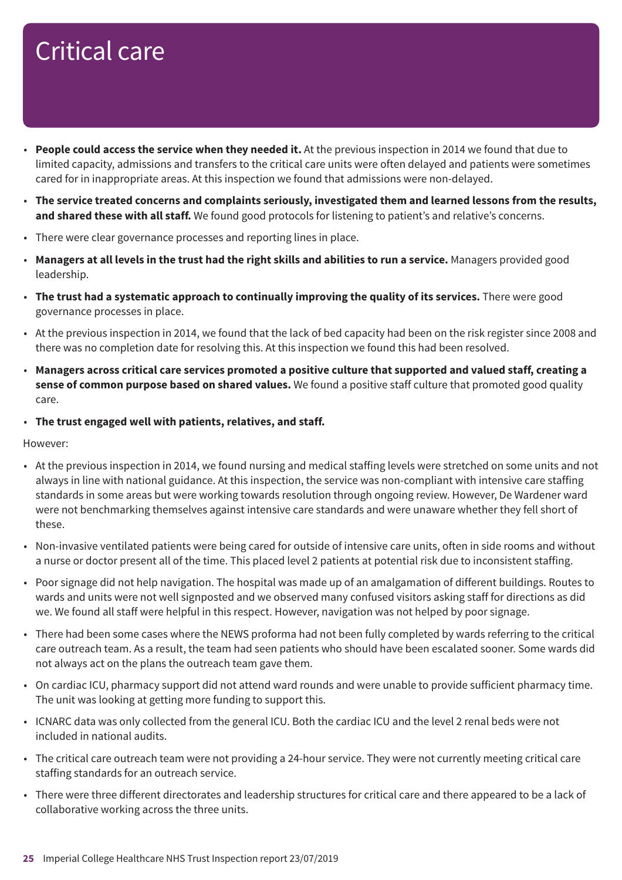# Critical care

- **People could access the service when they needed it.** At the previous inspection in 2014 we found that due to limited capacity, admissions and transfers to the critical care units were often delayed and patients were sometimes cared for in inappropriate areas. At this inspection we found that admissions were non-delayed.
- **The service treated concerns and complaints seriously, investigated them and learned lessons from the results, and shared these with all staff.** We found good protocols for listening to patient's and relative's concerns.
- There were clear governance processes and reporting lines in place.
- **Managers at all levels in the trust had the right skills and abilities to run a service.** Managers provided good leadership.
- **The trust had a systematic approach to continually improving the quality of its services.** There were good governance processes in place.
- At the previous inspection in 2014, we found that the lack of bed capacity had been on the risk register since 2008 and there was no completion date for resolving this. At this inspection we found this had been resolved.
- **Managers across critical care services promoted a positive culture that supported and valued staff, creating a sense of common purpose based on shared values.** We found a positive staff culture that promoted good quality care.
- **The trust engaged well with patients, relatives, and staff.**

However:

- At the previous inspection in 2014, we found nursing and medical staffing levels were stretched on some units and not always in line with national guidance. At this inspection, the service was non-compliant with intensive care staffing standards in some areas but were working towards resolution through ongoing review. However, De Wardener ward were not benchmarking themselves against intensive care standards and were unaware whether they fell short of these.
- Non-invasive ventilated patients were being cared for outside of intensive care units, often in side rooms and without a nurse or doctor present all of the time. This placed level 2 patients at potential risk due to inconsistent staffing.
- Poor signage did not help navigation. The hospital was made up of an amalgamation of different buildings. Routes to wards and units were not well signposted and we observed many confused visitors asking staff for directions as did we. We found all staff were helpful in this respect. However, navigation was not helped by poor signage.
- There had been some cases where the NEWS proforma had not been fully completed by wards referring to the critical care outreach team. As a result, the team had seen patients who should have been escalated sooner. Some wards did not always act on the plans the outreach team gave them.
- On cardiac ICU, pharmacy support did not attend ward rounds and were unable to provide sufficient pharmacy time. The unit was looking at getting more funding to support this.
- ICNARC data was only collected from the general ICU. Both the cardiac ICU and the level 2 renal beds were not included in national audits.
- The critical care outreach team were not providing a 24-hour service. They were not currently meeting critical care staffing standards for an outreach service.
- There were three different directorates and leadership structures for critical care and there appeared to be a lack of collaborative working across the three units.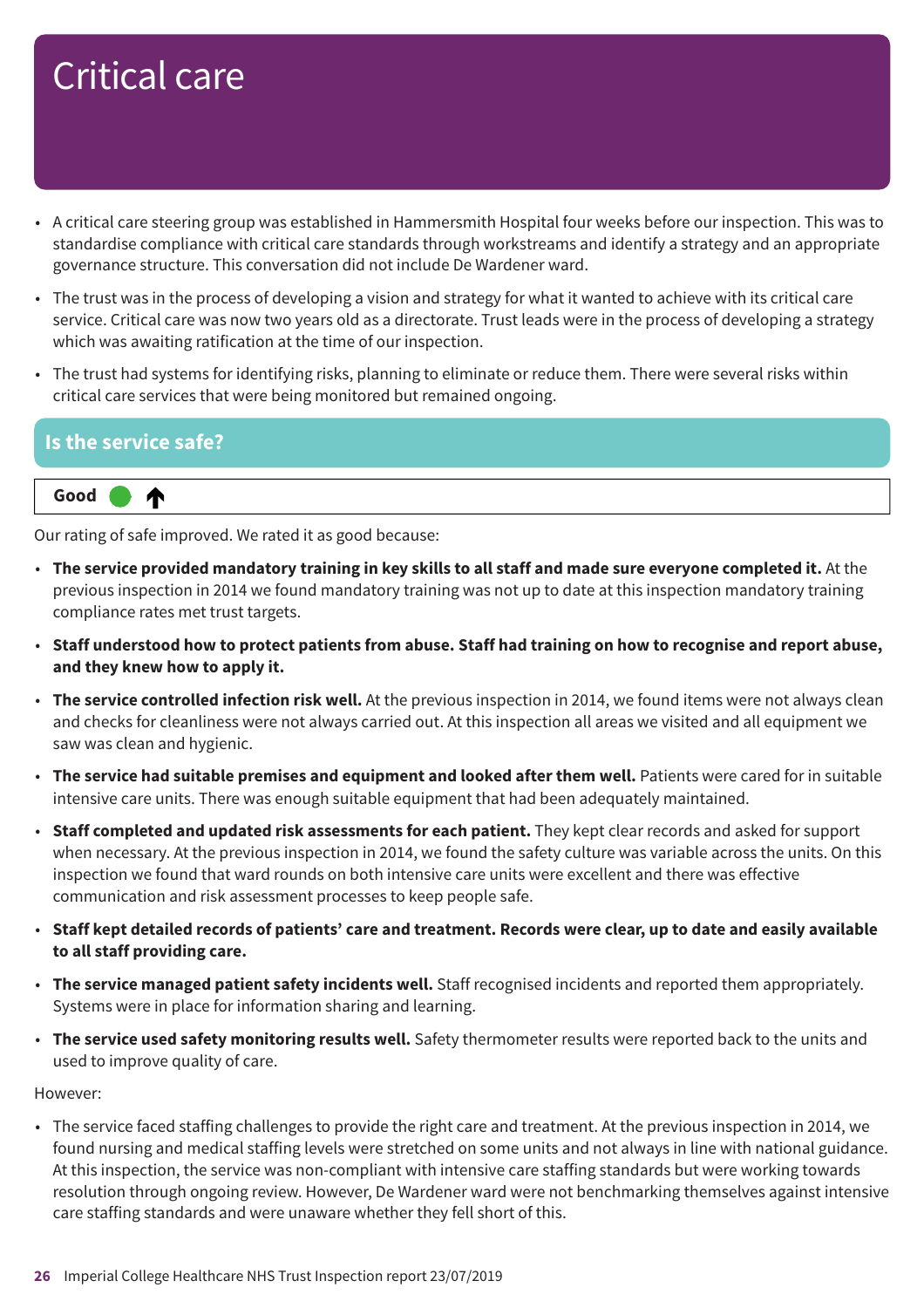# Critical care

- A critical care steering group was established in Hammersmith Hospital four weeks before our inspection. This was to standardise compliance with critical care standards through workstreams and identify a strategy and an appropriate governance structure. This conversation did not include De Wardener ward.
- The trust was in the process of developing a vision and strategy for what it wanted to achieve with its critical care service. Critical care was now two years old as a directorate. Trust leads were in the process of developing a strategy which was awaiting ratification at the time of our inspection.
- The trust had systems for identifying risks, planning to eliminate or reduce them. There were several risks within critical care services that were being monitored but remained ongoing.

## Is the service safe?

**Good** ↑

Our rating of safe improved. We rated it as good because:

- **The service provided mandatory training in key skills to all staff and made sure everyone completed it.** At the previous inspection in 2014 we found mandatory training was not up to date at this inspection mandatory training compliance rates met trust targets.
- **Staff understood how to protect patients from abuse. Staff had training on how to recognise and report abuse, and they knew how to apply it.**
- **The service controlled infection risk well.** At the previous inspection in 2014, we found items were not always clean and checks for cleanliness were not always carried out. At this inspection all areas we visited and all equipment we saw was clean and hygienic.
- **The service had suitable premises and equipment and looked after them well.** Patients were cared for in suitable intensive care units. There was enough suitable equipment that had been adequately maintained.
- **Staff completed and updated risk assessments for each patient.** They kept clear records and asked for support when necessary. At the previous inspection in 2014, we found the safety culture was variable across the units. On this inspection we found that ward rounds on both intensive care units were excellent and there was effective communication and risk assessment processes to keep people safe.
- **Staff kept detailed records of patients' care and treatment. Records were clear, up to date and easily available to all staff providing care.**
- **The service managed patient safety incidents well.** Staff recognised incidents and reported them appropriately. Systems were in place for information sharing and learning.
- **The service used safety monitoring results well.** Safety thermometer results were reported back to the units and used to improve quality of care.

However:

- The service faced staffing challenges to provide the right care and treatment. At the previous inspection in 2014, we found nursing and medical staffing levels were stretched on some units and not always in line with national guidance. At this inspection, the service was non-compliant with intensive care staffing standards but were working towards resolution through ongoing review. However, De Wardener ward were not benchmarking themselves against intensive care staffing standards and were unaware whether they fell short of this.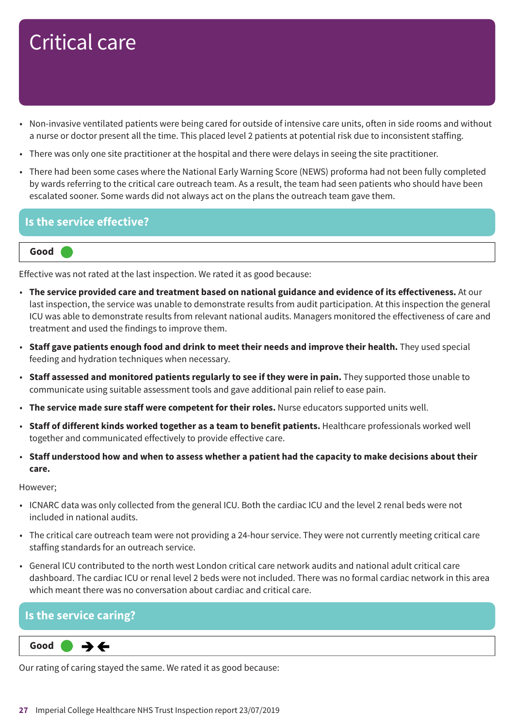# Critical care

- Non-invasive ventilated patients were being cared for outside of intensive care units, often in side rooms and without a nurse or doctor present all the time. This placed level 2 patients at potential risk due to inconsistent staffing.
- There was only one site practitioner at the hospital and there were delays in seeing the site practitioner.
- There had been some cases where the National Early Warning Score (NEWS) proforma had not been fully completed by wards referring to the critical care outreach team. As a result, the team had seen patients who should have been escalated sooner. Some wards did not always act on the plans the outreach team gave them.

## Is the service effective?

**Good**

Effective was not rated at the last inspection. We rated it as good because:

- **The service provided care and treatment based on national guidance and evidence of its effectiveness.** At our last inspection, the service was unable to demonstrate results from audit participation. At this inspection the general ICU was able to demonstrate results from relevant national audits. Managers monitored the effectiveness of care and treatment and used the findings to improve them.
- **Staff gave patients enough food and drink to meet their needs and improve their health.** They used special feeding and hydration techniques when necessary.
- **Staff assessed and monitored patients regularly to see if they were in pain.** They supported those unable to communicate using suitable assessment tools and gave additional pain relief to ease pain.
- **The service made sure staff were competent for their roles.** Nurse educators supported units well.
- **Staff of different kinds worked together as a team to benefit patients.** Healthcare professionals worked well together and communicated effectively to provide effective care.
- **Staff understood how and when to assess whether a patient had the capacity to make decisions about their care.**

However;

- ICNARC data was only collected from the general ICU. Both the cardiac ICU and the level 2 renal beds were not included in national audits.
- The critical care outreach team were not providing a 24-hour service. They were not currently meeting critical care staffing standards for an outreach service.
- General ICU contributed to the north west London critical care network audits and national adult critical care dashboard. The cardiac ICU or renal level 2 beds were not included. There was no formal cardiac network in this area which meant there was no conversation about cardiac and critical care.

## Is the service caring?

**Good** ➔←

Our rating of caring stayed the same. We rated it as good because: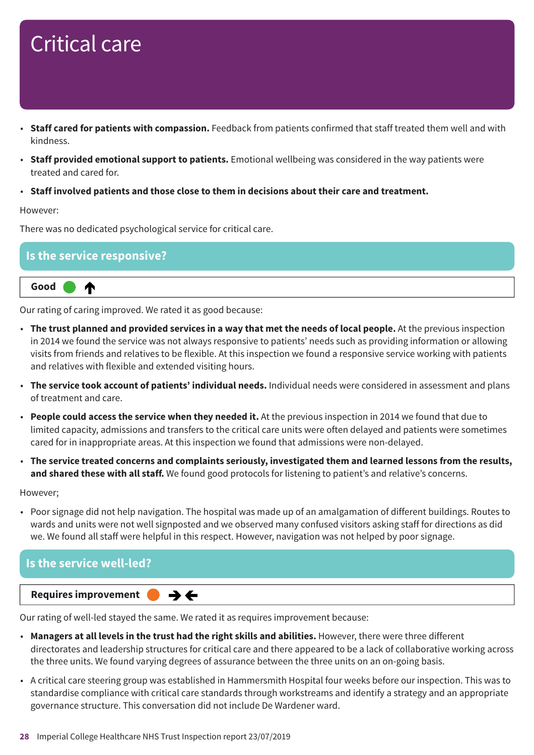# Critical care

- **Staff cared for patients with compassion.** Feedback from patients confirmed that staff treated them well and with kindness.
- **Staff provided emotional support to patients.** Emotional wellbeing was considered in the way patients were treated and cared for.
- **Staff involved patients and those close to them in decisions about their care and treatment.**

However:

There was no dedicated psychological service for critical care.

## Is the service responsive?

**Good** ↑

Our rating of caring improved. We rated it as good because:

- **The trust planned and provided services in a way that met the needs of local people.** At the previous inspection in 2014 we found the service was not always responsive to patients' needs such as providing information or allowing visits from friends and relatives to be flexible. At this inspection we found a responsive service working with patients and relatives with flexible and extended visiting hours.
- **The service took account of patients' individual needs.** Individual needs were considered in assessment and plans of treatment and care.
- **People could access the service when they needed it.** At the previous inspection in 2014 we found that due to limited capacity, admissions and transfers to the critical care units were often delayed and patients were sometimes cared for in inappropriate areas. At this inspection we found that admissions were non-delayed.
- **The service treated concerns and complaints seriously, investigated them and learned lessons from the results, and shared these with all staff.** We found good protocols for listening to patient's and relative's concerns.

However;

- Poor signage did not help navigation. The hospital was made up of an amalgamation of different buildings. Routes to wards and units were not well signposted and we observed many confused visitors asking staff for directions as did we. We found all staff were helpful in this respect. However, navigation was not helped by poor signage.

## Is the service well-led?

**Requires improvement** → ←

Our rating of well-led stayed the same. We rated it as requires improvement because:

- **Managers at all levels in the trust had the right skills and abilities.** However, there were three different directorates and leadership structures for critical care and there appeared to be a lack of collaborative working across the three units. We found varying degrees of assurance between the three units on an on-going basis.
- A critical care steering group was established in Hammersmith Hospital four weeks before our inspection. This was to standardise compliance with critical care standards through workstreams and identify a strategy and an appropriate governance structure. This conversation did not include De Wardener ward.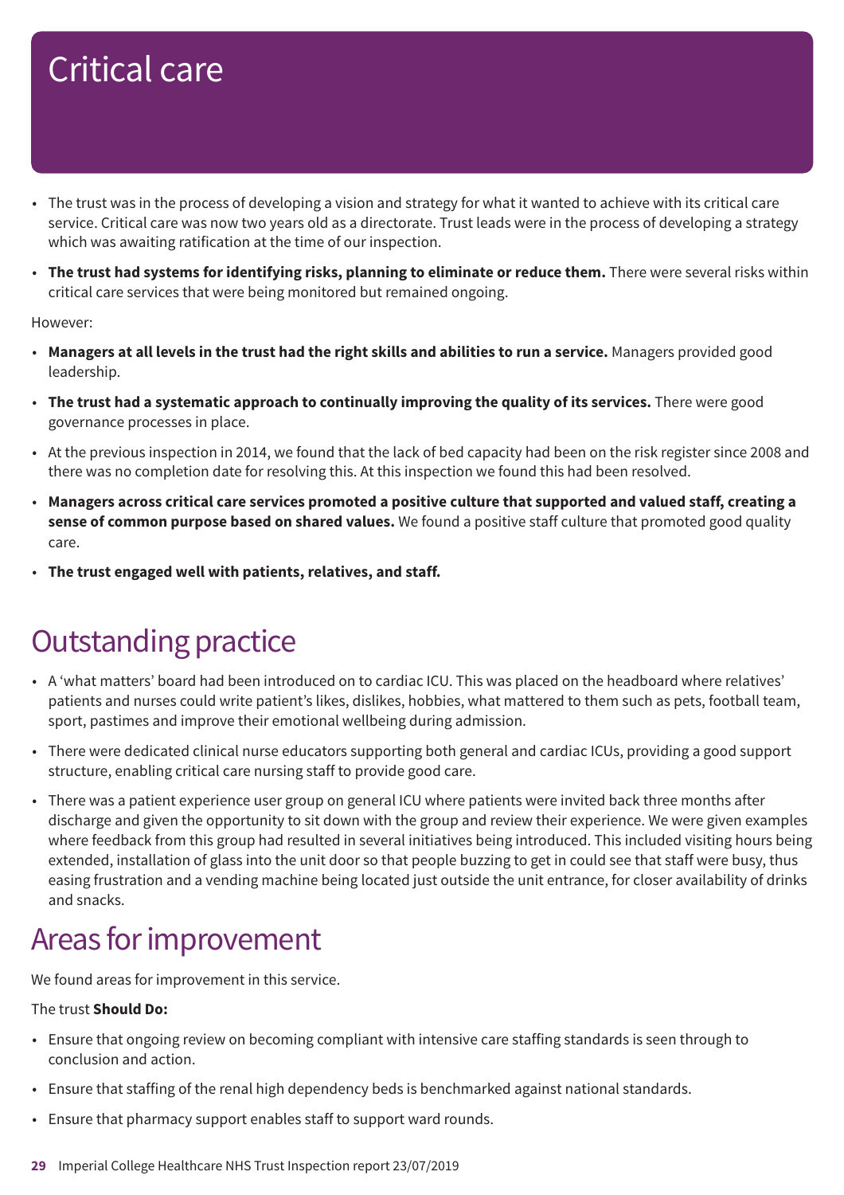# Critical care

- The trust was in the process of developing a vision and strategy for what it wanted to achieve with its critical care service. Critical care was now two years old as a directorate. Trust leads were in the process of developing a strategy which was awaiting ratification at the time of our inspection.
- **The trust had systems for identifying risks, planning to eliminate or reduce them.** There were several risks within critical care services that were being monitored but remained ongoing.

However:

- **Managers at all levels in the trust had the right skills and abilities to run a service.** Managers provided good leadership.
- **The trust had a systematic approach to continually improving the quality of its services.** There were good governance processes in place.
- At the previous inspection in 2014, we found that the lack of bed capacity had been on the risk register since 2008 and there was no completion date for resolving this. At this inspection we found this had been resolved.
- **Managers across critical care services promoted a positive culture that supported and valued staff, creating a sense of common purpose based on shared values.** We found a positive staff culture that promoted good quality care.
- **The trust engaged well with patients, relatives, and staff.**

## Outstanding practice

- A 'what matters' board had been introduced on to cardiac ICU. This was placed on the headboard where relatives' patients and nurses could write patient's likes, dislikes, hobbies, what mattered to them such as pets, football team, sport, pastimes and improve their emotional wellbeing during admission.
- There were dedicated clinical nurse educators supporting both general and cardiac ICUs, providing a good support structure, enabling critical care nursing staff to provide good care.
- There was a patient experience user group on general ICU where patients were invited back three months after discharge and given the opportunity to sit down with the group and review their experience. We were given examples where feedback from this group had resulted in several initiatives being introduced. This included visiting hours being extended, installation of glass into the unit door so that people buzzing to get in could see that staff were busy, thus easing frustration and a vending machine being located just outside the unit entrance, for closer availability of drinks and snacks.

## Areas for improvement

We found areas for improvement in this service.

The trust **Should Do:**

- Ensure that ongoing review on becoming compliant with intensive care staffing standards is seen through to conclusion and action.
- Ensure that staffing of the renal high dependency beds is benchmarked against national standards.
- Ensure that pharmacy support enables staff to support ward rounds.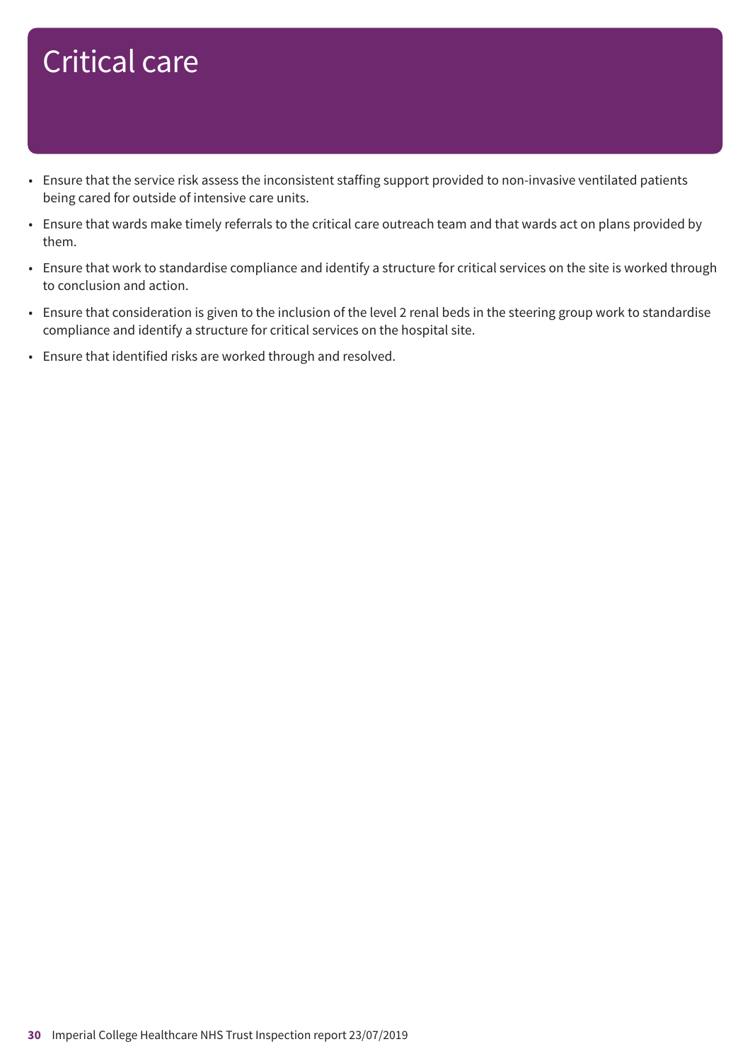# Critical care

- Ensure that the service risk assess the inconsistent staffing support provided to non-invasive ventilated patients being cared for outside of intensive care units.
- Ensure that wards make timely referrals to the critical care outreach team and that wards act on plans provided by them.
- Ensure that work to standardise compliance and identify a structure for critical services on the site is worked through to conclusion and action.
- Ensure that consideration is given to the inclusion of the level 2 renal beds in the steering group work to standardise compliance and identify a structure for critical services on the hospital site.
- Ensure that identified risks are worked through and resolved.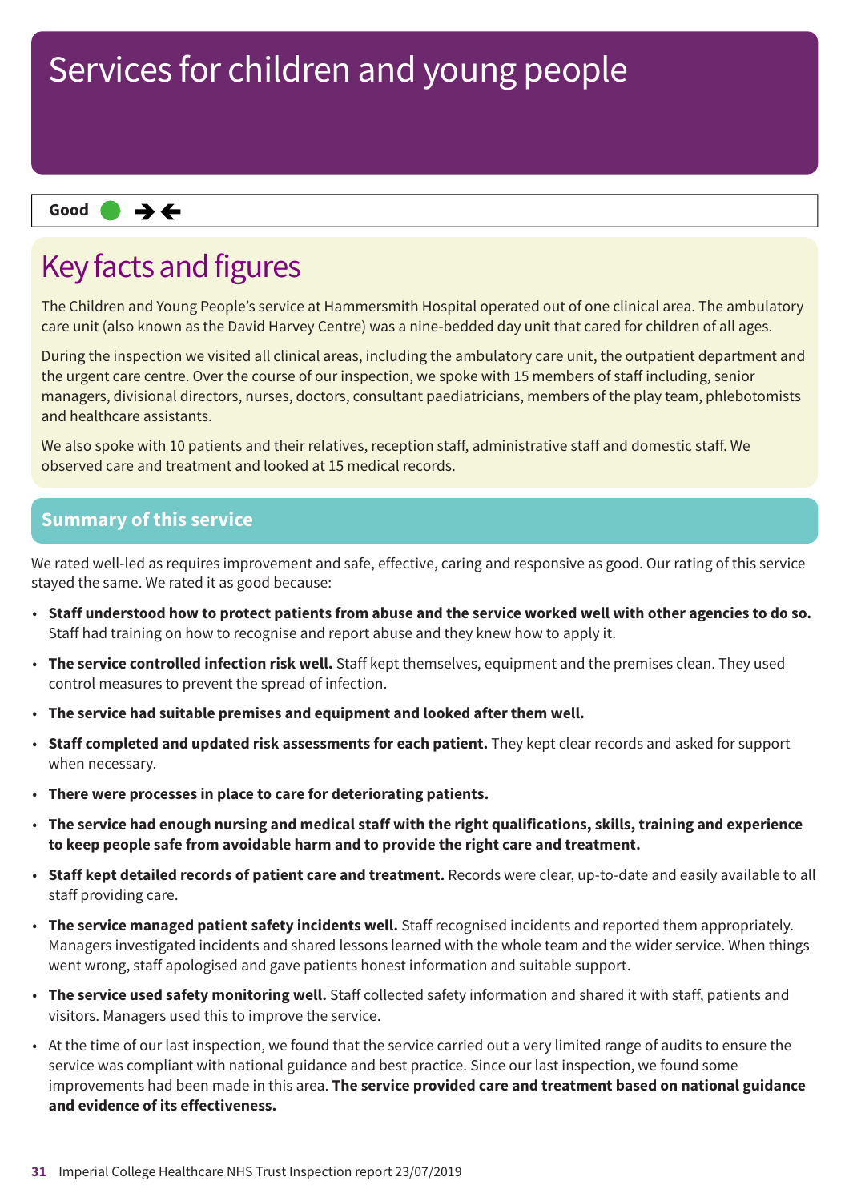# Services for children and young people

Good ➔🡐

## Key facts and figures

The Children and Young People's service at Hammersmith Hospital operated out of one clinical area. The ambulatory care unit (also known as the David Harvey Centre) was a nine-bedded day unit that cared for children of all ages.

During the inspection we visited all clinical areas, including the ambulatory care unit, the outpatient department and the urgent care centre. Over the course of our inspection, we spoke with 15 members of staff including, senior managers, divisional directors, nurses, doctors, consultant paediatricians, members of the play team, phlebotomists and healthcare assistants.

We also spoke with 10 patients and their relatives, reception staff, administrative staff and domestic staff. We observed care and treatment and looked at 15 medical records.

### Summary of this service

We rated well-led as requires improvement and safe, effective, caring and responsive as good. Our rating of this service stayed the same. We rated it as good because:

- **Staff understood how to protect patients from abuse and the service worked well with other agencies to do so.** Staff had training on how to recognise and report abuse and they knew how to apply it.
- **The service controlled infection risk well.** Staff kept themselves, equipment and the premises clean. They used control measures to prevent the spread of infection.
- **The service had suitable premises and equipment and looked after them well.**
- **Staff completed and updated risk assessments for each patient.** They kept clear records and asked for support when necessary.
- **There were processes in place to care for deteriorating patients.**
- **The service had enough nursing and medical staff with the right qualifications, skills, training and experience to keep people safe from avoidable harm and to provide the right care and treatment.**
- **Staff kept detailed records of patient care and treatment.** Records were clear, up-to-date and easily available to all staff providing care.
- **The service managed patient safety incidents well.** Staff recognised incidents and reported them appropriately. Managers investigated incidents and shared lessons learned with the whole team and the wider service. When things went wrong, staff apologised and gave patients honest information and suitable support.
- **The service used safety monitoring well.** Staff collected safety information and shared it with staff, patients and visitors. Managers used this to improve the service.
- At the time of our last inspection, we found that the service carried out a very limited range of audits to ensure the service was compliant with national guidance and best practice. Since our last inspection, we found some improvements had been made in this area. **The service provided care and treatment based on national guidance and evidence of its effectiveness.**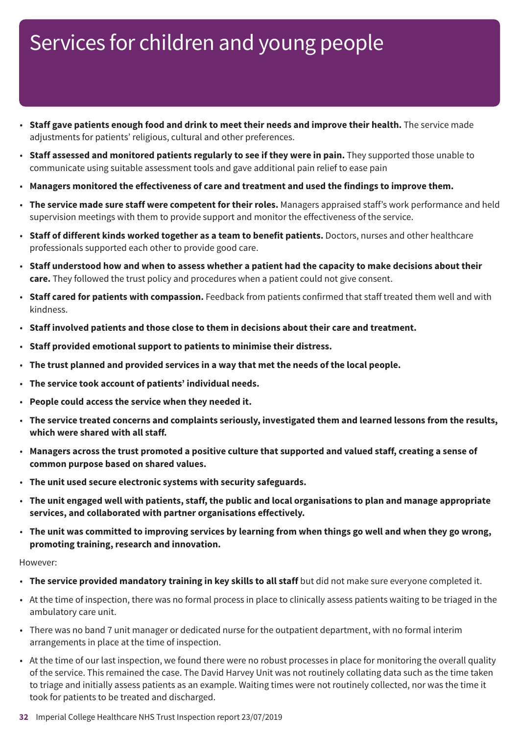# Services for children and young people

- **Staff gave patients enough food and drink to meet their needs and improve their health.** The service made adjustments for patients' religious, cultural and other preferences.
- **Staff assessed and monitored patients regularly to see if they were in pain.** They supported those unable to communicate using suitable assessment tools and gave additional pain relief to ease pain
- **Managers monitored the effectiveness of care and treatment and used the findings to improve them.**
- **The service made sure staff were competent for their roles.** Managers appraised staff's work performance and held supervision meetings with them to provide support and monitor the effectiveness of the service.
- **Staff of different kinds worked together as a team to benefit patients.** Doctors, nurses and other healthcare professionals supported each other to provide good care.
- **Staff understood how and when to assess whether a patient had the capacity to make decisions about their care.** They followed the trust policy and procedures when a patient could not give consent.
- **Staff cared for patients with compassion.** Feedback from patients confirmed that staff treated them well and with kindness.
- **Staff involved patients and those close to them in decisions about their care and treatment.**
- **Staff provided emotional support to patients to minimise their distress.**
- **The trust planned and provided services in a way that met the needs of the local people.**
- **The service took account of patients' individual needs.**
- **People could access the service when they needed it.**
- **The service treated concerns and complaints seriously, investigated them and learned lessons from the results, which were shared with all staff.**
- **Managers across the trust promoted a positive culture that supported and valued staff, creating a sense of common purpose based on shared values.**
- **The unit used secure electronic systems with security safeguards.**
- **The unit engaged well with patients, staff, the public and local organisations to plan and manage appropriate services, and collaborated with partner organisations effectively.**
- **The unit was committed to improving services by learning from when things go well and when they go wrong, promoting training, research and innovation.**

However:

- **The service provided mandatory training in key skills to all staff** but did not make sure everyone completed it.
- At the time of inspection, there was no formal process in place to clinically assess patients waiting to be triaged in the ambulatory care unit.
- There was no band 7 unit manager or dedicated nurse for the outpatient department, with no formal interim arrangements in place at the time of inspection.
- At the time of our last inspection, we found there were no robust processes in place for monitoring the overall quality of the service. This remained the case. The David Harvey Unit was not routinely collating data such as the time taken to triage and initially assess patients as an example. Waiting times were not routinely collected, nor was the time it took for patients to be treated and discharged.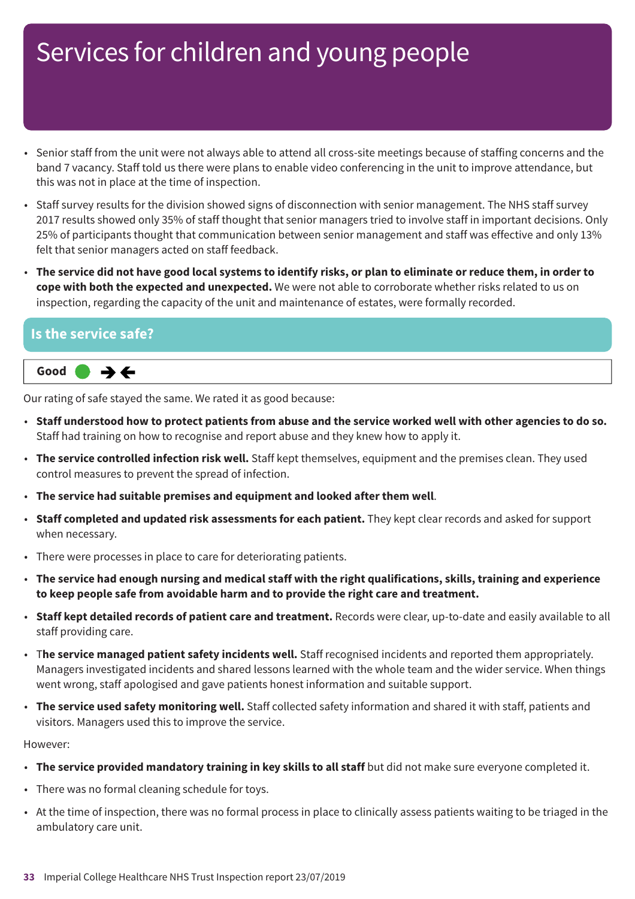# Services for children and young people

- Senior staff from the unit were not always able to attend all cross-site meetings because of staffing concerns and the band 7 vacancy. Staff told us there were plans to enable video conferencing in the unit to improve attendance, but this was not in place at the time of inspection.
- Staff survey results for the division showed signs of disconnection with senior management. The NHS staff survey 2017 results showed only 35% of staff thought that senior managers tried to involve staff in important decisions. Only 25% of participants thought that communication between senior management and staff was effective and only 13% felt that senior managers acted on staff feedback.
- **The service did not have good local systems to identify risks, or plan to eliminate or reduce them, in order to cope with both the expected and unexpected.** We were not able to corroborate whether risks related to us on inspection, regarding the capacity of the unit and maintenance of estates, were formally recorded.

## Is the service safe?

**Good** → ←

Our rating of safe stayed the same. We rated it as good because:

- **Staff understood how to protect patients from abuse and the service worked well with other agencies to do so.** Staff had training on how to recognise and report abuse and they knew how to apply it.
- **The service controlled infection risk well.** Staff kept themselves, equipment and the premises clean. They used control measures to prevent the spread of infection.
- **The service had suitable premises and equipment and looked after them well**.
- **Staff completed and updated risk assessments for each patient.** They kept clear records and asked for support when necessary.
- There were processes in place to care for deteriorating patients.
- **The service had enough nursing and medical staff with the right qualifications, skills, training and experience to keep people safe from avoidable harm and to provide the right care and treatment.**
- **Staff kept detailed records of patient care and treatment.** Records were clear, up-to-date and easily available to all staff providing care.
- T**he service managed patient safety incidents well.** Staff recognised incidents and reported them appropriately. Managers investigated incidents and shared lessons learned with the whole team and the wider service. When things went wrong, staff apologised and gave patients honest information and suitable support.
- **The service used safety monitoring well.** Staff collected safety information and shared it with staff, patients and visitors. Managers used this to improve the service.

However:

- **The service provided mandatory training in key skills to all staff** but did not make sure everyone completed it.
- There was no formal cleaning schedule for toys.
- At the time of inspection, there was no formal process in place to clinically assess patients waiting to be triaged in the ambulatory care unit.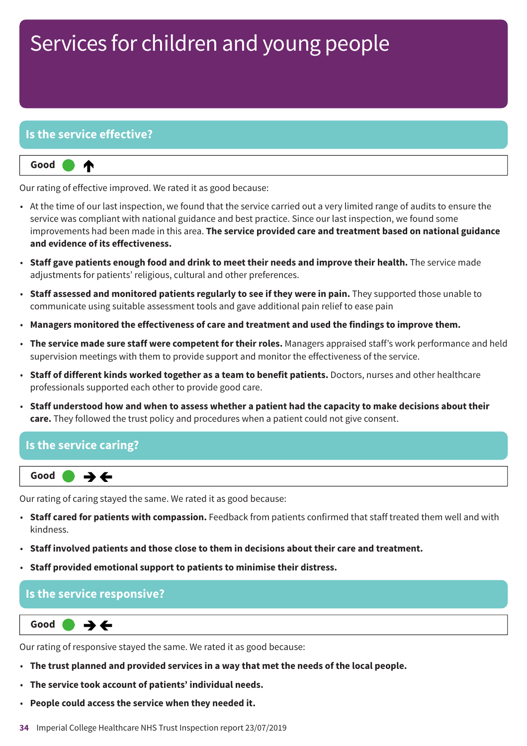# Services for children and young people

## Is the service effective?

**Good** ↑

Our rating of effective improved. We rated it as good because:

- At the time of our last inspection, we found that the service carried out a very limited range of audits to ensure the service was compliant with national guidance and best practice. Since our last inspection, we found some improvements had been made in this area. **The service provided care and treatment based on national guidance and evidence of its effectiveness.**
- **Staff gave patients enough food and drink to meet their needs and improve their health.** The service made adjustments for patients' religious, cultural and other preferences.
- **Staff assessed and monitored patients regularly to see if they were in pain.** They supported those unable to communicate using suitable assessment tools and gave additional pain relief to ease pain
- **Managers monitored the effectiveness of care and treatment and used the findings to improve them.**
- **The service made sure staff were competent for their roles.** Managers appraised staff's work performance and held supervision meetings with them to provide support and monitor the effectiveness of the service.
- **Staff of different kinds worked together as a team to benefit patients.** Doctors, nurses and other healthcare professionals supported each other to provide good care.
- **Staff understood how and when to assess whether a patient had the capacity to make decisions about their care.** They followed the trust policy and procedures when a patient could not give consent.

## Is the service caring?

**Good** →←

Our rating of caring stayed the same. We rated it as good because:

- **Staff cared for patients with compassion.** Feedback from patients confirmed that staff treated them well and with kindness.
- **Staff involved patients and those close to them in decisions about their care and treatment.**
- **Staff provided emotional support to patients to minimise their distress.**

## Is the service responsive?

**Good** →←

Our rating of responsive stayed the same. We rated it as good because:

- **The trust planned and provided services in a way that met the needs of the local people.**
- **The service took account of patients' individual needs.**
- **People could access the service when they needed it.**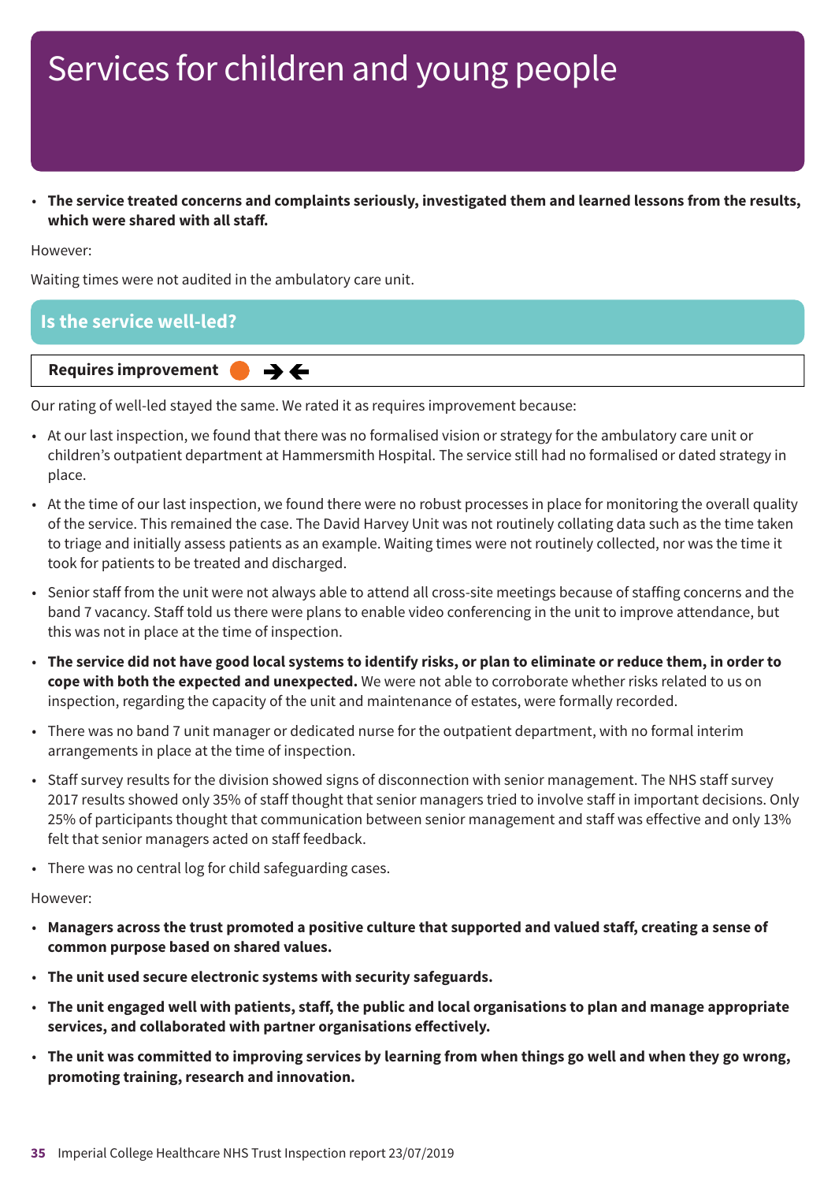# Services for children and young people

- **The service treated concerns and complaints seriously, investigated them and learned lessons from the results, which were shared with all staff.**

However:

Waiting times were not audited in the ambulatory care unit.

## Is the service well-led?

**Requires improvement** → ←

Our rating of well-led stayed the same. We rated it as requires improvement because:

- At our last inspection, we found that there was no formalised vision or strategy for the ambulatory care unit or children's outpatient department at Hammersmith Hospital. The service still had no formalised or dated strategy in place.
- At the time of our last inspection, we found there were no robust processes in place for monitoring the overall quality of the service. This remained the case. The David Harvey Unit was not routinely collating data such as the time taken to triage and initially assess patients as an example. Waiting times were not routinely collected, nor was the time it took for patients to be treated and discharged.
- Senior staff from the unit were not always able to attend all cross-site meetings because of staffing concerns and the band 7 vacancy. Staff told us there were plans to enable video conferencing in the unit to improve attendance, but this was not in place at the time of inspection.
- **The service did not have good local systems to identify risks, or plan to eliminate or reduce them, in order to cope with both the expected and unexpected.** We were not able to corroborate whether risks related to us on inspection, regarding the capacity of the unit and maintenance of estates, were formally recorded.
- There was no band 7 unit manager or dedicated nurse for the outpatient department, with no formal interim arrangements in place at the time of inspection.
- Staff survey results for the division showed signs of disconnection with senior management. The NHS staff survey 2017 results showed only 35% of staff thought that senior managers tried to involve staff in important decisions. Only 25% of participants thought that communication between senior management and staff was effective and only 13% felt that senior managers acted on staff feedback.
- There was no central log for child safeguarding cases.

However:

- **Managers across the trust promoted a positive culture that supported and valued staff, creating a sense of common purpose based on shared values.**
- **The unit used secure electronic systems with security safeguards.**
- **The unit engaged well with patients, staff, the public and local organisations to plan and manage appropriate services, and collaborated with partner organisations effectively.**
- **The unit was committed to improving services by learning from when things go well and when they go wrong, promoting training, research and innovation.**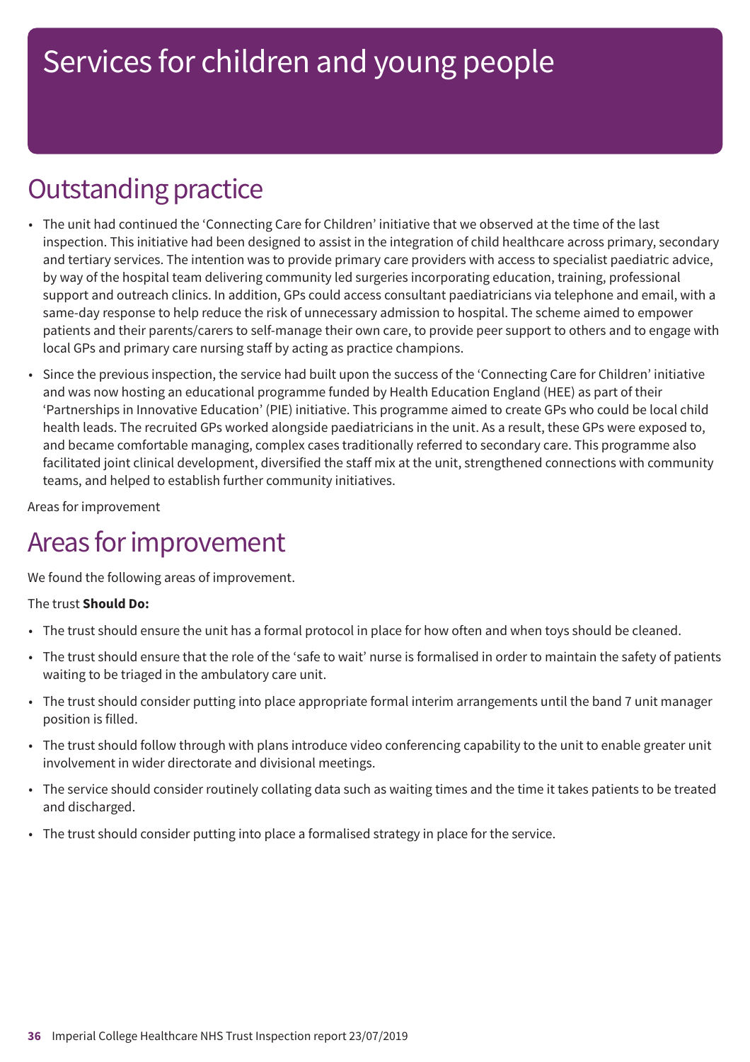# Services for children and young people

## Outstanding practice

- The unit had continued the 'Connecting Care for Children' initiative that we observed at the time of the last inspection. This initiative had been designed to assist in the integration of child healthcare across primary, secondary and tertiary services. The intention was to provide primary care providers with access to specialist paediatric advice, by way of the hospital team delivering community led surgeries incorporating education, training, professional support and outreach clinics. In addition, GPs could access consultant paediatricians via telephone and email, with a same-day response to help reduce the risk of unnecessary admission to hospital. The scheme aimed to empower patients and their parents/carers to self-manage their own care, to provide peer support to others and to engage with local GPs and primary care nursing staff by acting as practice champions.
- Since the previous inspection, the service had built upon the success of the 'Connecting Care for Children' initiative and was now hosting an educational programme funded by Health Education England (HEE) as part of their 'Partnerships in Innovative Education' (PIE) initiative. This programme aimed to create GPs who could be local child health leads. The recruited GPs worked alongside paediatricians in the unit. As a result, these GPs were exposed to, and became comfortable managing, complex cases traditionally referred to secondary care. This programme also facilitated joint clinical development, diversified the staff mix at the unit, strengthened connections with community teams, and helped to establish further community initiatives.

Areas for improvement

## Areas for improvement

We found the following areas of improvement.

The trust **Should Do:**

- The trust should ensure the unit has a formal protocol in place for how often and when toys should be cleaned.
- The trust should ensure that the role of the 'safe to wait' nurse is formalised in order to maintain the safety of patients waiting to be triaged in the ambulatory care unit.
- The trust should consider putting into place appropriate formal interim arrangements until the band 7 unit manager position is filled.
- The trust should follow through with plans introduce video conferencing capability to the unit to enable greater unit involvement in wider directorate and divisional meetings.
- The service should consider routinely collating data such as waiting times and the time it takes patients to be treated and discharged.
- The trust should consider putting into place a formalised strategy in place for the service.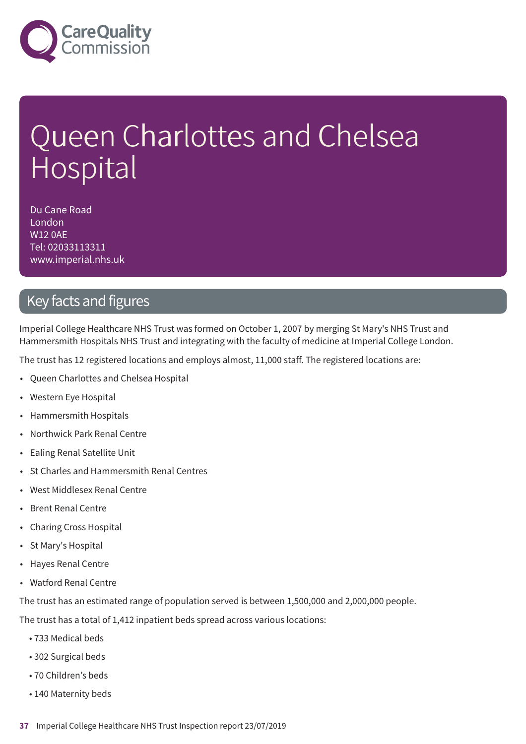# Queen Charlottes and Chelsea Hospital

Du Cane Road
London
W12 0AE
Tel: 02033113311
www.imperial.nhs.uk

## Key facts and figures

Imperial College Healthcare NHS Trust was formed on October 1, 2007 by merging St Mary's NHS Trust and Hammersmith Hospitals NHS Trust and integrating with the faculty of medicine at Imperial College London.

The trust has 12 registered locations and employs almost, 11,000 staff. The registered locations are:

- Queen Charlottes and Chelsea Hospital
- Western Eye Hospital
- Hammersmith Hospitals
- Northwick Park Renal Centre
- Ealing Renal Satellite Unit
- St Charles and Hammersmith Renal Centres
- West Middlesex Renal Centre
- Brent Renal Centre
- Charing Cross Hospital
- St Mary's Hospital
- Hayes Renal Centre
- Watford Renal Centre

The trust has an estimated range of population served is between 1,500,000 and 2,000,000 people.

The trust has a total of 1,412 inpatient beds spread across various locations:

- 733 Medical beds
- 302 Surgical beds
- 70 Children's beds
- 140 Maternity beds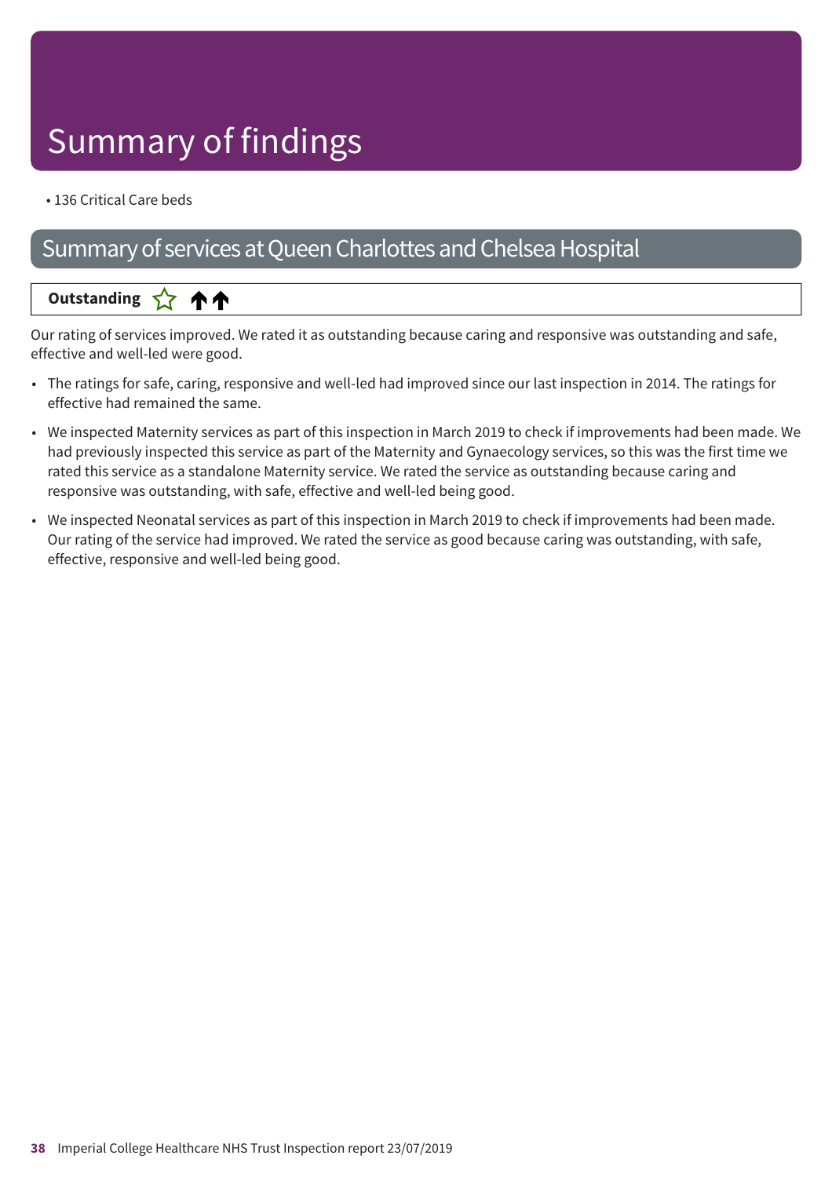# Summary of findings

- 136 Critical Care beds

## Summary of services at Queen Charlottes and Chelsea Hospital

**Outstanding** ☆ ↑↑

Our rating of services improved. We rated it as outstanding because caring and responsive was outstanding and safe, effective and well-led were good.

- The ratings for safe, caring, responsive and well-led had improved since our last inspection in 2014. The ratings for effective had remained the same.
- We inspected Maternity services as part of this inspection in March 2019 to check if improvements had been made. We had previously inspected this service as part of the Maternity and Gynaecology services, so this was the first time we rated this service as a standalone Maternity service. We rated the service as outstanding because caring and responsive was outstanding, with safe, effective and well-led being good.
- We inspected Neonatal services as part of this inspection in March 2019 to check if improvements had been made. Our rating of the service had improved. We rated the service as good because caring was outstanding, with safe, effective, responsive and well-led being good.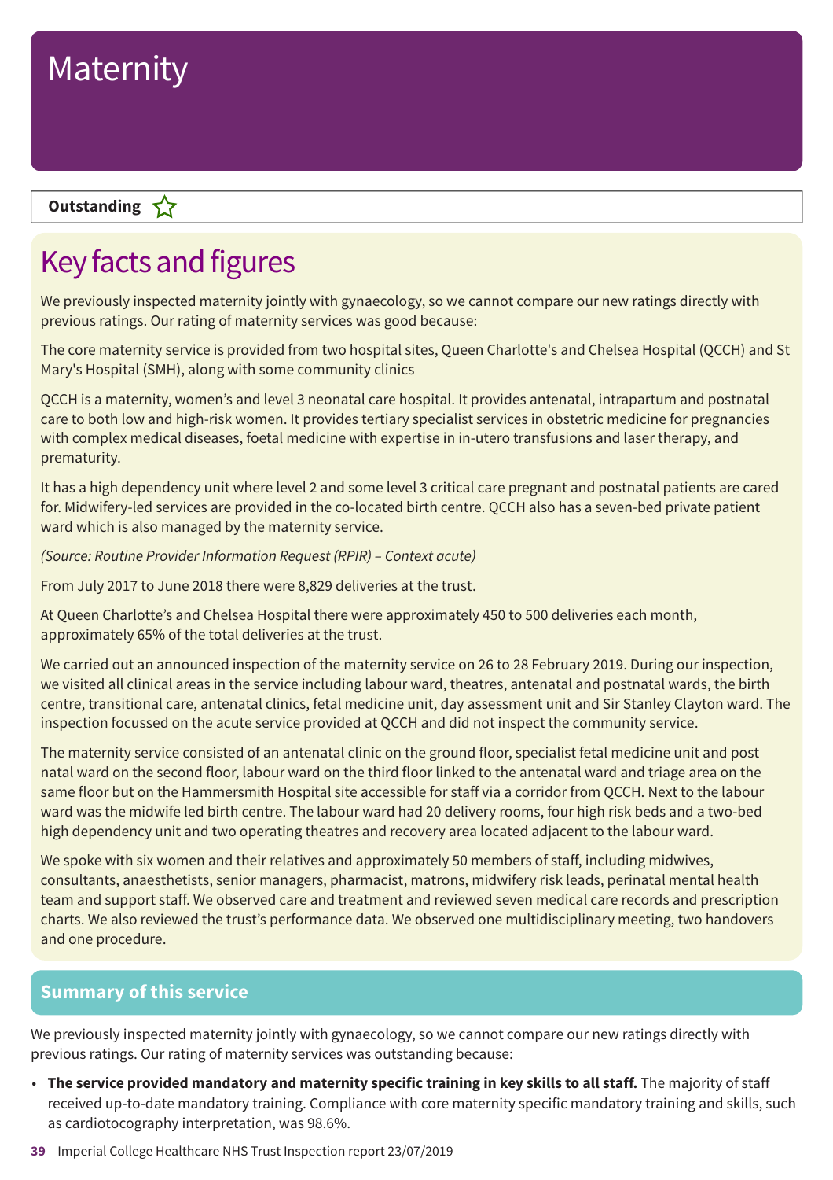# Maternity

**Outstanding** ☆

## Key facts and figures

We previously inspected maternity jointly with gynaecology, so we cannot compare our new ratings directly with previous ratings. Our rating of maternity services was good because:

The core maternity service is provided from two hospital sites, Queen Charlotte's and Chelsea Hospital (QCCH) and St Mary's Hospital (SMH), along with some community clinics

QCCH is a maternity, women's and level 3 neonatal care hospital. It provides antenatal, intrapartum and postnatal care to both low and high-risk women. It provides tertiary specialist services in obstetric medicine for pregnancies with complex medical diseases, foetal medicine with expertise in in-utero transfusions and laser therapy, and prematurity.

It has a high dependency unit where level 2 and some level 3 critical care pregnant and postnatal patients are cared for. Midwifery-led services are provided in the co-located birth centre. QCCH also has a seven-bed private patient ward which is also managed by the maternity service.

*(Source: Routine Provider Information Request (RPIR) – Context acute)*

From July 2017 to June 2018 there were 8,829 deliveries at the trust.

At Queen Charlotte's and Chelsea Hospital there were approximately 450 to 500 deliveries each month, approximately 65% of the total deliveries at the trust.

We carried out an announced inspection of the maternity service on 26 to 28 February 2019. During our inspection, we visited all clinical areas in the service including labour ward, theatres, antenatal and postnatal wards, the birth centre, transitional care, antenatal clinics, fetal medicine unit, day assessment unit and Sir Stanley Clayton ward. The inspection focussed on the acute service provided at QCCH and did not inspect the community service.

The maternity service consisted of an antenatal clinic on the ground floor, specialist fetal medicine unit and post natal ward on the second floor, labour ward on the third floor linked to the antenatal ward and triage area on the same floor but on the Hammersmith Hospital site accessible for staff via a corridor from QCCH. Next to the labour ward was the midwife led birth centre. The labour ward had 20 delivery rooms, four high risk beds and a two-bed high dependency unit and two operating theatres and recovery area located adjacent to the labour ward.

We spoke with six women and their relatives and approximately 50 members of staff, including midwives, consultants, anaesthetists, senior managers, pharmacist, matrons, midwifery risk leads, perinatal mental health team and support staff. We observed care and treatment and reviewed seven medical care records and prescription charts. We also reviewed the trust's performance data. We observed one multidisciplinary meeting, two handovers and one procedure.

## Summary of this service

We previously inspected maternity jointly with gynaecology, so we cannot compare our new ratings directly with previous ratings. Our rating of maternity services was outstanding because:

- **The service provided mandatory and maternity specific training in key skills to all staff.** The majority of staff received up-to-date mandatory training. Compliance with core maternity specific mandatory training and skills, such as cardiotocography interpretation, was 98.6%.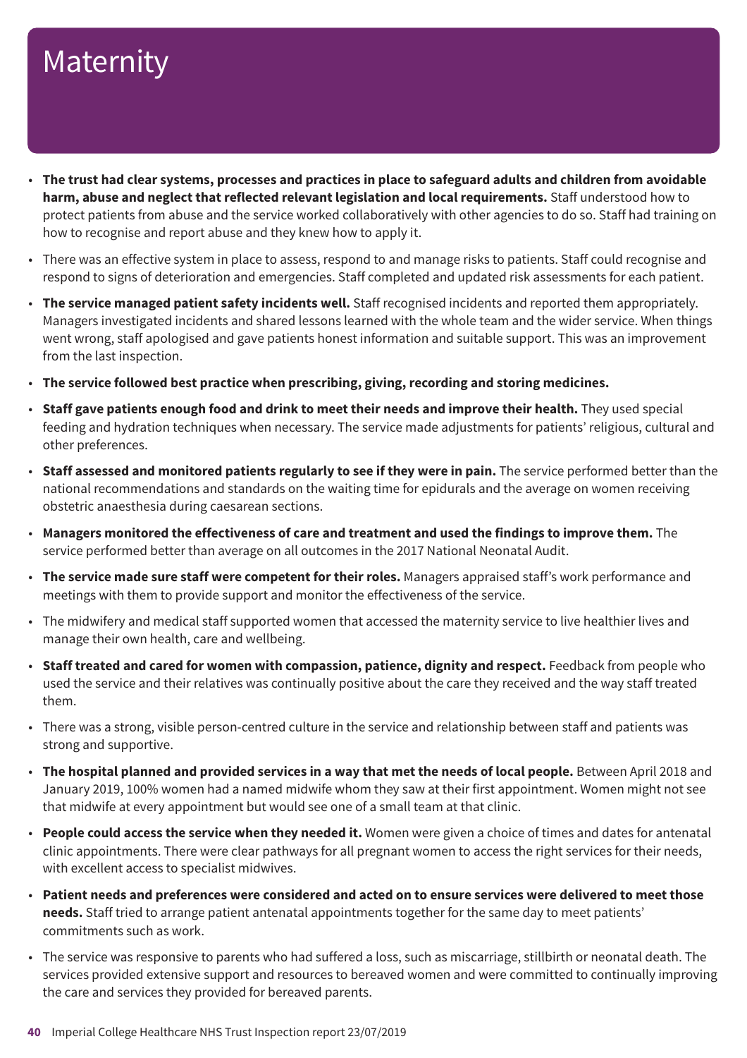# Maternity

- **The trust had clear systems, processes and practices in place to safeguard adults and children from avoidable harm, abuse and neglect that reflected relevant legislation and local requirements.** Staff understood how to protect patients from abuse and the service worked collaboratively with other agencies to do so. Staff had training on how to recognise and report abuse and they knew how to apply it.
- There was an effective system in place to assess, respond to and manage risks to patients. Staff could recognise and respond to signs of deterioration and emergencies. Staff completed and updated risk assessments for each patient.
- **The service managed patient safety incidents well.** Staff recognised incidents and reported them appropriately. Managers investigated incidents and shared lessons learned with the whole team and the wider service. When things went wrong, staff apologised and gave patients honest information and suitable support. This was an improvement from the last inspection.
- **The service followed best practice when prescribing, giving, recording and storing medicines.**
- **Staff gave patients enough food and drink to meet their needs and improve their health.** They used special feeding and hydration techniques when necessary. The service made adjustments for patients' religious, cultural and other preferences.
- **Staff assessed and monitored patients regularly to see if they were in pain.** The service performed better than the national recommendations and standards on the waiting time for epidurals and the average on women receiving obstetric anaesthesia during caesarean sections.
- **Managers monitored the effectiveness of care and treatment and used the findings to improve them.** The service performed better than average on all outcomes in the 2017 National Neonatal Audit.
- **The service made sure staff were competent for their roles.** Managers appraised staff's work performance and meetings with them to provide support and monitor the effectiveness of the service.
- The midwifery and medical staff supported women that accessed the maternity service to live healthier lives and manage their own health, care and wellbeing.
- **Staff treated and cared for women with compassion, patience, dignity and respect.** Feedback from people who used the service and their relatives was continually positive about the care they received and the way staff treated them.
- There was a strong, visible person-centred culture in the service and relationship between staff and patients was strong and supportive.
- **The hospital planned and provided services in a way that met the needs of local people.** Between April 2018 and January 2019, 100% women had a named midwife whom they saw at their first appointment. Women might not see that midwife at every appointment but would see one of a small team at that clinic.
- **People could access the service when they needed it.** Women were given a choice of times and dates for antenatal clinic appointments. There were clear pathways for all pregnant women to access the right services for their needs, with excellent access to specialist midwives.
- **Patient needs and preferences were considered and acted on to ensure services were delivered to meet those needs.** Staff tried to arrange patient antenatal appointments together for the same day to meet patients' commitments such as work.
- The service was responsive to parents who had suffered a loss, such as miscarriage, stillbirth or neonatal death. The services provided extensive support and resources to bereaved women and were committed to continually improving the care and services they provided for bereaved parents.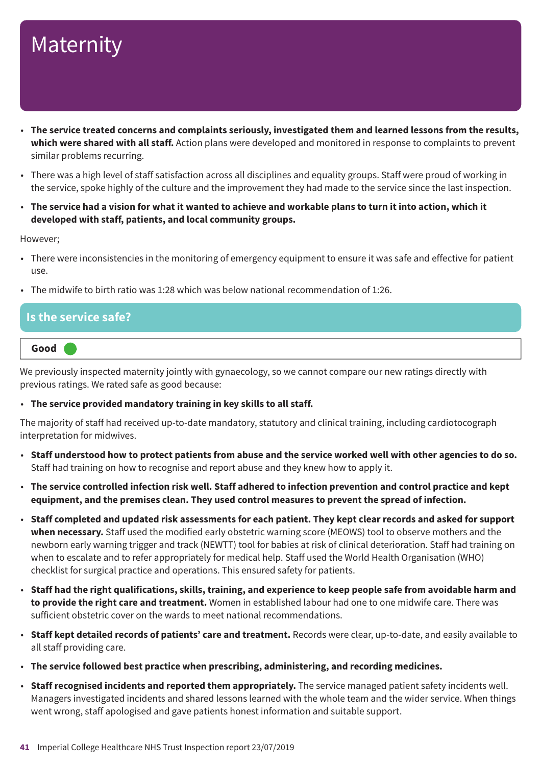# Maternity

- **The service treated concerns and complaints seriously, investigated them and learned lessons from the results, which were shared with all staff.** Action plans were developed and monitored in response to complaints to prevent similar problems recurring.
- There was a high level of staff satisfaction across all disciplines and equality groups. Staff were proud of working in the service, spoke highly of the culture and the improvement they had made to the service since the last inspection.
- **The service had a vision for what it wanted to achieve and workable plans to turn it into action, which it developed with staff, patients, and local community groups.**

However;

- There were inconsistencies in the monitoring of emergency equipment to ensure it was safe and effective for patient use.
- The midwife to birth ratio was 1:28 which was below national recommendation of 1:26.

## Is the service safe?

**Good**

We previously inspected maternity jointly with gynaecology, so we cannot compare our new ratings directly with previous ratings. We rated safe as good because:

- **The service provided mandatory training in key skills to all staff.**

The majority of staff had received up-to-date mandatory, statutory and clinical training, including cardiotocograph interpretation for midwives.

- **Staff understood how to protect patients from abuse and the service worked well with other agencies to do so.** Staff had training on how to recognise and report abuse and they knew how to apply it.
- **The service controlled infection risk well. Staff adhered to infection prevention and control practice and kept equipment, and the premises clean. They used control measures to prevent the spread of infection.**
- **Staff completed and updated risk assessments for each patient. They kept clear records and asked for support when necessary.** Staff used the modified early obstetric warning score (MEOWS) tool to observe mothers and the newborn early warning trigger and track (NEWTT) tool for babies at risk of clinical deterioration. Staff had training on when to escalate and to refer appropriately for medical help. Staff used the World Health Organisation (WHO) checklist for surgical practice and operations. This ensured safety for patients.
- **Staff had the right qualifications, skills, training, and experience to keep people safe from avoidable harm and to provide the right care and treatment.** Women in established labour had one to one midwife care. There was sufficient obstetric cover on the wards to meet national recommendations.
- **Staff kept detailed records of patients' care and treatment.** Records were clear, up-to-date, and easily available to all staff providing care.
- **The service followed best practice when prescribing, administering, and recording medicines.**
- **Staff recognised incidents and reported them appropriately.** The service managed patient safety incidents well. Managers investigated incidents and shared lessons learned with the whole team and the wider service. When things went wrong, staff apologised and gave patients honest information and suitable support.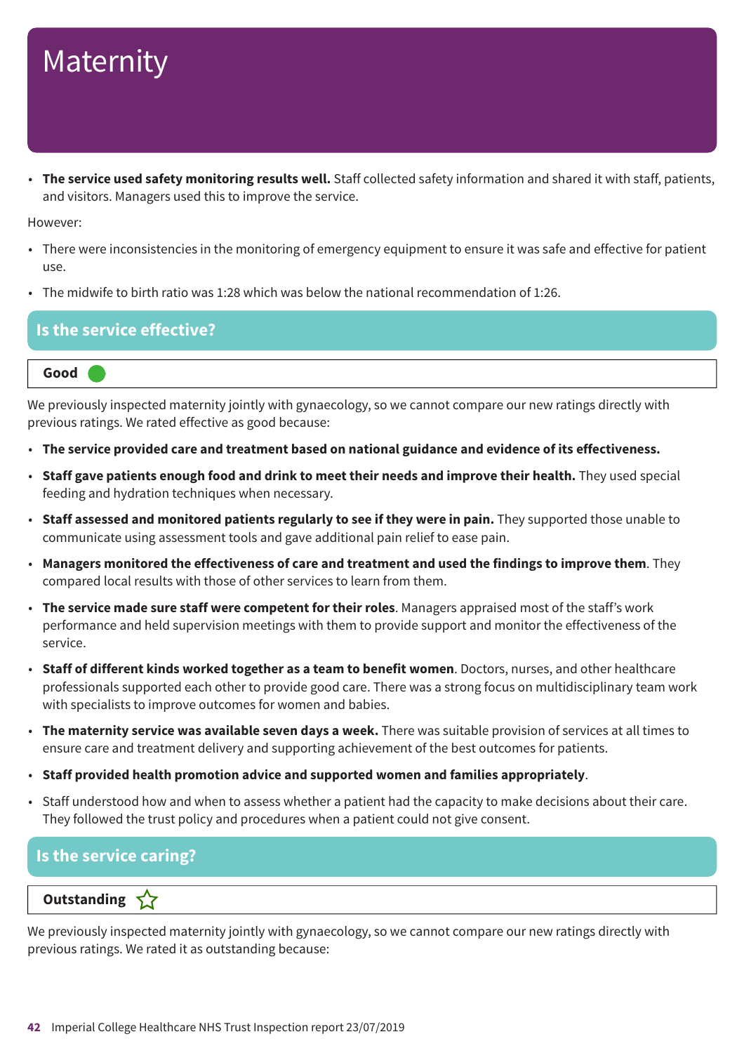# Maternity

- **The service used safety monitoring results well.** Staff collected safety information and shared it with staff, patients, and visitors. Managers used this to improve the service.

However:

- There were inconsistencies in the monitoring of emergency equipment to ensure it was safe and effective for patient use.
- The midwife to birth ratio was 1:28 which was below the national recommendation of 1:26.

## Is the service effective?

**Good**

We previously inspected maternity jointly with gynaecology, so we cannot compare our new ratings directly with previous ratings. We rated effective as good because:

- **The service provided care and treatment based on national guidance and evidence of its effectiveness.**
- **Staff gave patients enough food and drink to meet their needs and improve their health.** They used special feeding and hydration techniques when necessary.
- **Staff assessed and monitored patients regularly to see if they were in pain.** They supported those unable to communicate using assessment tools and gave additional pain relief to ease pain.
- **Managers monitored the effectiveness of care and treatment and used the findings to improve them**. They compared local results with those of other services to learn from them.
- **The service made sure staff were competent for their roles**. Managers appraised most of the staff's work performance and held supervision meetings with them to provide support and monitor the effectiveness of the service.
- **Staff of different kinds worked together as a team to benefit women**. Doctors, nurses, and other healthcare professionals supported each other to provide good care. There was a strong focus on multidisciplinary team work with specialists to improve outcomes for women and babies.
- **The maternity service was available seven days a week.** There was suitable provision of services at all times to ensure care and treatment delivery and supporting achievement of the best outcomes for patients.
- **Staff provided health promotion advice and supported women and families appropriately**.
- Staff understood how and when to assess whether a patient had the capacity to make decisions about their care. They followed the trust policy and procedures when a patient could not give consent.

## Is the service caring?

**Outstanding** ☆

We previously inspected maternity jointly with gynaecology, so we cannot compare our new ratings directly with previous ratings. We rated it as outstanding because: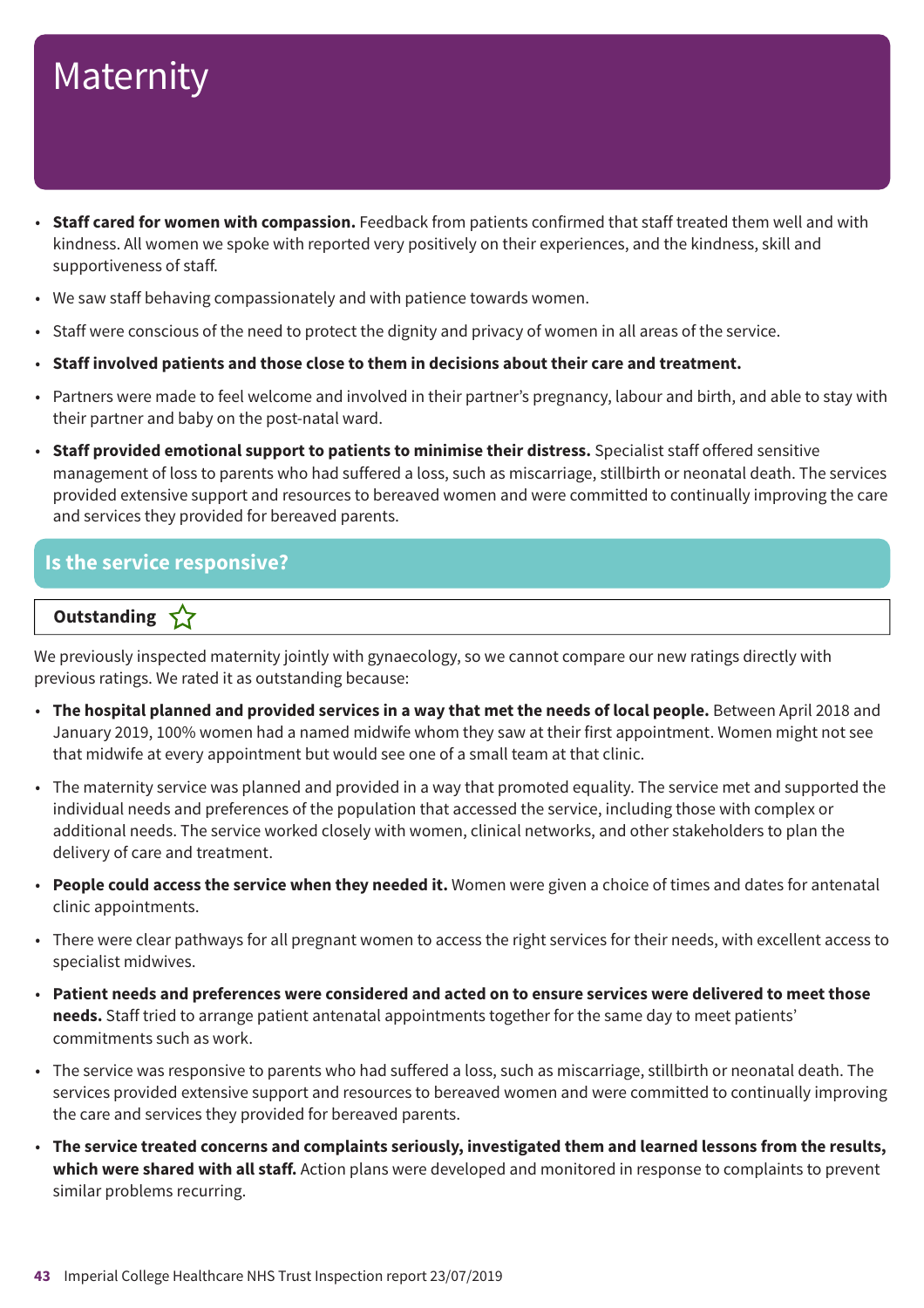# Maternity

- **Staff cared for women with compassion.** Feedback from patients confirmed that staff treated them well and with kindness. All women we spoke with reported very positively on their experiences, and the kindness, skill and supportiveness of staff.
- We saw staff behaving compassionately and with patience towards women.
- Staff were conscious of the need to protect the dignity and privacy of women in all areas of the service.
- **Staff involved patients and those close to them in decisions about their care and treatment.**
- Partners were made to feel welcome and involved in their partner's pregnancy, labour and birth, and able to stay with their partner and baby on the post-natal ward.
- **Staff provided emotional support to patients to minimise their distress.** Specialist staff offered sensitive management of loss to parents who had suffered a loss, such as miscarriage, stillbirth or neonatal death. The services provided extensive support and resources to bereaved women and were committed to continually improving the care and services they provided for bereaved parents.

## Is the service responsive?

**Outstanding** ☆

We previously inspected maternity jointly with gynaecology, so we cannot compare our new ratings directly with previous ratings. We rated it as outstanding because:

- **The hospital planned and provided services in a way that met the needs of local people.** Between April 2018 and January 2019, 100% women had a named midwife whom they saw at their first appointment. Women might not see that midwife at every appointment but would see one of a small team at that clinic.
- The maternity service was planned and provided in a way that promoted equality. The service met and supported the individual needs and preferences of the population that accessed the service, including those with complex or additional needs. The service worked closely with women, clinical networks, and other stakeholders to plan the delivery of care and treatment.
- **People could access the service when they needed it.** Women were given a choice of times and dates for antenatal clinic appointments.
- There were clear pathways for all pregnant women to access the right services for their needs, with excellent access to specialist midwives.
- **Patient needs and preferences were considered and acted on to ensure services were delivered to meet those needs.** Staff tried to arrange patient antenatal appointments together for the same day to meet patients' commitments such as work.
- The service was responsive to parents who had suffered a loss, such as miscarriage, stillbirth or neonatal death. The services provided extensive support and resources to bereaved women and were committed to continually improving the care and services they provided for bereaved parents.
- **The service treated concerns and complaints seriously, investigated them and learned lessons from the results, which were shared with all staff.** Action plans were developed and monitored in response to complaints to prevent similar problems recurring.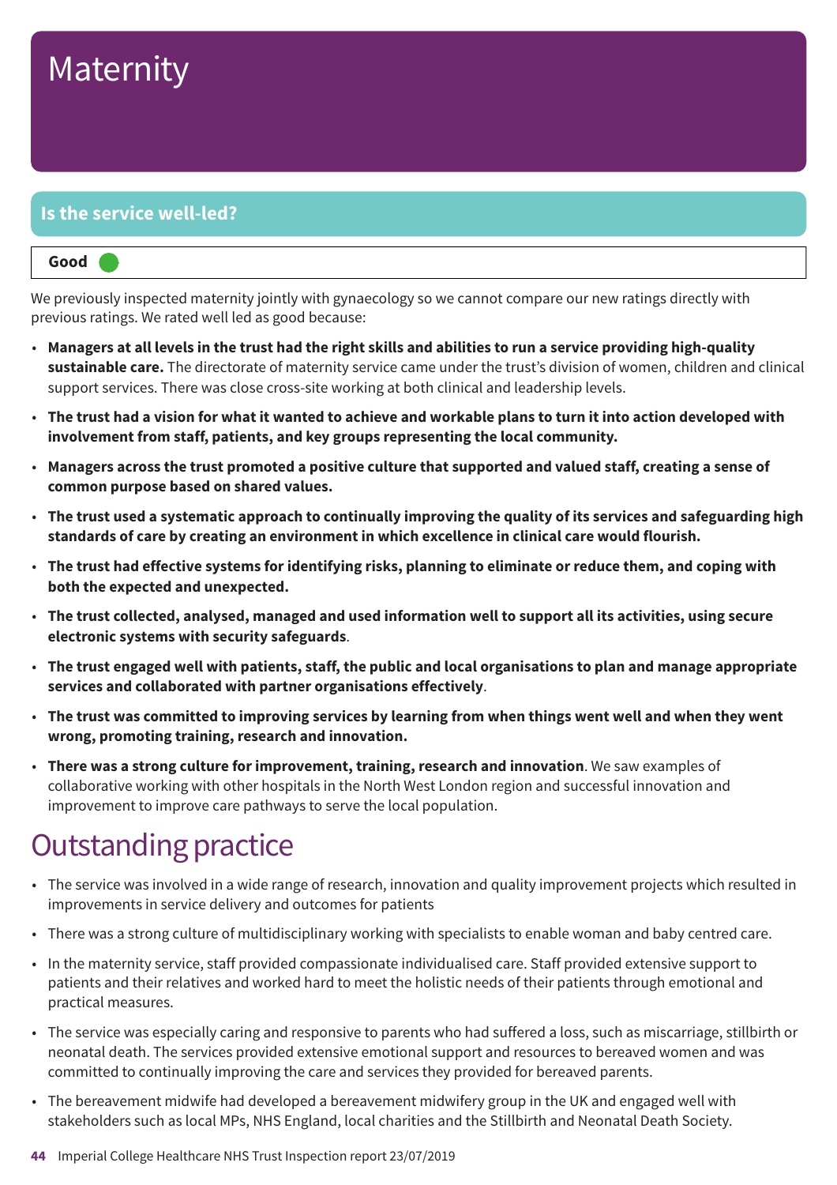# Maternity

## Is the service well-led?

**Good**

We previously inspected maternity jointly with gynaecology so we cannot compare our new ratings directly with previous ratings. We rated well led as good because:

- **Managers at all levels in the trust had the right skills and abilities to run a service providing high-quality sustainable care.** The directorate of maternity service came under the trust's division of women, children and clinical support services. There was close cross-site working at both clinical and leadership levels.
- **The trust had a vision for what it wanted to achieve and workable plans to turn it into action developed with involvement from staff, patients, and key groups representing the local community.**
- **Managers across the trust promoted a positive culture that supported and valued staff, creating a sense of common purpose based on shared values.**
- **The trust used a systematic approach to continually improving the quality of its services and safeguarding high standards of care by creating an environment in which excellence in clinical care would flourish.**
- **The trust had effective systems for identifying risks, planning to eliminate or reduce them, and coping with both the expected and unexpected.**
- **The trust collected, analysed, managed and used information well to support all its activities, using secure electronic systems with security safeguards**.
- **The trust engaged well with patients, staff, the public and local organisations to plan and manage appropriate services and collaborated with partner organisations effectively**.
- **The trust was committed to improving services by learning from when things went well and when they went wrong, promoting training, research and innovation.**
- **There was a strong culture for improvement, training, research and innovation**. We saw examples of collaborative working with other hospitals in the North West London region and successful innovation and improvement to improve care pathways to serve the local population.

# Outstanding practice

- The service was involved in a wide range of research, innovation and quality improvement projects which resulted in improvements in service delivery and outcomes for patients
- There was a strong culture of multidisciplinary working with specialists to enable woman and baby centred care.
- In the maternity service, staff provided compassionate individualised care. Staff provided extensive support to patients and their relatives and worked hard to meet the holistic needs of their patients through emotional and practical measures.
- The service was especially caring and responsive to parents who had suffered a loss, such as miscarriage, stillbirth or neonatal death. The services provided extensive emotional support and resources to bereaved women and was committed to continually improving the care and services they provided for bereaved parents.
- The bereavement midwife had developed a bereavement midwifery group in the UK and engaged well with stakeholders such as local MPs, NHS England, local charities and the Stillbirth and Neonatal Death Society.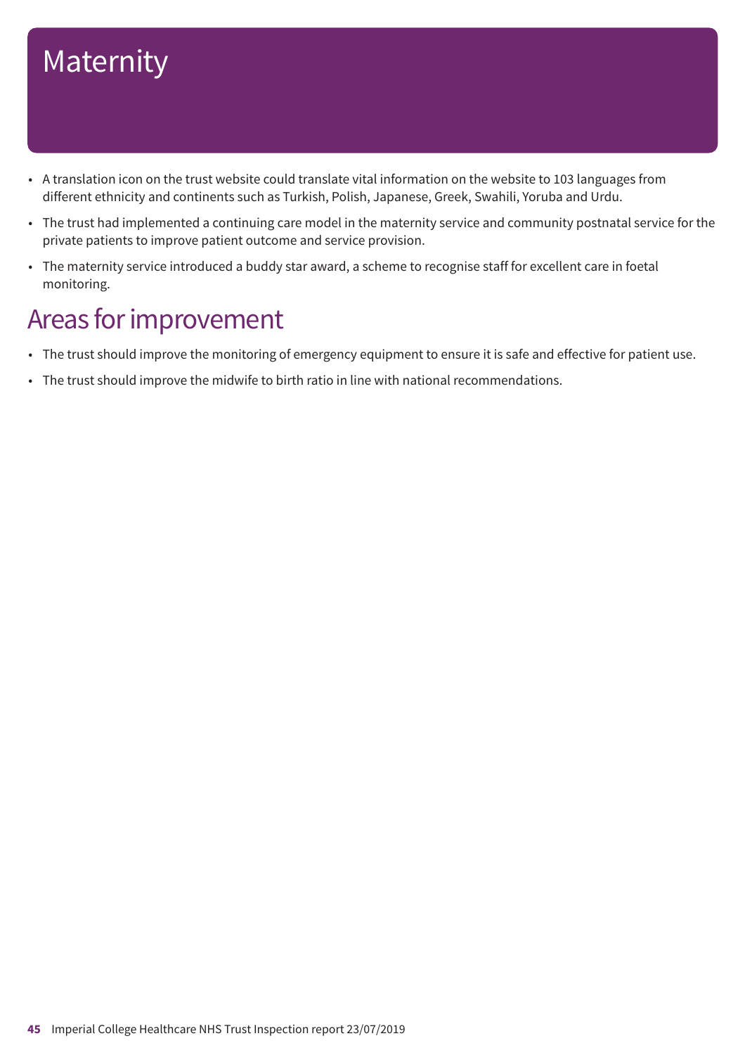# Maternity

- A translation icon on the trust website could translate vital information on the website to 103 languages from different ethnicity and continents such as Turkish, Polish, Japanese, Greek, Swahili, Yoruba and Urdu.
- The trust had implemented a continuing care model in the maternity service and community postnatal service for the private patients to improve patient outcome and service provision.
- The maternity service introduced a buddy star award, a scheme to recognise staff for excellent care in foetal monitoring.

## Areas for improvement

- The trust should improve the monitoring of emergency equipment to ensure it is safe and effective for patient use.
- The trust should improve the midwife to birth ratio in line with national recommendations.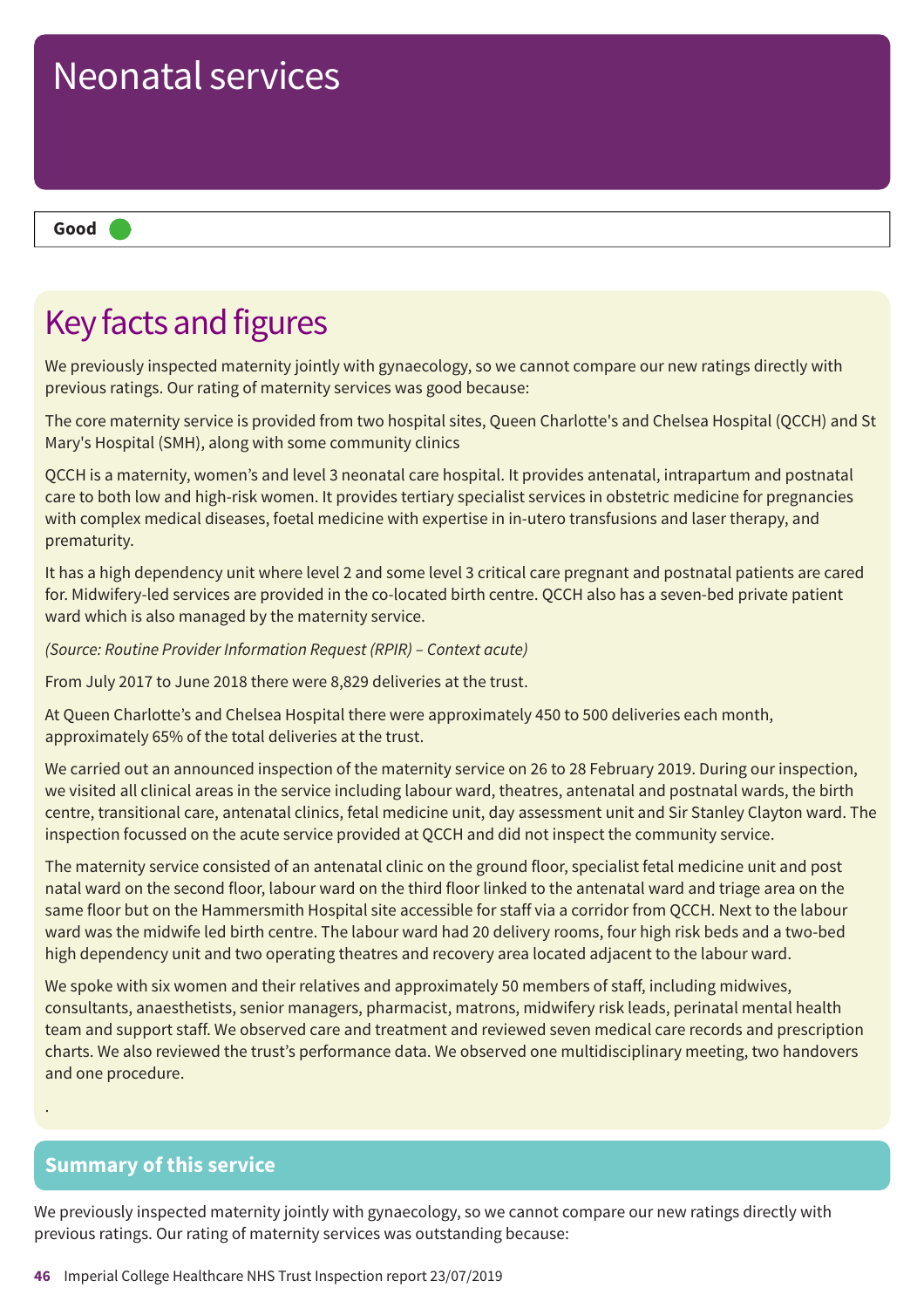# Neonatal services

**Good**

## Key facts and figures

We previously inspected maternity jointly with gynaecology, so we cannot compare our new ratings directly with previous ratings. Our rating of maternity services was good because:

The core maternity service is provided from two hospital sites, Queen Charlotte's and Chelsea Hospital (QCCH) and St Mary's Hospital (SMH), along with some community clinics

QCCH is a maternity, women's and level 3 neonatal care hospital. It provides antenatal, intrapartum and postnatal care to both low and high-risk women. It provides tertiary specialist services in obstetric medicine for pregnancies with complex medical diseases, foetal medicine with expertise in in-utero transfusions and laser therapy, and prematurity.

It has a high dependency unit where level 2 and some level 3 critical care pregnant and postnatal patients are cared for. Midwifery-led services are provided in the co-located birth centre. QCCH also has a seven-bed private patient ward which is also managed by the maternity service.

*(Source: Routine Provider Information Request (RPIR) – Context acute)*

From July 2017 to June 2018 there were 8,829 deliveries at the trust.

At Queen Charlotte's and Chelsea Hospital there were approximately 450 to 500 deliveries each month, approximately 65% of the total deliveries at the trust.

We carried out an announced inspection of the maternity service on 26 to 28 February 2019. During our inspection, we visited all clinical areas in the service including labour ward, theatres, antenatal and postnatal wards, the birth centre, transitional care, antenatal clinics, fetal medicine unit, day assessment unit and Sir Stanley Clayton ward. The inspection focussed on the acute service provided at QCCH and did not inspect the community service.

The maternity service consisted of an antenatal clinic on the ground floor, specialist fetal medicine unit and post natal ward on the second floor, labour ward on the third floor linked to the antenatal ward and triage area on the same floor but on the Hammersmith Hospital site accessible for staff via a corridor from QCCH. Next to the labour ward was the midwife led birth centre. The labour ward had 20 delivery rooms, four high risk beds and a two-bed high dependency unit and two operating theatres and recovery area located adjacent to the labour ward.

We spoke with six women and their relatives and approximately 50 members of staff, including midwives, consultants, anaesthetists, senior managers, pharmacist, matrons, midwifery risk leads, perinatal mental health team and support staff. We observed care and treatment and reviewed seven medical care records and prescription charts. We also reviewed the trust's performance data. We observed one multidisciplinary meeting, two handovers and one procedure.

.

## Summary of this service

We previously inspected maternity jointly with gynaecology, so we cannot compare our new ratings directly with previous ratings. Our rating of maternity services was outstanding because: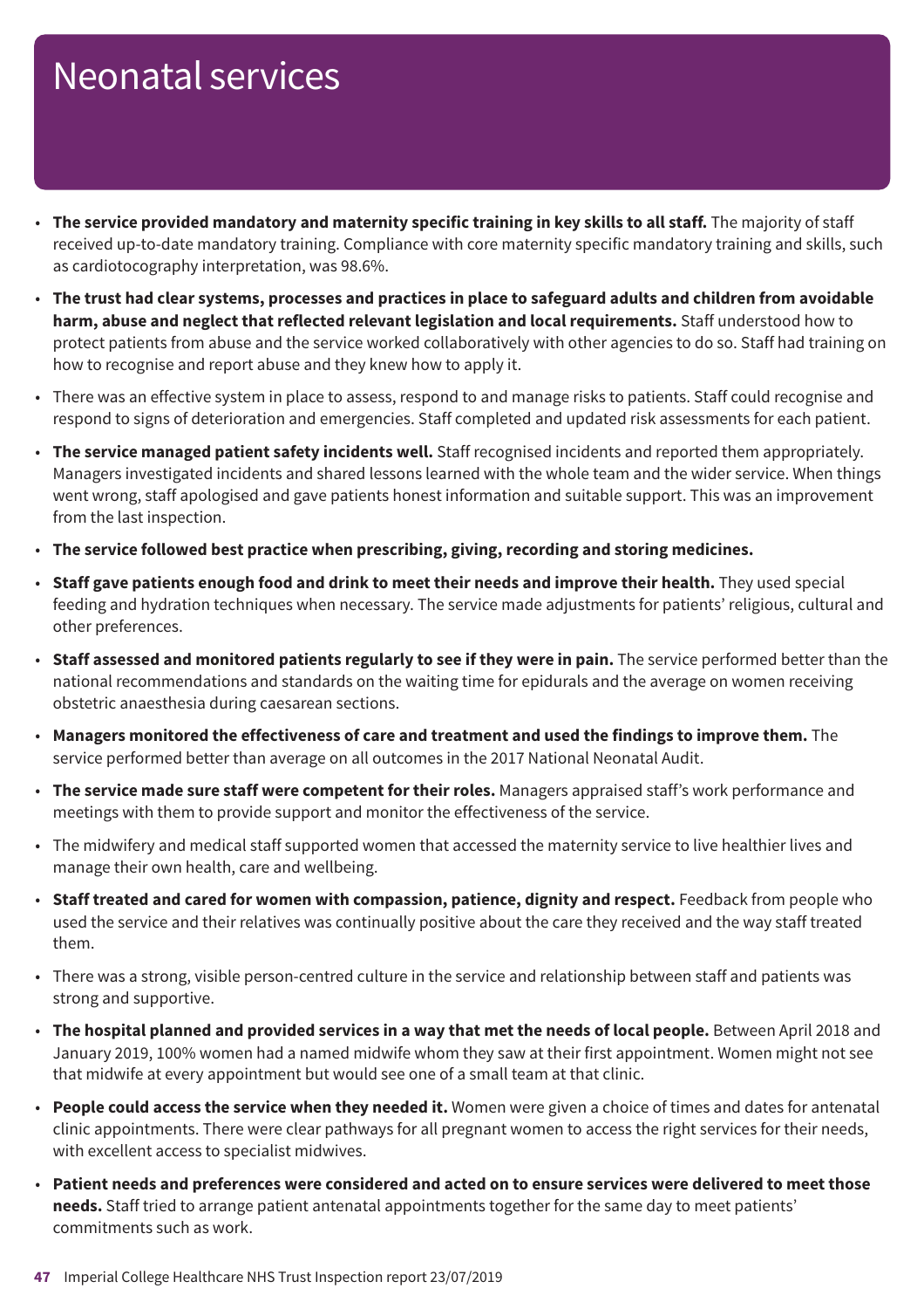# Neonatal services

- **The service provided mandatory and maternity specific training in key skills to all staff.** The majority of staff received up-to-date mandatory training. Compliance with core maternity specific mandatory training and skills, such as cardiotocography interpretation, was 98.6%.
- **The trust had clear systems, processes and practices in place to safeguard adults and children from avoidable harm, abuse and neglect that reflected relevant legislation and local requirements.** Staff understood how to protect patients from abuse and the service worked collaboratively with other agencies to do so. Staff had training on how to recognise and report abuse and they knew how to apply it.
- There was an effective system in place to assess, respond to and manage risks to patients. Staff could recognise and respond to signs of deterioration and emergencies. Staff completed and updated risk assessments for each patient.
- **The service managed patient safety incidents well.** Staff recognised incidents and reported them appropriately. Managers investigated incidents and shared lessons learned with the whole team and the wider service. When things went wrong, staff apologised and gave patients honest information and suitable support. This was an improvement from the last inspection.
- **The service followed best practice when prescribing, giving, recording and storing medicines.**
- **Staff gave patients enough food and drink to meet their needs and improve their health.** They used special feeding and hydration techniques when necessary. The service made adjustments for patients' religious, cultural and other preferences.
- **Staff assessed and monitored patients regularly to see if they were in pain.** The service performed better than the national recommendations and standards on the waiting time for epidurals and the average on women receiving obstetric anaesthesia during caesarean sections.
- **Managers monitored the effectiveness of care and treatment and used the findings to improve them.** The service performed better than average on all outcomes in the 2017 National Neonatal Audit.
- **The service made sure staff were competent for their roles.** Managers appraised staff's work performance and meetings with them to provide support and monitor the effectiveness of the service.
- The midwifery and medical staff supported women that accessed the maternity service to live healthier lives and manage their own health, care and wellbeing.
- **Staff treated and cared for women with compassion, patience, dignity and respect.** Feedback from people who used the service and their relatives was continually positive about the care they received and the way staff treated them.
- There was a strong, visible person-centred culture in the service and relationship between staff and patients was strong and supportive.
- **The hospital planned and provided services in a way that met the needs of local people.** Between April 2018 and January 2019, 100% women had a named midwife whom they saw at their first appointment. Women might not see that midwife at every appointment but would see one of a small team at that clinic.
- **People could access the service when they needed it.** Women were given a choice of times and dates for antenatal clinic appointments. There were clear pathways for all pregnant women to access the right services for their needs, with excellent access to specialist midwives.
- **Patient needs and preferences were considered and acted on to ensure services were delivered to meet those needs.** Staff tried to arrange patient antenatal appointments together for the same day to meet patients' commitments such as work.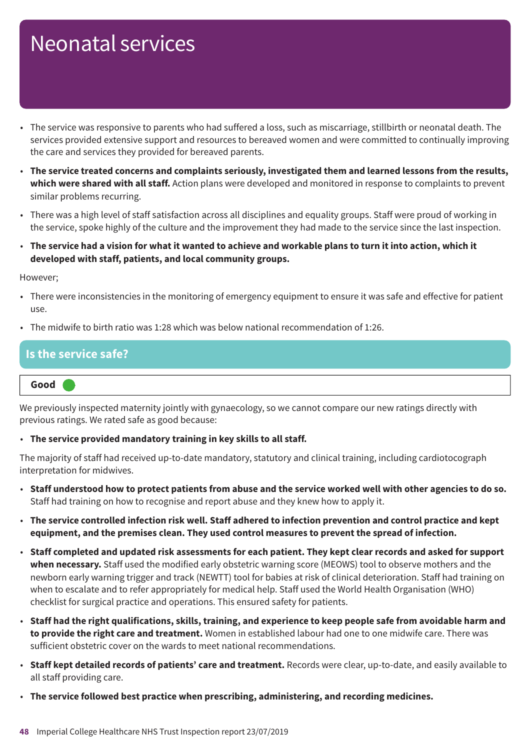# Neonatal services

- The service was responsive to parents who had suffered a loss, such as miscarriage, stillbirth or neonatal death. The services provided extensive support and resources to bereaved women and were committed to continually improving the care and services they provided for bereaved parents.
- **The service treated concerns and complaints seriously, investigated them and learned lessons from the results, which were shared with all staff.** Action plans were developed and monitored in response to complaints to prevent similar problems recurring.
- There was a high level of staff satisfaction across all disciplines and equality groups. Staff were proud of working in the service, spoke highly of the culture and the improvement they had made to the service since the last inspection.
- **The service had a vision for what it wanted to achieve and workable plans to turn it into action, which it developed with staff, patients, and local community groups.**

However;

- There were inconsistencies in the monitoring of emergency equipment to ensure it was safe and effective for patient use.
- The midwife to birth ratio was 1:28 which was below national recommendation of 1:26.

## Is the service safe?

**Good**

We previously inspected maternity jointly with gynaecology, so we cannot compare our new ratings directly with previous ratings. We rated safe as good because:

- **The service provided mandatory training in key skills to all staff.**

The majority of staff had received up-to-date mandatory, statutory and clinical training, including cardiotocograph interpretation for midwives.

- **Staff understood how to protect patients from abuse and the service worked well with other agencies to do so.** Staff had training on how to recognise and report abuse and they knew how to apply it.
- **The service controlled infection risk well. Staff adhered to infection prevention and control practice and kept equipment, and the premises clean. They used control measures to prevent the spread of infection.**
- **Staff completed and updated risk assessments for each patient. They kept clear records and asked for support when necessary.** Staff used the modified early obstetric warning score (MEOWS) tool to observe mothers and the newborn early warning trigger and track (NEWTT) tool for babies at risk of clinical deterioration. Staff had training on when to escalate and to refer appropriately for medical help. Staff used the World Health Organisation (WHO) checklist for surgical practice and operations. This ensured safety for patients.
- **Staff had the right qualifications, skills, training, and experience to keep people safe from avoidable harm and to provide the right care and treatment.** Women in established labour had one to one midwife care. There was sufficient obstetric cover on the wards to meet national recommendations.
- **Staff kept detailed records of patients' care and treatment.** Records were clear, up-to-date, and easily available to all staff providing care.
- **The service followed best practice when prescribing, administering, and recording medicines.**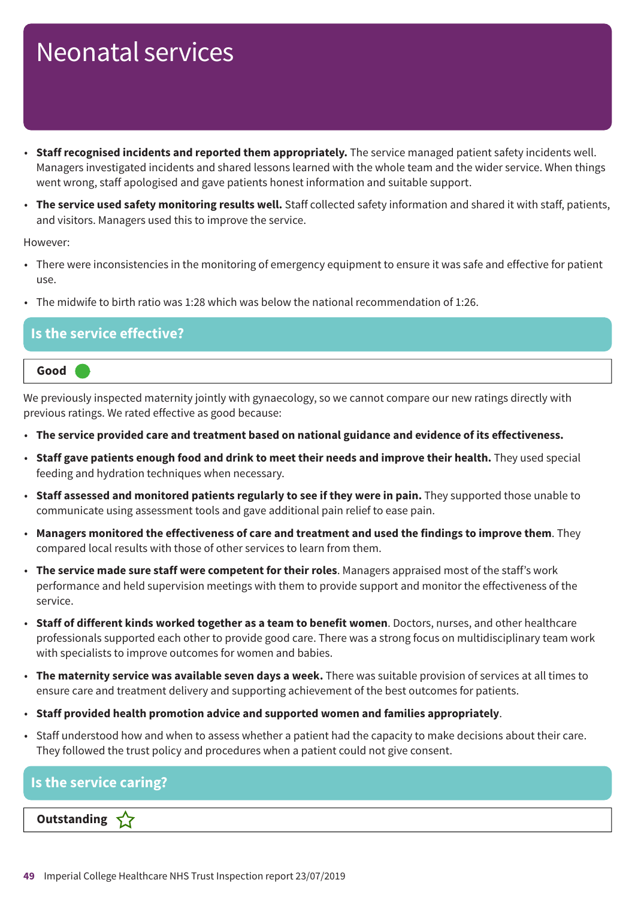# Neonatal services

- **Staff recognised incidents and reported them appropriately.** The service managed patient safety incidents well. Managers investigated incidents and shared lessons learned with the whole team and the wider service. When things went wrong, staff apologised and gave patients honest information and suitable support.
- **The service used safety monitoring results well.** Staff collected safety information and shared it with staff, patients, and visitors. Managers used this to improve the service.

However:

- There were inconsistencies in the monitoring of emergency equipment to ensure it was safe and effective for patient use.
- The midwife to birth ratio was 1:28 which was below the national recommendation of 1:26.

## Is the service effective?

**Good**

We previously inspected maternity jointly with gynaecology, so we cannot compare our new ratings directly with previous ratings. We rated effective as good because:

- **The service provided care and treatment based on national guidance and evidence of its effectiveness.**
- **Staff gave patients enough food and drink to meet their needs and improve their health.** They used special feeding and hydration techniques when necessary.
- **Staff assessed and monitored patients regularly to see if they were in pain.** They supported those unable to communicate using assessment tools and gave additional pain relief to ease pain.
- **Managers monitored the effectiveness of care and treatment and used the findings to improve them**. They compared local results with those of other services to learn from them.
- **The service made sure staff were competent for their roles**. Managers appraised most of the staff's work performance and held supervision meetings with them to provide support and monitor the effectiveness of the service.
- **Staff of different kinds worked together as a team to benefit women**. Doctors, nurses, and other healthcare professionals supported each other to provide good care. There was a strong focus on multidisciplinary team work with specialists to improve outcomes for women and babies.
- **The maternity service was available seven days a week.** There was suitable provision of services at all times to ensure care and treatment delivery and supporting achievement of the best outcomes for patients.
- **Staff provided health promotion advice and supported women and families appropriately**.
- Staff understood how and when to assess whether a patient had the capacity to make decisions about their care. They followed the trust policy and procedures when a patient could not give consent.

## Is the service caring?

**Outstanding**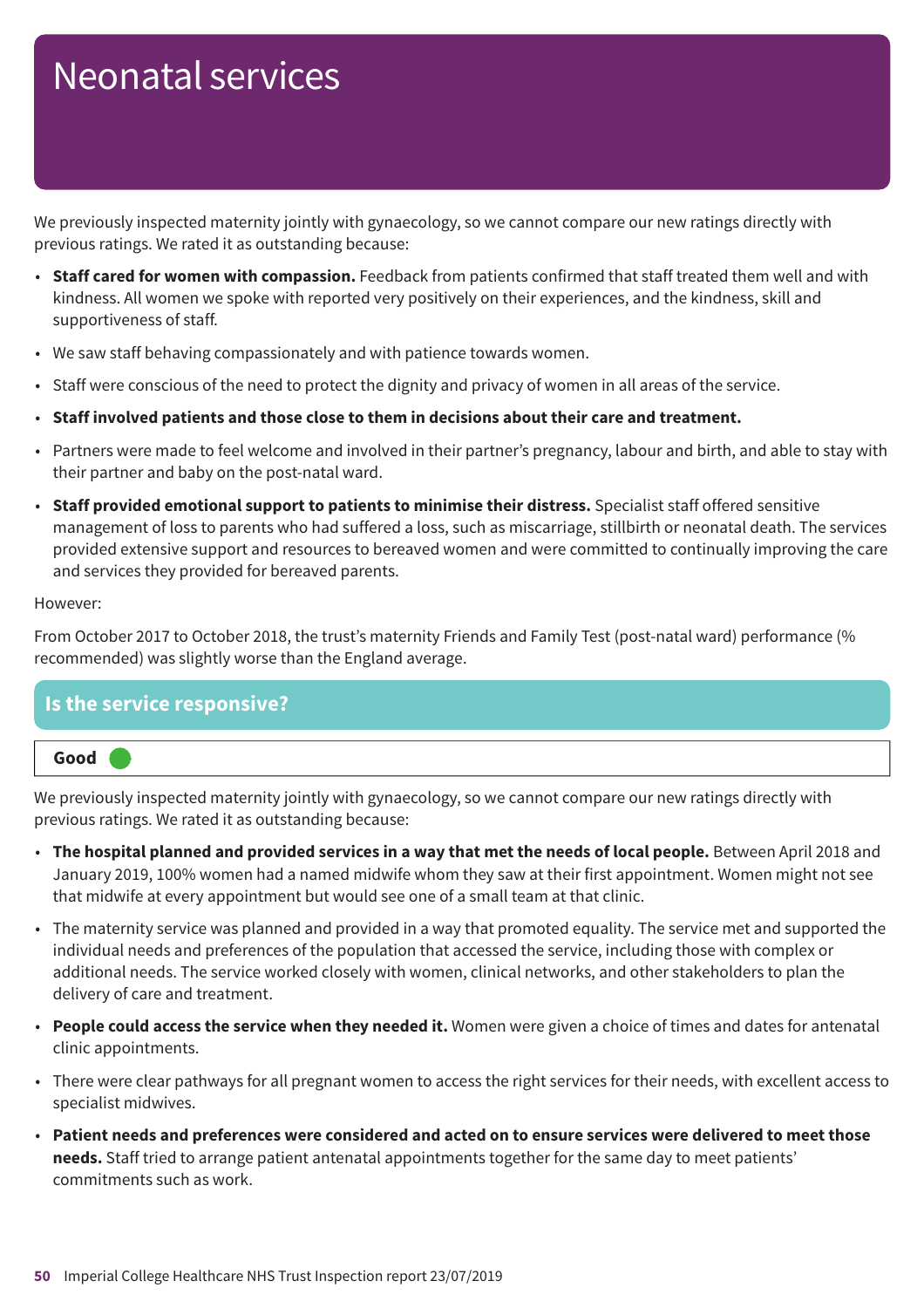# Neonatal services

We previously inspected maternity jointly with gynaecology, so we cannot compare our new ratings directly with previous ratings. We rated it as outstanding because:

- **Staff cared for women with compassion.** Feedback from patients confirmed that staff treated them well and with kindness. All women we spoke with reported very positively on their experiences, and the kindness, skill and supportiveness of staff.
- We saw staff behaving compassionately and with patience towards women.
- Staff were conscious of the need to protect the dignity and privacy of women in all areas of the service.
- **Staff involved patients and those close to them in decisions about their care and treatment.**
- Partners were made to feel welcome and involved in their partner's pregnancy, labour and birth, and able to stay with their partner and baby on the post-natal ward.
- **Staff provided emotional support to patients to minimise their distress.** Specialist staff offered sensitive management of loss to parents who had suffered a loss, such as miscarriage, stillbirth or neonatal death. The services provided extensive support and resources to bereaved women and were committed to continually improving the care and services they provided for bereaved parents.

However:

From October 2017 to October 2018, the trust's maternity Friends and Family Test (post-natal ward) performance (% recommended) was slightly worse than the England average.

## Is the service responsive?

**Good**

We previously inspected maternity jointly with gynaecology, so we cannot compare our new ratings directly with previous ratings. We rated it as outstanding because:

- **The hospital planned and provided services in a way that met the needs of local people.** Between April 2018 and January 2019, 100% women had a named midwife whom they saw at their first appointment. Women might not see that midwife at every appointment but would see one of a small team at that clinic.
- The maternity service was planned and provided in a way that promoted equality. The service met and supported the individual needs and preferences of the population that accessed the service, including those with complex or additional needs. The service worked closely with women, clinical networks, and other stakeholders to plan the delivery of care and treatment.
- **People could access the service when they needed it.** Women were given a choice of times and dates for antenatal clinic appointments.
- There were clear pathways for all pregnant women to access the right services for their needs, with excellent access to specialist midwives.
- **Patient needs and preferences were considered and acted on to ensure services were delivered to meet those needs.** Staff tried to arrange patient antenatal appointments together for the same day to meet patients' commitments such as work.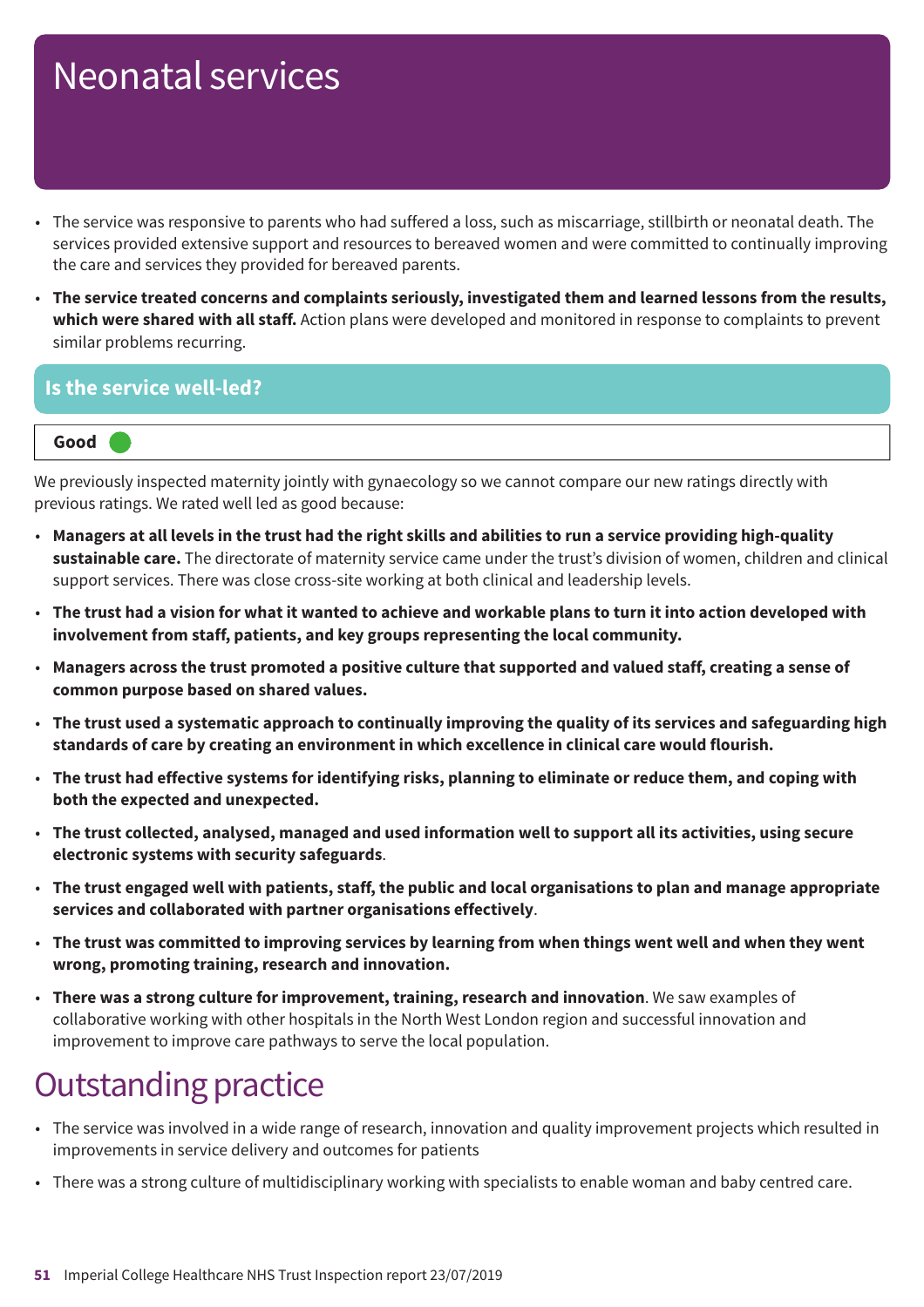# Neonatal services

- The service was responsive to parents who had suffered a loss, such as miscarriage, stillbirth or neonatal death. The services provided extensive support and resources to bereaved women and were committed to continually improving the care and services they provided for bereaved parents.
- **The service treated concerns and complaints seriously, investigated them and learned lessons from the results, which were shared with all staff.** Action plans were developed and monitored in response to complaints to prevent similar problems recurring.

## Is the service well-led?

**Good**

We previously inspected maternity jointly with gynaecology so we cannot compare our new ratings directly with previous ratings. We rated well led as good because:

- **Managers at all levels in the trust had the right skills and abilities to run a service providing high-quality sustainable care.** The directorate of maternity service came under the trust's division of women, children and clinical support services. There was close cross-site working at both clinical and leadership levels.
- **The trust had a vision for what it wanted to achieve and workable plans to turn it into action developed with involvement from staff, patients, and key groups representing the local community.**
- **Managers across the trust promoted a positive culture that supported and valued staff, creating a sense of common purpose based on shared values.**
- **The trust used a systematic approach to continually improving the quality of its services and safeguarding high standards of care by creating an environment in which excellence in clinical care would flourish.**
- **The trust had effective systems for identifying risks, planning to eliminate or reduce them, and coping with both the expected and unexpected.**
- **The trust collected, analysed, managed and used information well to support all its activities, using secure electronic systems with security safeguards**.
- **The trust engaged well with patients, staff, the public and local organisations to plan and manage appropriate services and collaborated with partner organisations effectively**.
- **The trust was committed to improving services by learning from when things went well and when they went wrong, promoting training, research and innovation.**
- **There was a strong culture for improvement, training, research and innovation**. We saw examples of collaborative working with other hospitals in the North West London region and successful innovation and improvement to improve care pathways to serve the local population.

# Outstanding practice

- The service was involved in a wide range of research, innovation and quality improvement projects which resulted in improvements in service delivery and outcomes for patients
- There was a strong culture of multidisciplinary working with specialists to enable woman and baby centred care.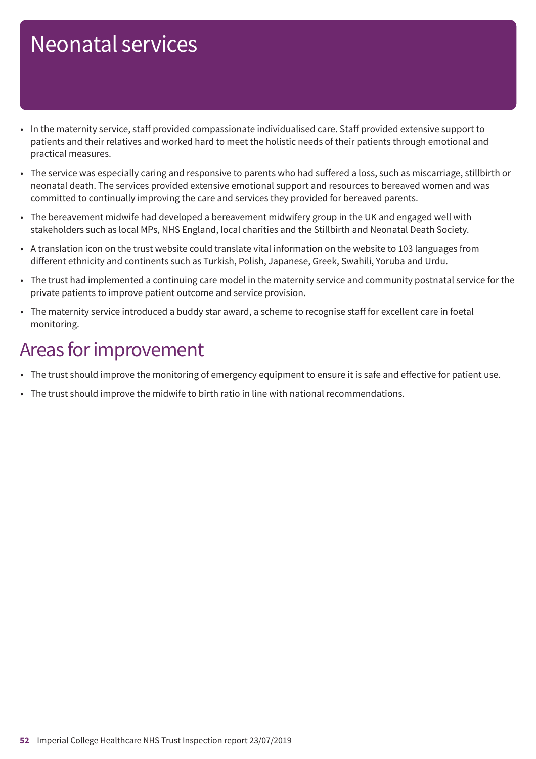# Neonatal services

- In the maternity service, staff provided compassionate individualised care. Staff provided extensive support to patients and their relatives and worked hard to meet the holistic needs of their patients through emotional and practical measures.
- The service was especially caring and responsive to parents who had suffered a loss, such as miscarriage, stillbirth or neonatal death. The services provided extensive emotional support and resources to bereaved women and was committed to continually improving the care and services they provided for bereaved parents.
- The bereavement midwife had developed a bereavement midwifery group in the UK and engaged well with stakeholders such as local MPs, NHS England, local charities and the Stillbirth and Neonatal Death Society.
- A translation icon on the trust website could translate vital information on the website to 103 languages from different ethnicity and continents such as Turkish, Polish, Japanese, Greek, Swahili, Yoruba and Urdu.
- The trust had implemented a continuing care model in the maternity service and community postnatal service for the private patients to improve patient outcome and service provision.
- The maternity service introduced a buddy star award, a scheme to recognise staff for excellent care in foetal monitoring.

## Areas for improvement

- The trust should improve the monitoring of emergency equipment to ensure it is safe and effective for patient use.
- The trust should improve the midwife to birth ratio in line with national recommendations.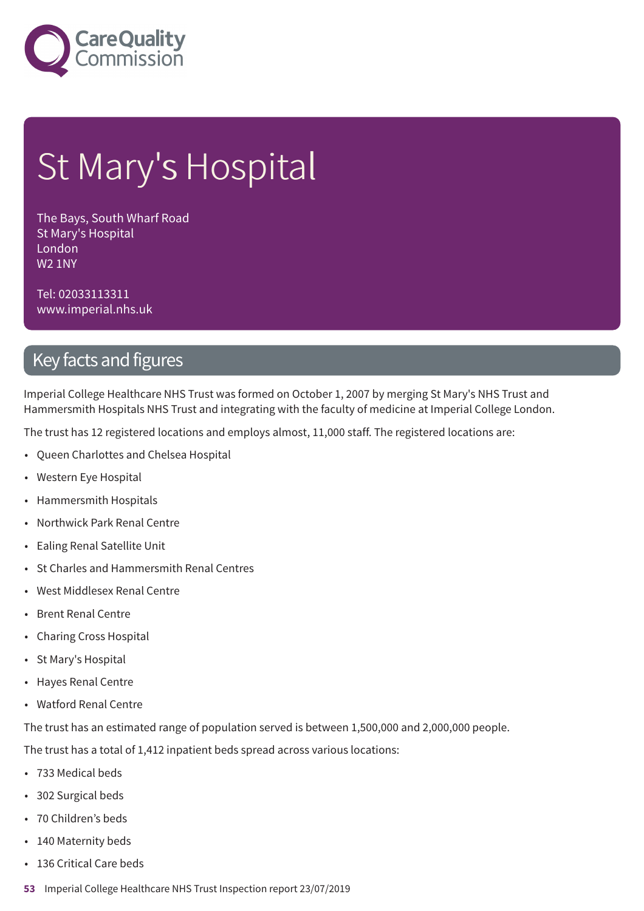# St Mary's Hospital

The Bays, South Wharf Road
St Mary's Hospital
London
W2 1NY

Tel: 02033113311
www.imperial.nhs.uk

## Key facts and figures

Imperial College Healthcare NHS Trust was formed on October 1, 2007 by merging St Mary's NHS Trust and Hammersmith Hospitals NHS Trust and integrating with the faculty of medicine at Imperial College London.

The trust has 12 registered locations and employs almost, 11,000 staff. The registered locations are:

- Queen Charlottes and Chelsea Hospital
- Western Eye Hospital
- Hammersmith Hospitals
- Northwick Park Renal Centre
- Ealing Renal Satellite Unit
- St Charles and Hammersmith Renal Centres
- West Middlesex Renal Centre
- Brent Renal Centre
- Charing Cross Hospital
- St Mary's Hospital
- Hayes Renal Centre
- Watford Renal Centre

The trust has an estimated range of population served is between 1,500,000 and 2,000,000 people.

The trust has a total of 1,412 inpatient beds spread across various locations:

- 733 Medical beds
- 302 Surgical beds
- 70 Children's beds
- 140 Maternity beds
- 136 Critical Care beds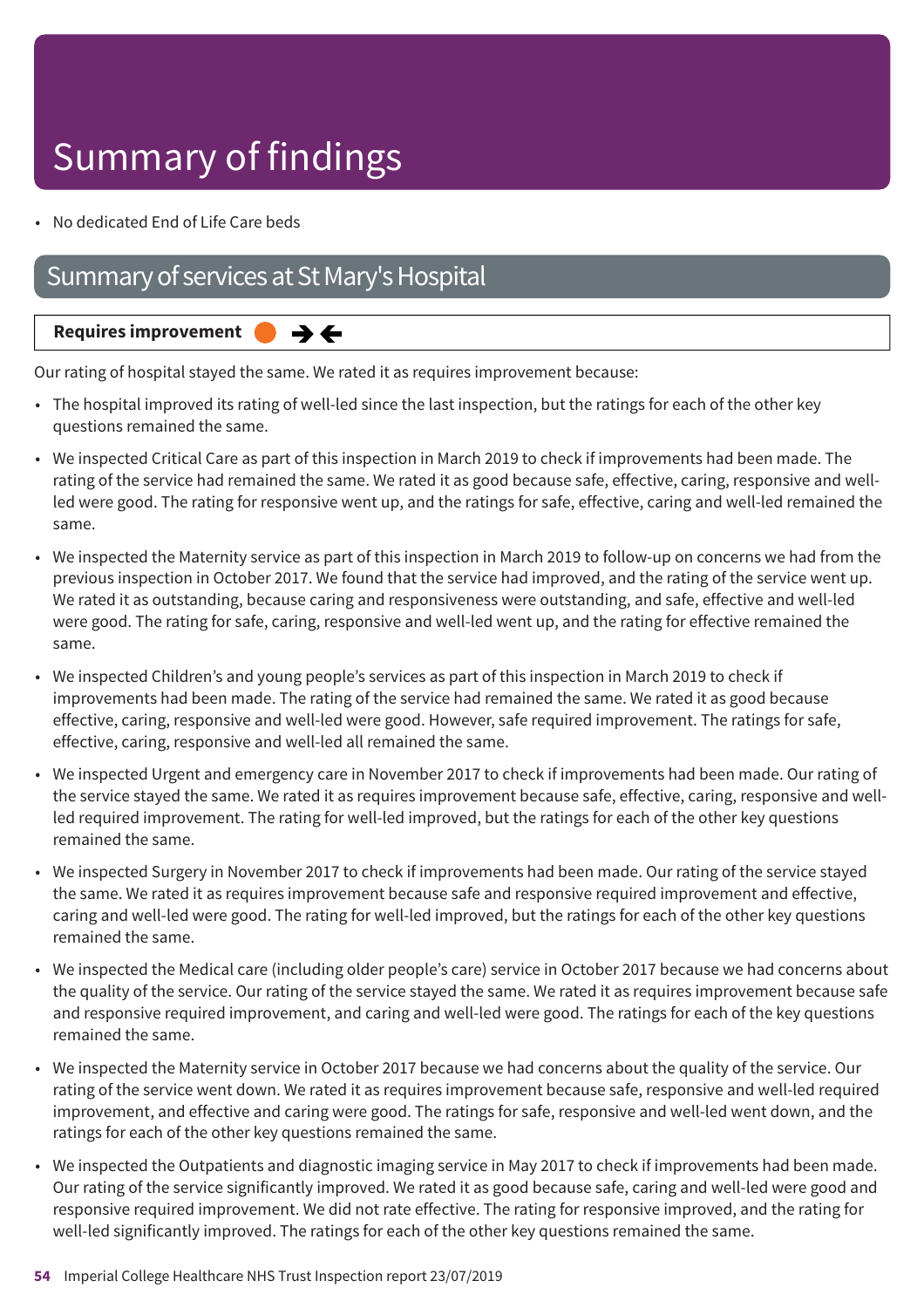# Summary of findings

- No dedicated End of Life Care beds

## Summary of services at St Mary's Hospital

**Requires improvement** ➔ ➔

Our rating of hospital stayed the same. We rated it as requires improvement because:

- The hospital improved its rating of well-led since the last inspection, but the ratings for each of the other key questions remained the same.
- We inspected Critical Care as part of this inspection in March 2019 to check if improvements had been made. The rating of the service had remained the same. We rated it as good because safe, effective, caring, responsive and well-led were good. The rating for responsive went up, and the ratings for safe, effective, caring and well-led remained the same.
- We inspected the Maternity service as part of this inspection in March 2019 to follow-up on concerns we had from the previous inspection in October 2017. We found that the service had improved, and the rating of the service went up. We rated it as outstanding, because caring and responsiveness were outstanding, and safe, effective and well-led were good. The rating for safe, caring, responsive and well-led went up, and the rating for effective remained the same.
- We inspected Children's and young people's services as part of this inspection in March 2019 to check if improvements had been made. The rating of the service had remained the same. We rated it as good because effective, caring, responsive and well-led were good. However, safe required improvement. The ratings for safe, effective, caring, responsive and well-led all remained the same.
- We inspected Urgent and emergency care in November 2017 to check if improvements had been made. Our rating of the service stayed the same. We rated it as requires improvement because safe, effective, caring, responsive and well-led required improvement. The rating for well-led improved, but the ratings for each of the other key questions remained the same.
- We inspected Surgery in November 2017 to check if improvements had been made. Our rating of the service stayed the same. We rated it as requires improvement because safe and responsive required improvement and effective, caring and well-led were good. The rating for well-led improved, but the ratings for each of the other key questions remained the same.
- We inspected the Medical care (including older people's care) service in October 2017 because we had concerns about the quality of the service. Our rating of the service stayed the same. We rated it as requires improvement because safe and responsive required improvement, and caring and well-led were good. The ratings for each of the key questions remained the same.
- We inspected the Maternity service in October 2017 because we had concerns about the quality of the service. Our rating of the service went down. We rated it as requires improvement because safe, responsive and well-led required improvement, and effective and caring were good. The ratings for safe, responsive and well-led went down, and the ratings for each of the other key questions remained the same.
- We inspected the Outpatients and diagnostic imaging service in May 2017 to check if improvements had been made. Our rating of the service significantly improved. We rated it as good because safe, caring and well-led were good and responsive required improvement. We did not rate effective. The rating for responsive improved, and the rating for well-led significantly improved. The ratings for each of the other key questions remained the same.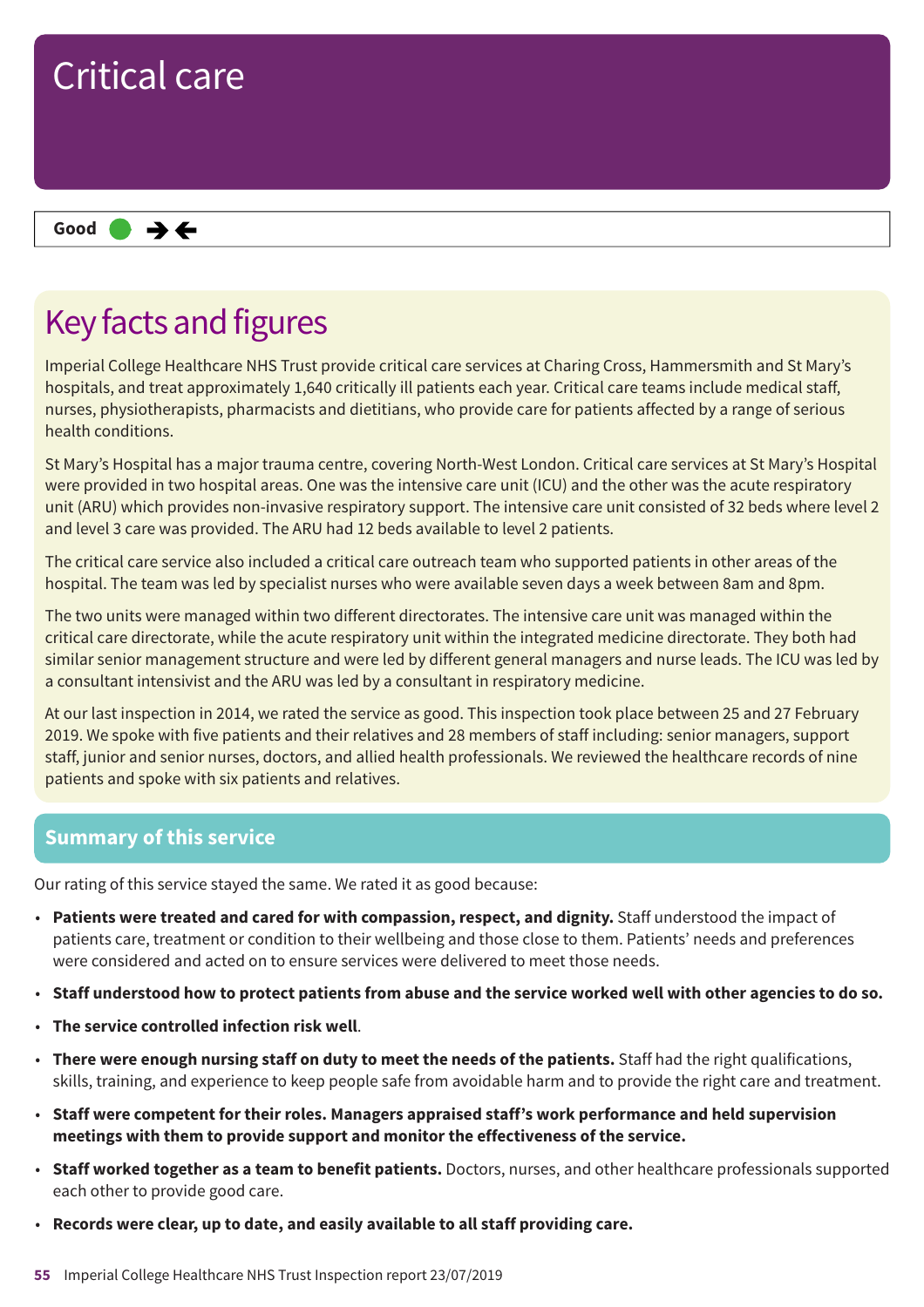# Critical care

**Good** ● →←

## Key facts and figures

Imperial College Healthcare NHS Trust provide critical care services at Charing Cross, Hammersmith and St Mary's hospitals, and treat approximately 1,640 critically ill patients each year. Critical care teams include medical staff, nurses, physiotherapists, pharmacists and dietitians, who provide care for patients affected by a range of serious health conditions.

St Mary's Hospital has a major trauma centre, covering North-West London. Critical care services at St Mary's Hospital were provided in two hospital areas. One was the intensive care unit (ICU) and the other was the acute respiratory unit (ARU) which provides non-invasive respiratory support. The intensive care unit consisted of 32 beds where level 2 and level 3 care was provided. The ARU had 12 beds available to level 2 patients.

The critical care service also included a critical care outreach team who supported patients in other areas of the hospital. The team was led by specialist nurses who were available seven days a week between 8am and 8pm.

The two units were managed within two different directorates. The intensive care unit was managed within the critical care directorate, while the acute respiratory unit within the integrated medicine directorate. They both had similar senior management structure and were led by different general managers and nurse leads. The ICU was led by a consultant intensivist and the ARU was led by a consultant in respiratory medicine.

At our last inspection in 2014, we rated the service as good. This inspection took place between 25 and 27 February 2019. We spoke with five patients and their relatives and 28 members of staff including: senior managers, support staff, junior and senior nurses, doctors, and allied health professionals. We reviewed the healthcare records of nine patients and spoke with six patients and relatives.

## Summary of this service

Our rating of this service stayed the same. We rated it as good because:

- **Patients were treated and cared for with compassion, respect, and dignity.** Staff understood the impact of patients care, treatment or condition to their wellbeing and those close to them. Patients' needs and preferences were considered and acted on to ensure services were delivered to meet those needs.
- **Staff understood how to protect patients from abuse and the service worked well with other agencies to do so.**
- **The service controlled infection risk well**.
- **There were enough nursing staff on duty to meet the needs of the patients.** Staff had the right qualifications, skills, training, and experience to keep people safe from avoidable harm and to provide the right care and treatment.
- **Staff were competent for their roles. Managers appraised staff's work performance and held supervision meetings with them to provide support and monitor the effectiveness of the service.**
- **Staff worked together as a team to benefit patients.** Doctors, nurses, and other healthcare professionals supported each other to provide good care.
- **Records were clear, up to date, and easily available to all staff providing care.**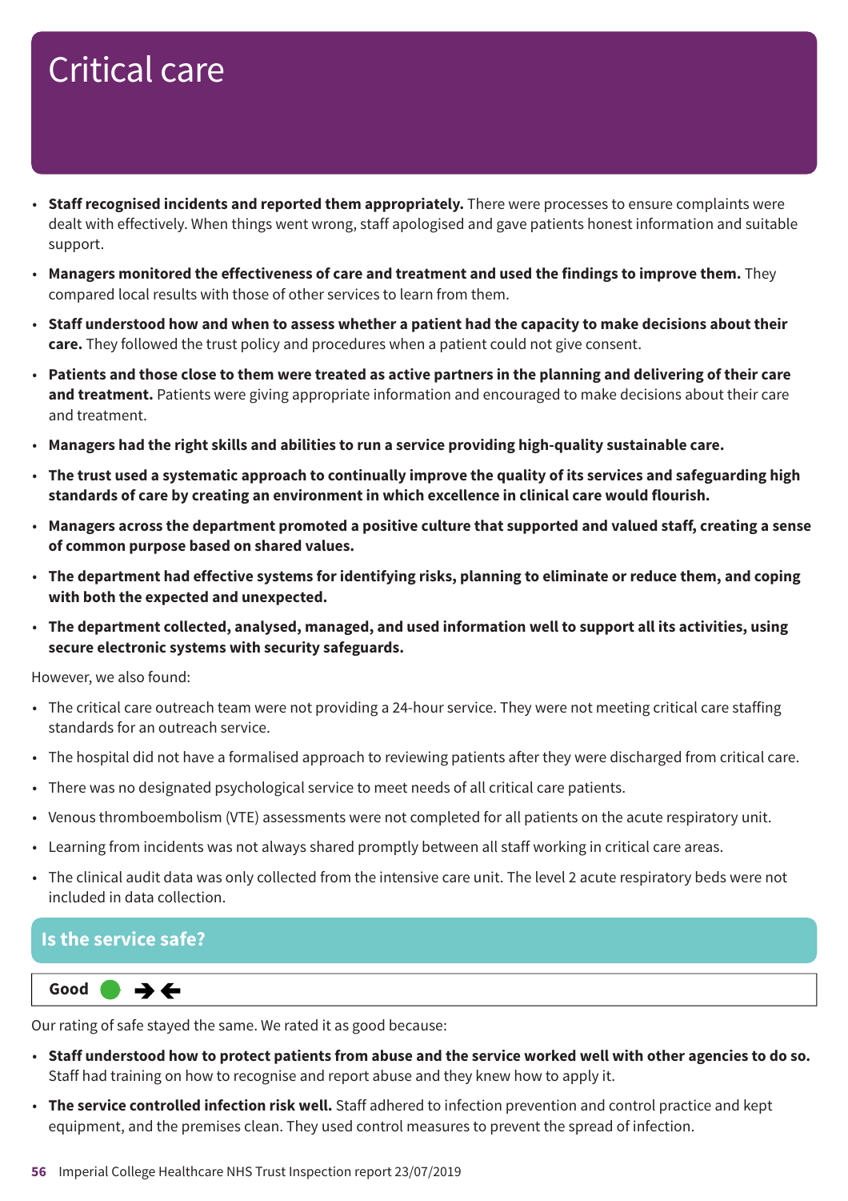# Critical care

- **Staff recognised incidents and reported them appropriately.** There were processes to ensure complaints were dealt with effectively. When things went wrong, staff apologised and gave patients honest information and suitable support.
- **Managers monitored the effectiveness of care and treatment and used the findings to improve them.** They compared local results with those of other services to learn from them.
- **Staff understood how and when to assess whether a patient had the capacity to make decisions about their care.** They followed the trust policy and procedures when a patient could not give consent.
- **Patients and those close to them were treated as active partners in the planning and delivering of their care and treatment.** Patients were giving appropriate information and encouraged to make decisions about their care and treatment.
- **Managers had the right skills and abilities to run a service providing high-quality sustainable care.**
- **The trust used a systematic approach to continually improve the quality of its services and safeguarding high standards of care by creating an environment in which excellence in clinical care would flourish.**
- **Managers across the department promoted a positive culture that supported and valued staff, creating a sense of common purpose based on shared values.**
- **The department had effective systems for identifying risks, planning to eliminate or reduce them, and coping with both the expected and unexpected.**
- **The department collected, analysed, managed, and used information well to support all its activities, using secure electronic systems with security safeguards.**

However, we also found:

- The critical care outreach team were not providing a 24-hour service. They were not meeting critical care staffing standards for an outreach service.
- The hospital did not have a formalised approach to reviewing patients after they were discharged from critical care.
- There was no designated psychological service to meet needs of all critical care patients.
- Venous thromboembolism (VTE) assessments were not completed for all patients on the acute respiratory unit.
- Learning from incidents was not always shared promptly between all staff working in critical care areas.
- The clinical audit data was only collected from the intensive care unit. The level 2 acute respiratory beds were not included in data collection.

## Is the service safe?

**Good**

Our rating of safe stayed the same. We rated it as good because:

- **Staff understood how to protect patients from abuse and the service worked well with other agencies to do so.** Staff had training on how to recognise and report abuse and they knew how to apply it.
- **The service controlled infection risk well.** Staff adhered to infection prevention and control practice and kept equipment, and the premises clean. They used control measures to prevent the spread of infection.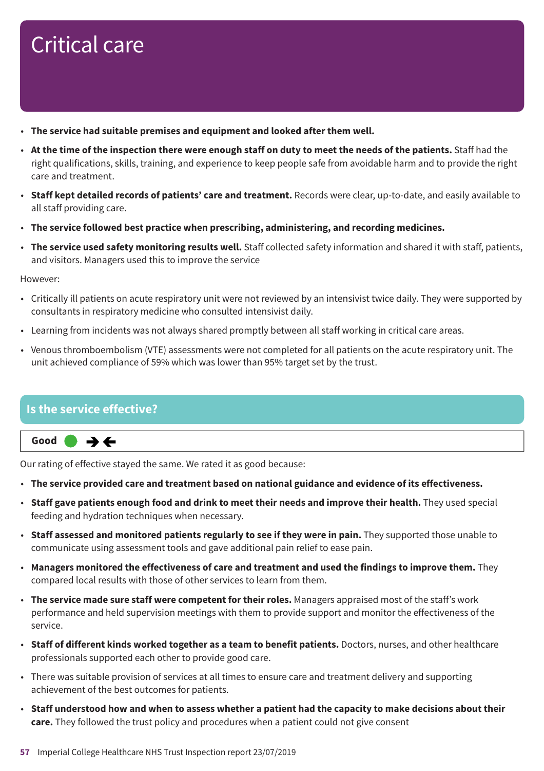# Critical care

- **The service had suitable premises and equipment and looked after them well.**
- **At the time of the inspection there were enough staff on duty to meet the needs of the patients.** Staff had the right qualifications, skills, training, and experience to keep people safe from avoidable harm and to provide the right care and treatment.
- **Staff kept detailed records of patients' care and treatment.** Records were clear, up-to-date, and easily available to all staff providing care.
- **The service followed best practice when prescribing, administering, and recording medicines.**
- **The service used safety monitoring results well.** Staff collected safety information and shared it with staff, patients, and visitors. Managers used this to improve the service

However:

- Critically ill patients on acute respiratory unit were not reviewed by an intensivist twice daily. They were supported by consultants in respiratory medicine who consulted intensivist daily.
- Learning from incidents was not always shared promptly between all staff working in critical care areas.
- Venous thromboembolism (VTE) assessments were not completed for all patients on the acute respiratory unit. The unit achieved compliance of 59% which was lower than 95% target set by the trust.

## Is the service effective?

**Good** ➔⬅

Our rating of effective stayed the same. We rated it as good because:

- **The service provided care and treatment based on national guidance and evidence of its effectiveness.**
- **Staff gave patients enough food and drink to meet their needs and improve their health.** They used special feeding and hydration techniques when necessary.
- **Staff assessed and monitored patients regularly to see if they were in pain.** They supported those unable to communicate using assessment tools and gave additional pain relief to ease pain.
- **Managers monitored the effectiveness of care and treatment and used the findings to improve them.** They compared local results with those of other services to learn from them.
- **The service made sure staff were competent for their roles.** Managers appraised most of the staff's work performance and held supervision meetings with them to provide support and monitor the effectiveness of the service.
- **Staff of different kinds worked together as a team to benefit patients.** Doctors, nurses, and other healthcare professionals supported each other to provide good care.
- There was suitable provision of services at all times to ensure care and treatment delivery and supporting achievement of the best outcomes for patients.
- **Staff understood how and when to assess whether a patient had the capacity to make decisions about their care.** They followed the trust policy and procedures when a patient could not give consent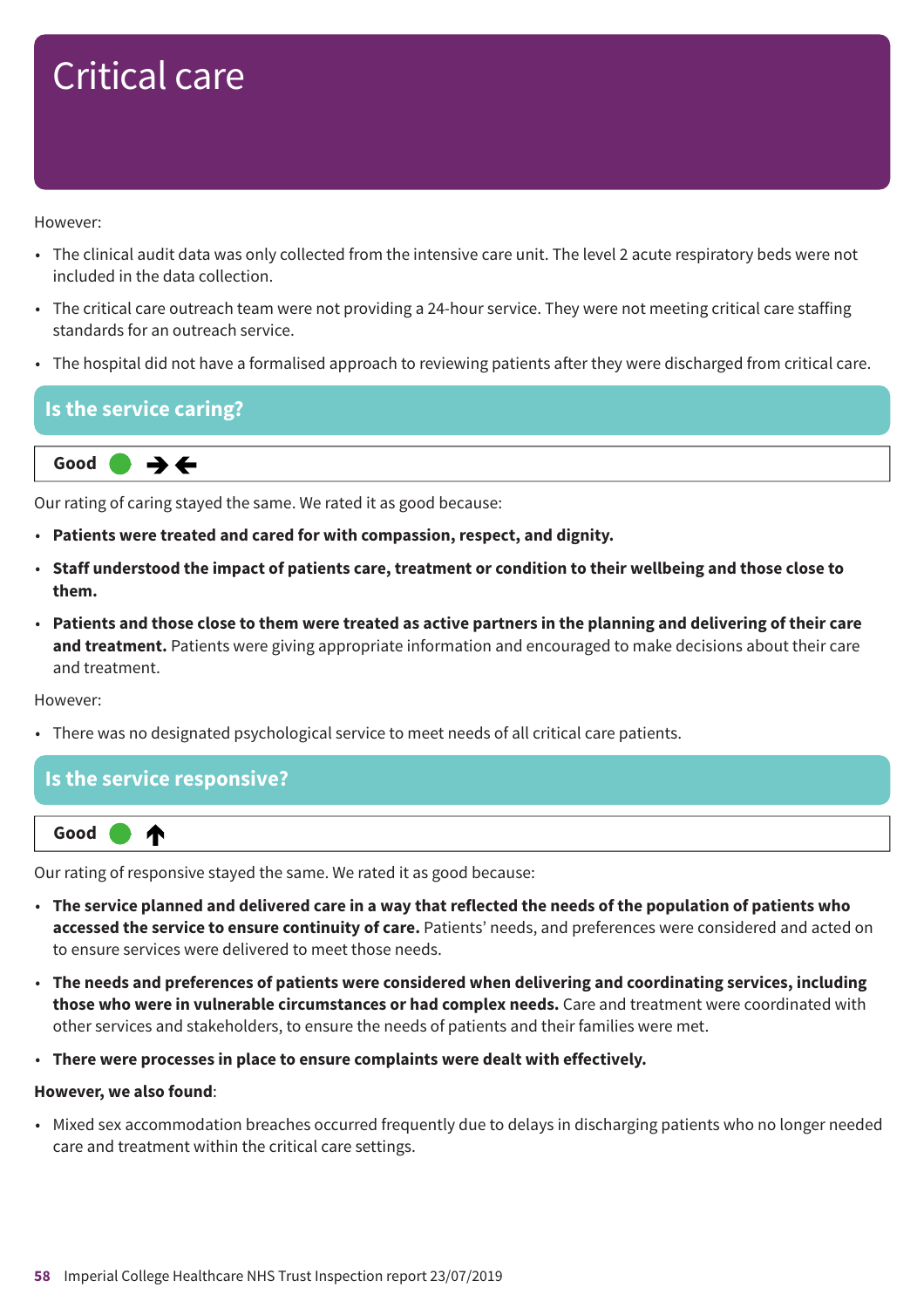# Critical care

However:

- The clinical audit data was only collected from the intensive care unit. The level 2 acute respiratory beds were not included in the data collection.
- The critical care outreach team were not providing a 24-hour service. They were not meeting critical care staffing standards for an outreach service.
- The hospital did not have a formalised approach to reviewing patients after they were discharged from critical care.

## Is the service caring?

**Good** ➔ ←

Our rating of caring stayed the same. We rated it as good because:

- **Patients were treated and cared for with compassion, respect, and dignity.**
- **Staff understood the impact of patients care, treatment or condition to their wellbeing and those close to them.**
- **Patients and those close to them were treated as active partners in the planning and delivering of their care and treatment.** Patients were giving appropriate information and encouraged to make decisions about their care and treatment.

However:

- There was no designated psychological service to meet needs of all critical care patients.

## Is the service responsive?

**Good** ↑

Our rating of responsive stayed the same. We rated it as good because:

- **The service planned and delivered care in a way that reflected the needs of the population of patients who accessed the service to ensure continuity of care.** Patients' needs, and preferences were considered and acted on to ensure services were delivered to meet those needs.
- **The needs and preferences of patients were considered when delivering and coordinating services, including those who were in vulnerable circumstances or had complex needs.** Care and treatment were coordinated with other services and stakeholders, to ensure the needs of patients and their families were met.
- **There were processes in place to ensure complaints were dealt with effectively.**

**However, we also found**:

- Mixed sex accommodation breaches occurred frequently due to delays in discharging patients who no longer needed care and treatment within the critical care settings.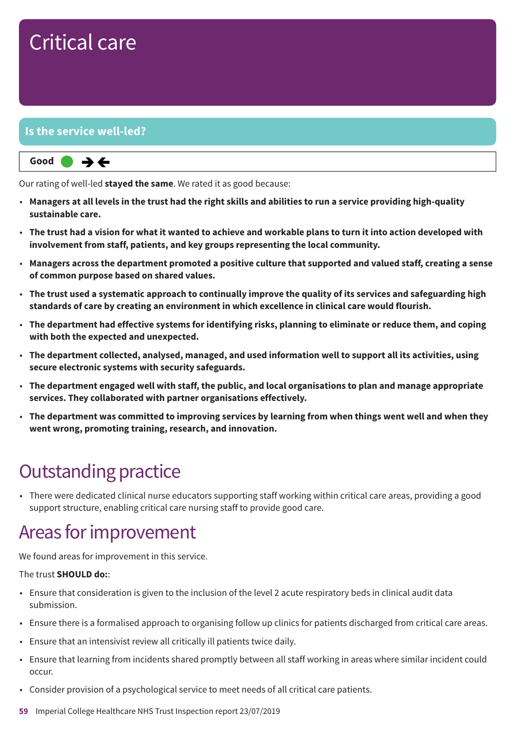# Critical care

## Is the service well-led?

**Good** ● →←

Our rating of well-led **stayed the same**. We rated it as good because:

- **Managers at all levels in the trust had the right skills and abilities to run a service providing high-quality sustainable care.**
- **The trust had a vision for what it wanted to achieve and workable plans to turn it into action developed with involvement from staff, patients, and key groups representing the local community.**
- **Managers across the department promoted a positive culture that supported and valued staff, creating a sense of common purpose based on shared values.**
- **The trust used a systematic approach to continually improve the quality of its services and safeguarding high standards of care by creating an environment in which excellence in clinical care would flourish.**
- **The department had effective systems for identifying risks, planning to eliminate or reduce them, and coping with both the expected and unexpected.**
- **The department collected, analysed, managed, and used information well to support all its activities, using secure electronic systems with security safeguards.**
- **The department engaged well with staff, the public, and local organisations to plan and manage appropriate services. They collaborated with partner organisations effectively.**
- **The department was committed to improving services by learning from when things went well and when they went wrong, promoting training, research, and innovation.**

# Outstanding practice

- There were dedicated clinical nurse educators supporting staff working within critical care areas, providing a good support structure, enabling critical care nursing staff to provide good care.

# Areas for improvement

We found areas for improvement in this service.

The trust **SHOULD do:**:

- Ensure that consideration is given to the inclusion of the level 2 acute respiratory beds in clinical audit data submission.
- Ensure there is a formalised approach to organising follow up clinics for patients discharged from critical care areas.
- Ensure that an intensivist review all critically ill patients twice daily.
- Ensure that learning from incidents shared promptly between all staff working in areas where similar incident could occur.
- Consider provision of a psychological service to meet needs of all critical care patients.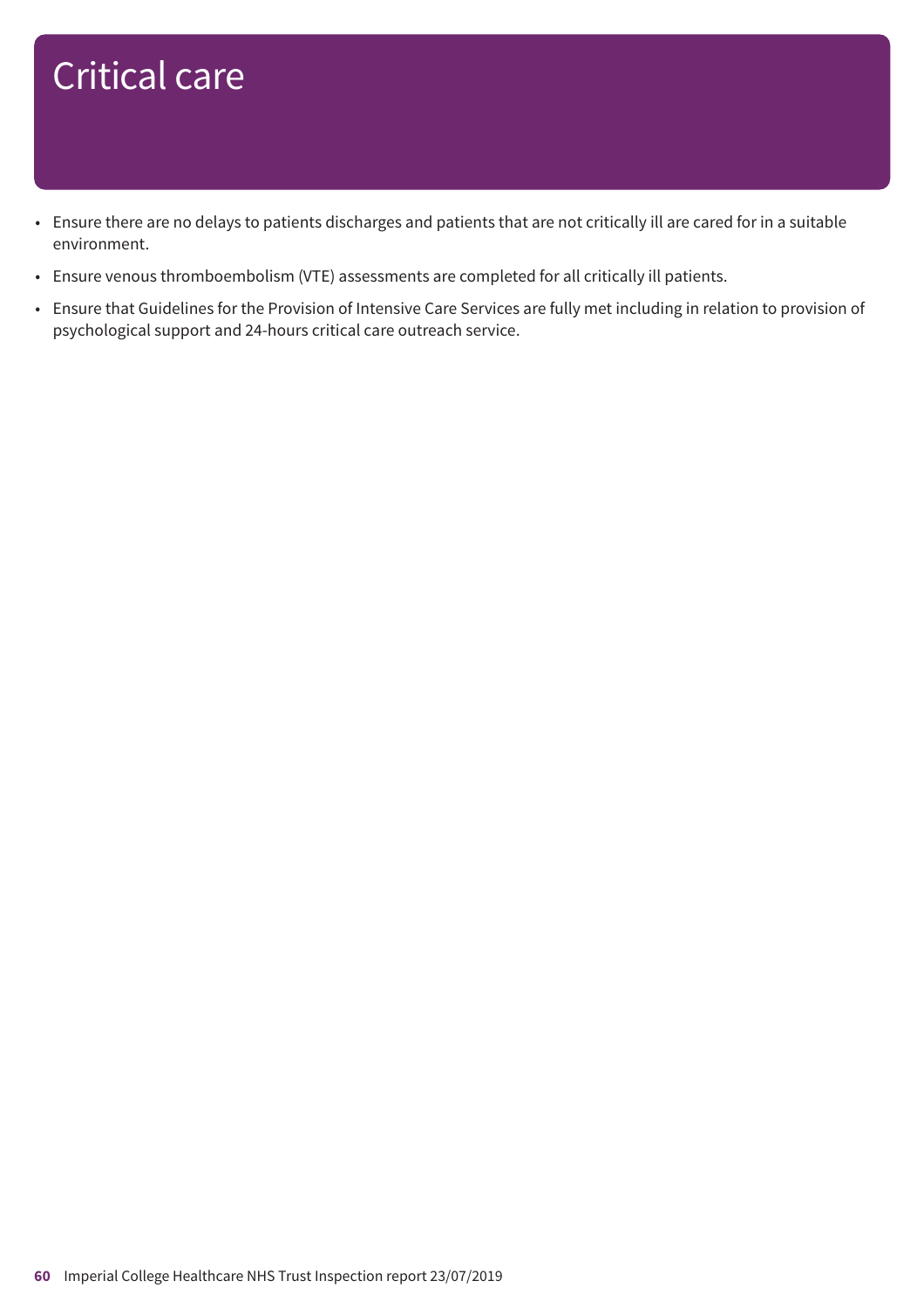# Critical care

- Ensure there are no delays to patients discharges and patients that are not critically ill are cared for in a suitable environment.
- Ensure venous thromboembolism (VTE) assessments are completed for all critically ill patients.
- Ensure that Guidelines for the Provision of Intensive Care Services are fully met including in relation to provision of psychological support and 24-hours critical care outreach service.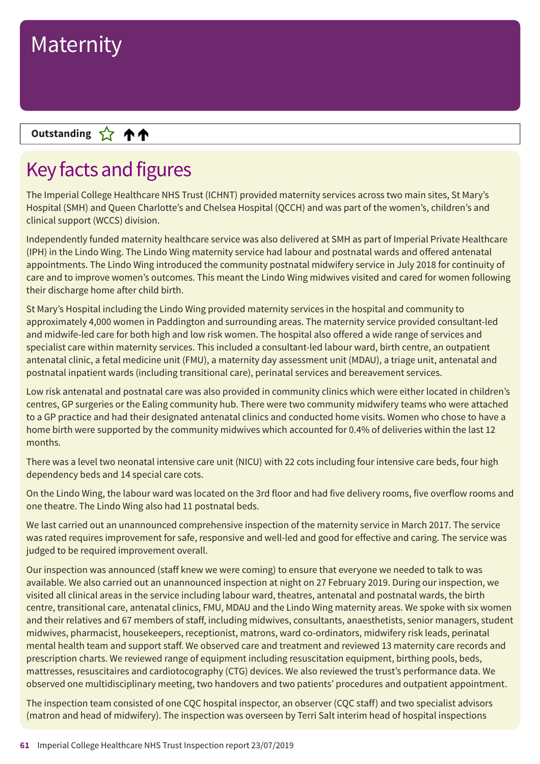# Maternity

**Outstanding** ☆ ↑↑

## Key facts and figures

The Imperial College Healthcare NHS Trust (ICHNT) provided maternity services across two main sites, St Mary's Hospital (SMH) and Queen Charlotte's and Chelsea Hospital (QCCH) and was part of the women's, children's and clinical support (WCCS) division.

Independently funded maternity healthcare service was also delivered at SMH as part of Imperial Private Healthcare (IPH) in the Lindo Wing. The Lindo Wing maternity service had labour and postnatal wards and offered antenatal appointments. The Lindo Wing introduced the community postnatal midwifery service in July 2018 for continuity of care and to improve women's outcomes. This meant the Lindo Wing midwives visited and cared for women following their discharge home after child birth.

St Mary's Hospital including the Lindo Wing provided maternity services in the hospital and community to approximately 4,000 women in Paddington and surrounding areas. The maternity service provided consultant-led and midwife-led care for both high and low risk women. The hospital also offered a wide range of services and specialist care within maternity services. This included a consultant-led labour ward, birth centre, an outpatient antenatal clinic, a fetal medicine unit (FMU), a maternity day assessment unit (MDAU), a triage unit, antenatal and postnatal inpatient wards (including transitional care), perinatal services and bereavement services.

Low risk antenatal and postnatal care was also provided in community clinics which were either located in children's centres, GP surgeries or the Ealing community hub. There were two community midwifery teams who were attached to a GP practice and had their designated antenatal clinics and conducted home visits. Women who chose to have a home birth were supported by the community midwives which accounted for 0.4% of deliveries within the last 12 months.

There was a level two neonatal intensive care unit (NICU) with 22 cots including four intensive care beds, four high dependency beds and 14 special care cots.

On the Lindo Wing, the labour ward was located on the 3rd floor and had five delivery rooms, five overflow rooms and one theatre. The Lindo Wing also had 11 postnatal beds.

We last carried out an unannounced comprehensive inspection of the maternity service in March 2017. The service was rated requires improvement for safe, responsive and well-led and good for effective and caring. The service was judged to be required improvement overall.

Our inspection was announced (staff knew we were coming) to ensure that everyone we needed to talk to was available. We also carried out an unannounced inspection at night on 27 February 2019. During our inspection, we visited all clinical areas in the service including labour ward, theatres, antenatal and postnatal wards, the birth centre, transitional care, antenatal clinics, FMU, MDAU and the Lindo Wing maternity areas. We spoke with six women and their relatives and 67 members of staff, including midwives, consultants, anaesthetists, senior managers, student midwives, pharmacist, housekeepers, receptionist, matrons, ward co-ordinators, midwifery risk leads, perinatal mental health team and support staff. We observed care and treatment and reviewed 13 maternity care records and prescription charts. We reviewed range of equipment including resuscitation equipment, birthing pools, beds, mattresses, resuscitaires and cardiotocography (CTG) devices. We also reviewed the trust's performance data. We observed one multidisciplinary meeting, two handovers and two patients' procedures and outpatient appointment.

The inspection team consisted of one CQC hospital inspector, an observer (CQC staff) and two specialist advisors (matron and head of midwifery). The inspection was overseen by Terri Salt interim head of hospital inspections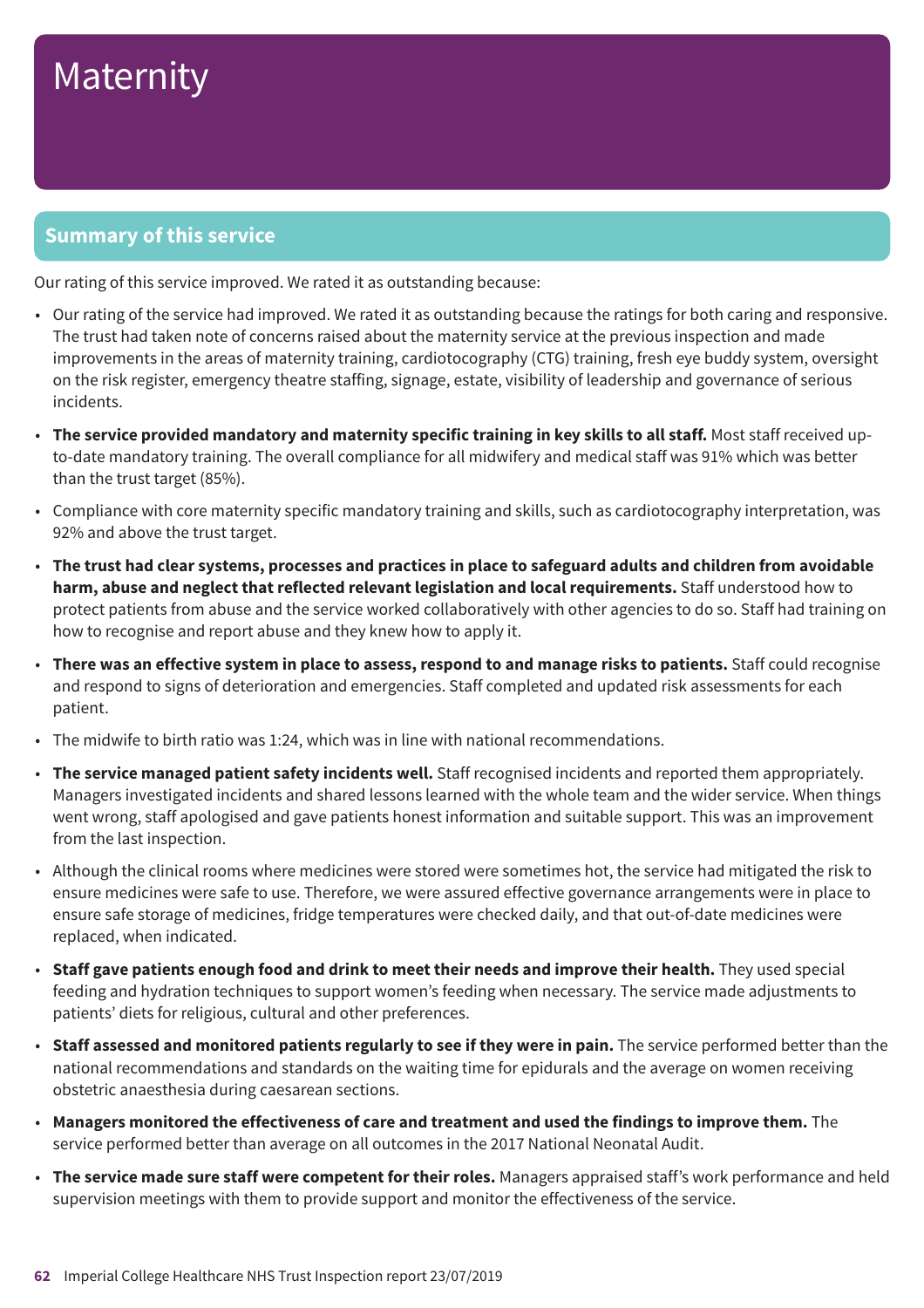# Maternity

## Summary of this service

Our rating of this service improved. We rated it as outstanding because:

- Our rating of the service had improved. We rated it as outstanding because the ratings for both caring and responsive. The trust had taken note of concerns raised about the maternity service at the previous inspection and made improvements in the areas of maternity training, cardiotocography (CTG) training, fresh eye buddy system, oversight on the risk register, emergency theatre staffing, signage, estate, visibility of leadership and governance of serious incidents.
- **The service provided mandatory and maternity specific training in key skills to all staff.** Most staff received up-to-date mandatory training. The overall compliance for all midwifery and medical staff was 91% which was better than the trust target (85%).
- Compliance with core maternity specific mandatory training and skills, such as cardiotocography interpretation, was 92% and above the trust target.
- **The trust had clear systems, processes and practices in place to safeguard adults and children from avoidable harm, abuse and neglect that reflected relevant legislation and local requirements.** Staff understood how to protect patients from abuse and the service worked collaboratively with other agencies to do so. Staff had training on how to recognise and report abuse and they knew how to apply it.
- **There was an effective system in place to assess, respond to and manage risks to patients.** Staff could recognise and respond to signs of deterioration and emergencies. Staff completed and updated risk assessments for each patient.
- The midwife to birth ratio was 1:24, which was in line with national recommendations.
- **The service managed patient safety incidents well.** Staff recognised incidents and reported them appropriately. Managers investigated incidents and shared lessons learned with the whole team and the wider service. When things went wrong, staff apologised and gave patients honest information and suitable support. This was an improvement from the last inspection.
- Although the clinical rooms where medicines were stored were sometimes hot, the service had mitigated the risk to ensure medicines were safe to use. Therefore, we were assured effective governance arrangements were in place to ensure safe storage of medicines, fridge temperatures were checked daily, and that out-of-date medicines were replaced, when indicated.
- **Staff gave patients enough food and drink to meet their needs and improve their health.** They used special feeding and hydration techniques to support women's feeding when necessary. The service made adjustments to patients' diets for religious, cultural and other preferences.
- **Staff assessed and monitored patients regularly to see if they were in pain.** The service performed better than the national recommendations and standards on the waiting time for epidurals and the average on women receiving obstetric anaesthesia during caesarean sections.
- **Managers monitored the effectiveness of care and treatment and used the findings to improve them.** The service performed better than average on all outcomes in the 2017 National Neonatal Audit.
- **The service made sure staff were competent for their roles.** Managers appraised staff's work performance and held supervision meetings with them to provide support and monitor the effectiveness of the service.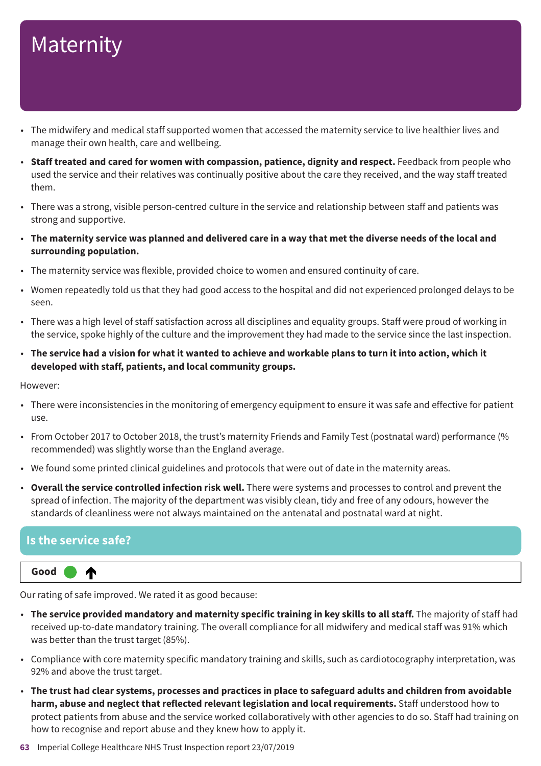# Maternity

- The midwifery and medical staff supported women that accessed the maternity service to live healthier lives and manage their own health, care and wellbeing.
- **Staff treated and cared for women with compassion, patience, dignity and respect.** Feedback from people who used the service and their relatives was continually positive about the care they received, and the way staff treated them.
- There was a strong, visible person-centred culture in the service and relationship between staff and patients was strong and supportive.
- **The maternity service was planned and delivered care in a way that met the diverse needs of the local and surrounding population.**
- The maternity service was flexible, provided choice to women and ensured continuity of care.
- Women repeatedly told us that they had good access to the hospital and did not experienced prolonged delays to be seen.
- There was a high level of staff satisfaction across all disciplines and equality groups. Staff were proud of working in the service, spoke highly of the culture and the improvement they had made to the service since the last inspection.
- **The service had a vision for what it wanted to achieve and workable plans to turn it into action, which it developed with staff, patients, and local community groups.**

However:

- There were inconsistencies in the monitoring of emergency equipment to ensure it was safe and effective for patient use.
- From October 2017 to October 2018, the trust's maternity Friends and Family Test (postnatal ward) performance (% recommended) was slightly worse than the England average.
- We found some printed clinical guidelines and protocols that were out of date in the maternity areas.
- **Overall the service controlled infection risk well.** There were systems and processes to control and prevent the spread of infection. The majority of the department was visibly clean, tidy and free of any odours, however the standards of cleanliness were not always maintained on the antenatal and postnatal ward at night.

## Is the service safe?

**Good** ↑

Our rating of safe improved. We rated it as good because:

- **The service provided mandatory and maternity specific training in key skills to all staff.** The majority of staff had received up-to-date mandatory training. The overall compliance for all midwifery and medical staff was 91% which was better than the trust target (85%).
- Compliance with core maternity specific mandatory training and skills, such as cardiotocography interpretation, was 92% and above the trust target.
- **The trust had clear systems, processes and practices in place to safeguard adults and children from avoidable harm, abuse and neglect that reflected relevant legislation and local requirements.** Staff understood how to protect patients from abuse and the service worked collaboratively with other agencies to do so. Staff had training on how to recognise and report abuse and they knew how to apply it.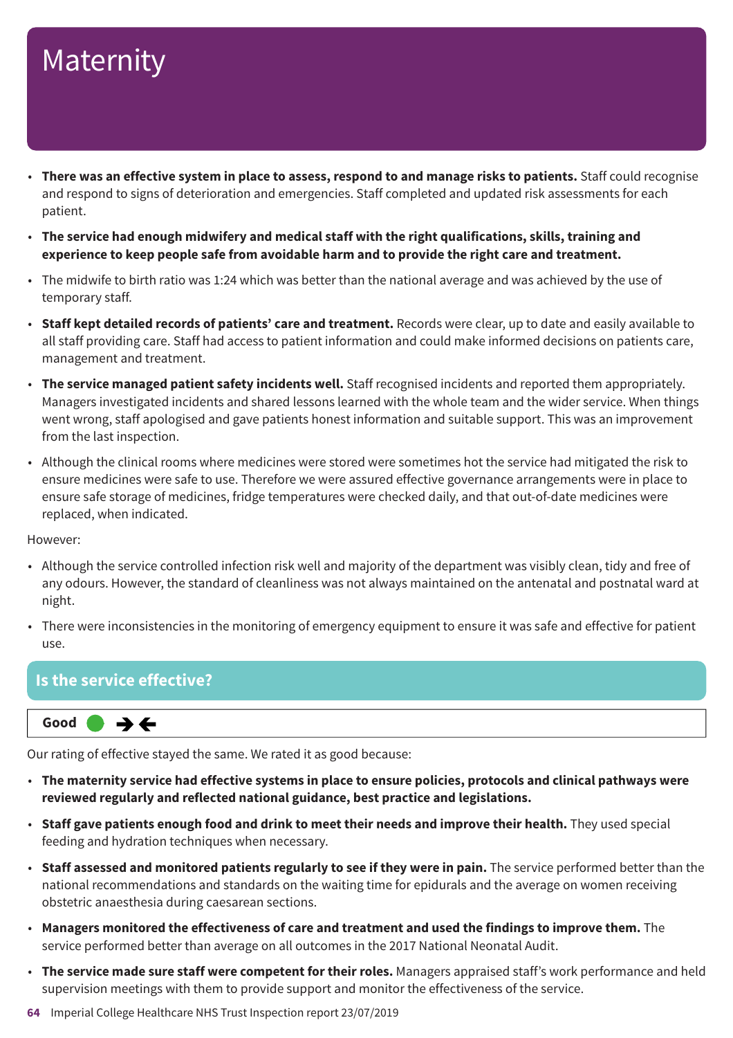# Maternity

- **There was an effective system in place to assess, respond to and manage risks to patients.** Staff could recognise and respond to signs of deterioration and emergencies. Staff completed and updated risk assessments for each patient.
- **The service had enough midwifery and medical staff with the right qualifications, skills, training and experience to keep people safe from avoidable harm and to provide the right care and treatment.**
- The midwife to birth ratio was 1:24 which was better than the national average and was achieved by the use of temporary staff.
- **Staff kept detailed records of patients' care and treatment.** Records were clear, up to date and easily available to all staff providing care. Staff had access to patient information and could make informed decisions on patients care, management and treatment.
- **The service managed patient safety incidents well.** Staff recognised incidents and reported them appropriately. Managers investigated incidents and shared lessons learned with the whole team and the wider service. When things went wrong, staff apologised and gave patients honest information and suitable support. This was an improvement from the last inspection.
- Although the clinical rooms where medicines were stored were sometimes hot the service had mitigated the risk to ensure medicines were safe to use. Therefore we were assured effective governance arrangements were in place to ensure safe storage of medicines, fridge temperatures were checked daily, and that out-of-date medicines were replaced, when indicated.

However:

- Although the service controlled infection risk well and majority of the department was visibly clean, tidy and free of any odours. However, the standard of cleanliness was not always maintained on the antenatal and postnatal ward at night.
- There were inconsistencies in the monitoring of emergency equipment to ensure it was safe and effective for patient use.

## Is the service effective?

**Good** ● ➔←

Our rating of effective stayed the same. We rated it as good because:

- **The maternity service had effective systems in place to ensure policies, protocols and clinical pathways were reviewed regularly and reflected national guidance, best practice and legislations.**
- **Staff gave patients enough food and drink to meet their needs and improve their health.** They used special feeding and hydration techniques when necessary.
- **Staff assessed and monitored patients regularly to see if they were in pain.** The service performed better than the national recommendations and standards on the waiting time for epidurals and the average on women receiving obstetric anaesthesia during caesarean sections.
- **Managers monitored the effectiveness of care and treatment and used the findings to improve them.** The service performed better than average on all outcomes in the 2017 National Neonatal Audit.
- **The service made sure staff were competent for their roles.** Managers appraised staff's work performance and held supervision meetings with them to provide support and monitor the effectiveness of the service.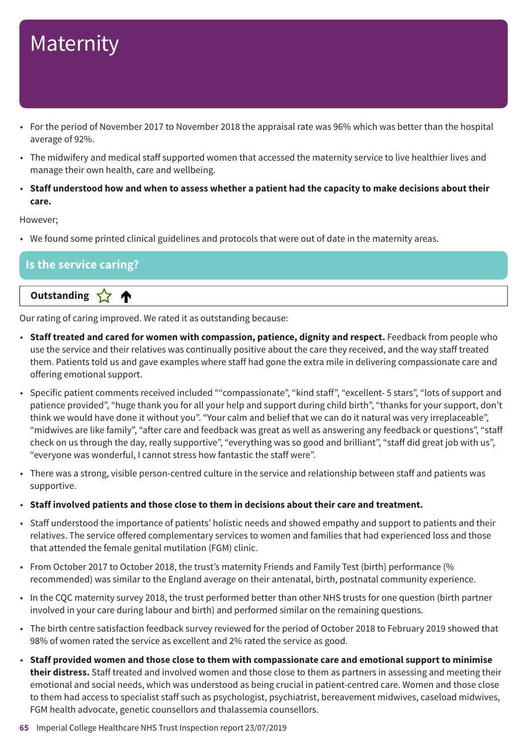# Maternity

- For the period of November 2017 to November 2018 the appraisal rate was 96% which was better than the hospital average of 92%.
- The midwifery and medical staff supported women that accessed the maternity service to live healthier lives and manage their own health, care and wellbeing.
- **Staff understood how and when to assess whether a patient had the capacity to make decisions about their care.**

However;

- We found some printed clinical guidelines and protocols that were out of date in the maternity areas.

## Is the service caring?

**Outstanding** ☆ ↑

Our rating of caring improved. We rated it as outstanding because:

- **Staff treated and cared for women with compassion, patience, dignity and respect.** Feedback from people who use the service and their relatives was continually positive about the care they received, and the way staff treated them. Patients told us and gave examples where staff had gone the extra mile in delivering compassionate care and offering emotional support.
- Specific patient comments received included ""compassionate", "kind staff", "excellent- 5 stars", "lots of support and patience provided", "huge thank you for all your help and support during child birth", "thanks for your support, don't think we would have done it without you". "Your calm and belief that we can do it natural was very irreplaceable", "midwives are like family", "after care and feedback was great as well as answering any feedback or questions", "staff check on us through the day, really supportive", "everything was so good and brilliant", "staff did great job with us", "everyone was wonderful, I cannot stress how fantastic the staff were".
- There was a strong, visible person-centred culture in the service and relationship between staff and patients was supportive.
- **Staff involved patients and those close to them in decisions about their care and treatment.**
- Staff understood the importance of patients' holistic needs and showed empathy and support to patients and their relatives. The service offered complementary services to women and families that had experienced loss and those that attended the female genital mutilation (FGM) clinic.
- From October 2017 to October 2018, the trust's maternity Friends and Family Test (birth) performance (% recommended) was similar to the England average on their antenatal, birth, postnatal community experience.
- In the CQC maternity survey 2018, the trust performed better than other NHS trusts for one question (birth partner involved in your care during labour and birth) and performed similar on the remaining questions.
- The birth centre satisfaction feedback survey reviewed for the period of October 2018 to February 2019 showed that 98% of women rated the service as excellent and 2% rated the service as good.
- **Staff provided women and those close to them with compassionate care and emotional support to minimise their distress.** Staff treated and involved women and those close to them as partners in assessing and meeting their emotional and social needs, which was understood as being crucial in patient-centred care. Women and those close to them had access to specialist staff such as psychologist, psychiatrist, bereavement midwives, caseload midwives, FGM health advocate, genetic counsellors and thalassemia counsellors.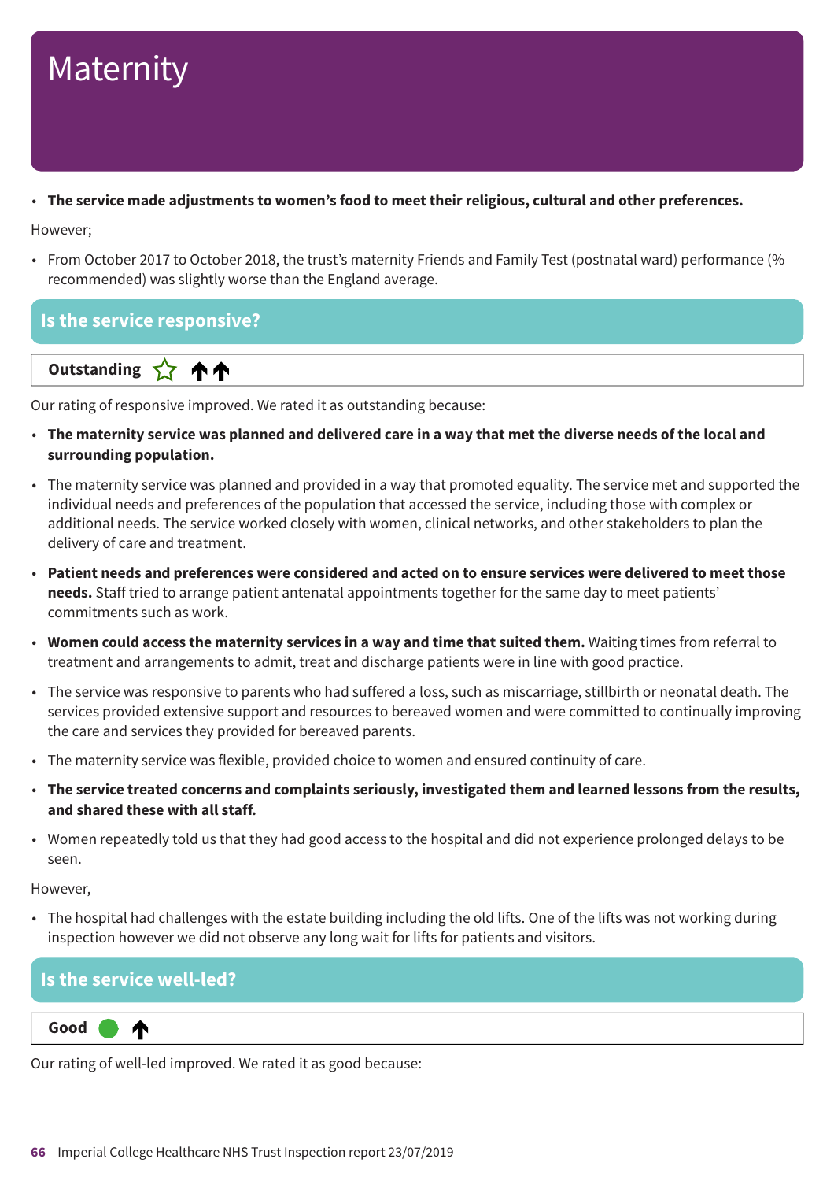# Maternity

- **The service made adjustments to women's food to meet their religious, cultural and other preferences.**

However;

- From October 2017 to October 2018, the trust's maternity Friends and Family Test (postnatal ward) performance (% recommended) was slightly worse than the England average.

## Is the service responsive?

**Outstanding** ☆ ↑↑

Our rating of responsive improved. We rated it as outstanding because:

- **The maternity service was planned and delivered care in a way that met the diverse needs of the local and surrounding population.**
- The maternity service was planned and provided in a way that promoted equality. The service met and supported the individual needs and preferences of the population that accessed the service, including those with complex or additional needs. The service worked closely with women, clinical networks, and other stakeholders to plan the delivery of care and treatment.
- **Patient needs and preferences were considered and acted on to ensure services were delivered to meet those needs.** Staff tried to arrange patient antenatal appointments together for the same day to meet patients' commitments such as work.
- **Women could access the maternity services in a way and time that suited them.** Waiting times from referral to treatment and arrangements to admit, treat and discharge patients were in line with good practice.
- The service was responsive to parents who had suffered a loss, such as miscarriage, stillbirth or neonatal death. The services provided extensive support and resources to bereaved women and were committed to continually improving the care and services they provided for bereaved parents.
- The maternity service was flexible, provided choice to women and ensured continuity of care.
- **The service treated concerns and complaints seriously, investigated them and learned lessons from the results, and shared these with all staff.**
- Women repeatedly told us that they had good access to the hospital and did not experience prolonged delays to be seen.

However,

- The hospital had challenges with the estate building including the old lifts. One of the lifts was not working during inspection however we did not observe any long wait for lifts for patients and visitors.

## Is the service well-led?

**Good** ● ↑

Our rating of well-led improved. We rated it as good because: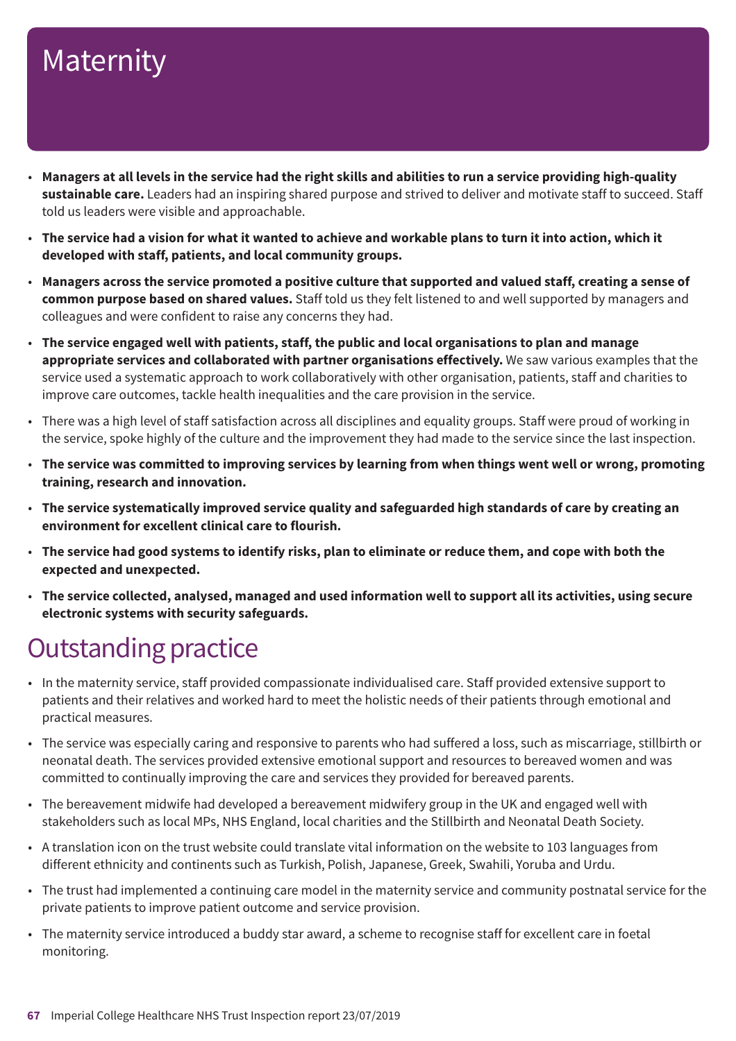# Maternity

- **Managers at all levels in the service had the right skills and abilities to run a service providing high-quality sustainable care.** Leaders had an inspiring shared purpose and strived to deliver and motivate staff to succeed. Staff told us leaders were visible and approachable.
- **The service had a vision for what it wanted to achieve and workable plans to turn it into action, which it developed with staff, patients, and local community groups.**
- **Managers across the service promoted a positive culture that supported and valued staff, creating a sense of common purpose based on shared values.** Staff told us they felt listened to and well supported by managers and colleagues and were confident to raise any concerns they had.
- **The service engaged well with patients, staff, the public and local organisations to plan and manage appropriate services and collaborated with partner organisations effectively.** We saw various examples that the service used a systematic approach to work collaboratively with other organisation, patients, staff and charities to improve care outcomes, tackle health inequalities and the care provision in the service.
- There was a high level of staff satisfaction across all disciplines and equality groups. Staff were proud of working in the service, spoke highly of the culture and the improvement they had made to the service since the last inspection.
- **The service was committed to improving services by learning from when things went well or wrong, promoting training, research and innovation.**
- **The service systematically improved service quality and safeguarded high standards of care by creating an environment for excellent clinical care to flourish.**
- **The service had good systems to identify risks, plan to eliminate or reduce them, and cope with both the expected and unexpected.**
- **The service collected, analysed, managed and used information well to support all its activities, using secure electronic systems with security safeguards.**

## Outstanding practice

- In the maternity service, staff provided compassionate individualised care. Staff provided extensive support to patients and their relatives and worked hard to meet the holistic needs of their patients through emotional and practical measures.
- The service was especially caring and responsive to parents who had suffered a loss, such as miscarriage, stillbirth or neonatal death. The services provided extensive emotional support and resources to bereaved women and was committed to continually improving the care and services they provided for bereaved parents.
- The bereavement midwife had developed a bereavement midwifery group in the UK and engaged well with stakeholders such as local MPs, NHS England, local charities and the Stillbirth and Neonatal Death Society.
- A translation icon on the trust website could translate vital information on the website to 103 languages from different ethnicity and continents such as Turkish, Polish, Japanese, Greek, Swahili, Yoruba and Urdu.
- The trust had implemented a continuing care model in the maternity service and community postnatal service for the private patients to improve patient outcome and service provision.
- The maternity service introduced a buddy star award, a scheme to recognise staff for excellent care in foetal monitoring.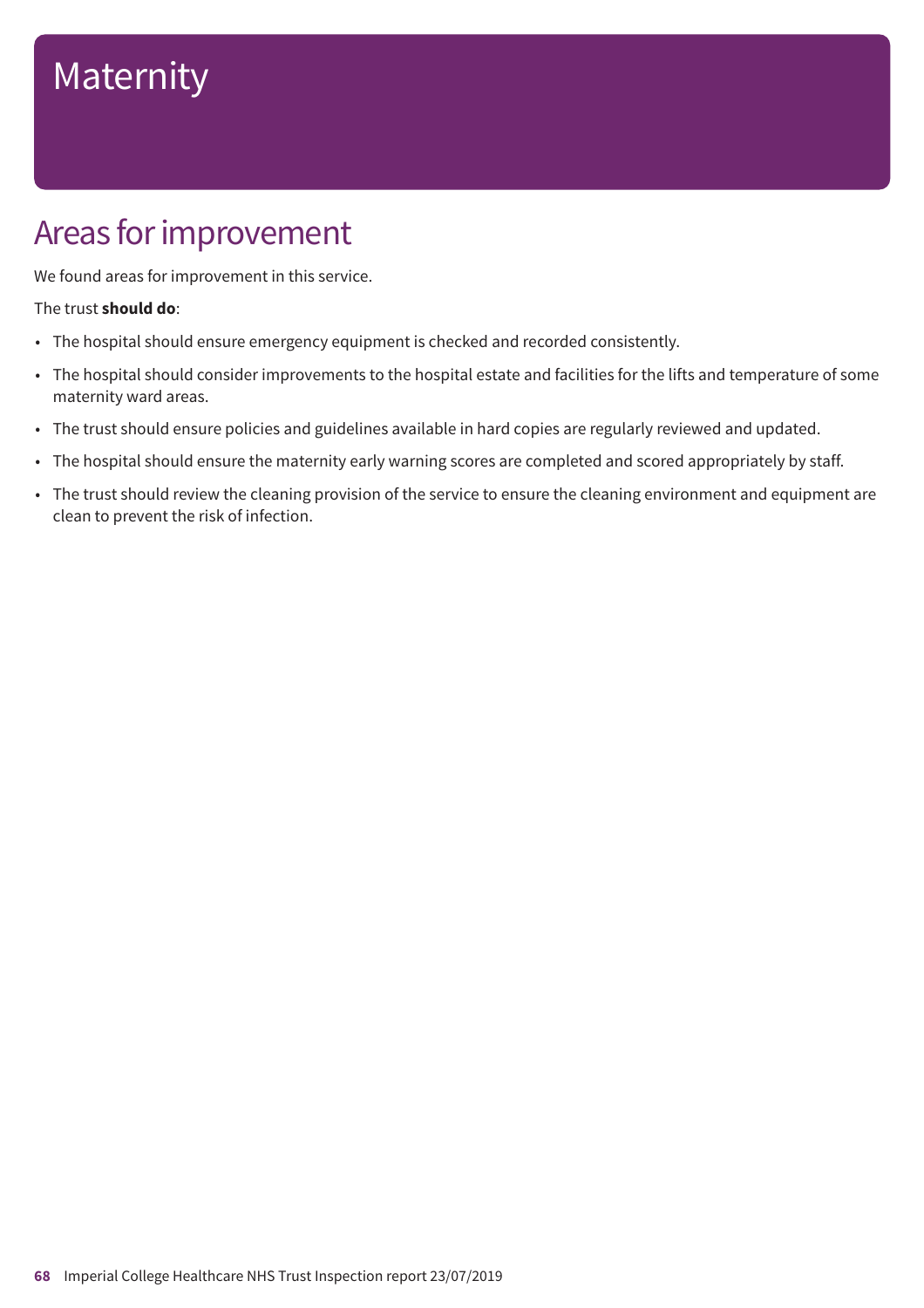# Maternity

## Areas for improvement

We found areas for improvement in this service.

The trust **should do**:

- The hospital should ensure emergency equipment is checked and recorded consistently.
- The hospital should consider improvements to the hospital estate and facilities for the lifts and temperature of some maternity ward areas.
- The trust should ensure policies and guidelines available in hard copies are regularly reviewed and updated.
- The hospital should ensure the maternity early warning scores are completed and scored appropriately by staff.
- The trust should review the cleaning provision of the service to ensure the cleaning environment and equipment are clean to prevent the risk of infection.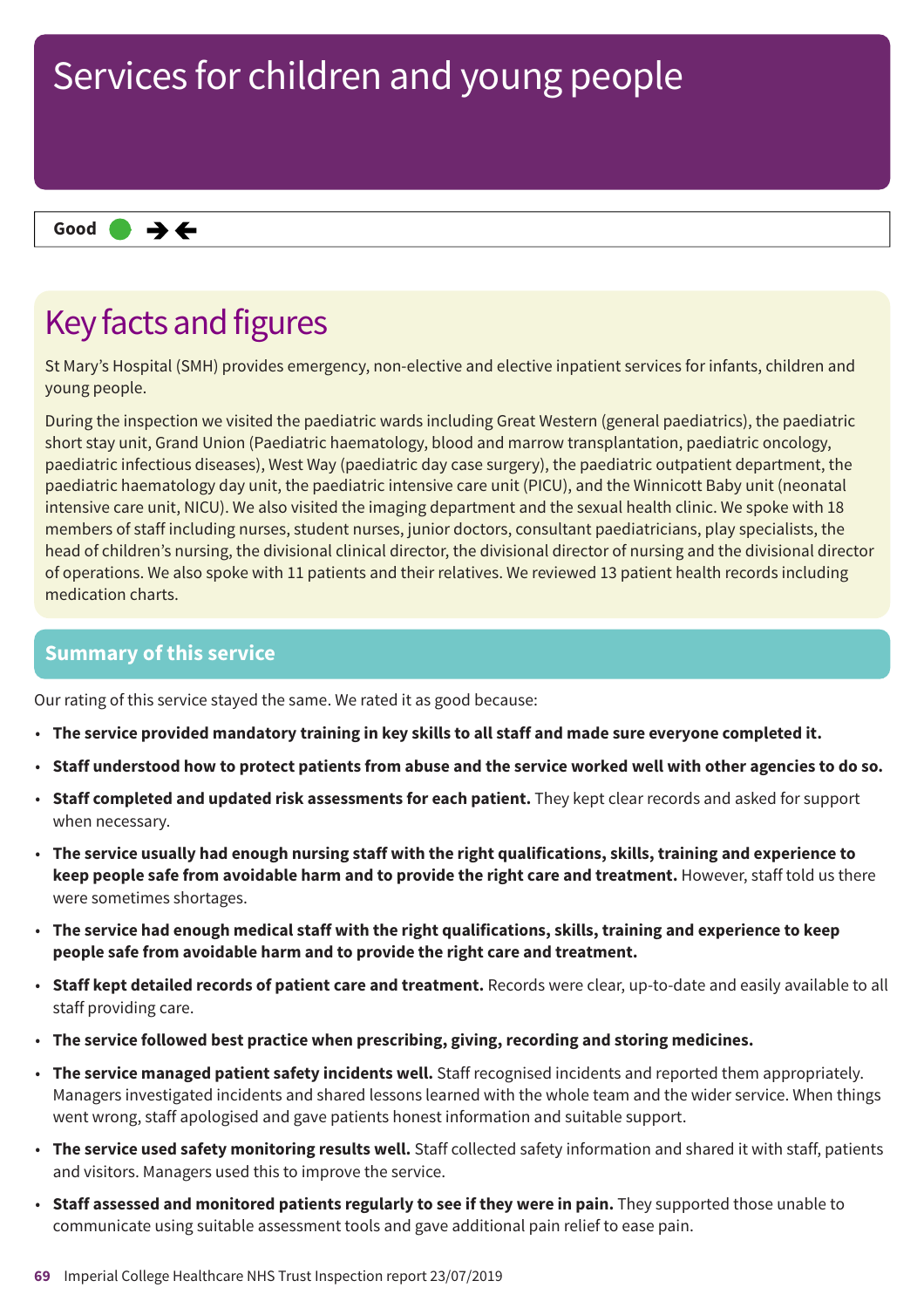# Services for children and young people

**Good** ● →←

## Key facts and figures

St Mary's Hospital (SMH) provides emergency, non-elective and elective inpatient services for infants, children and young people.

During the inspection we visited the paediatric wards including Great Western (general paediatrics), the paediatric short stay unit, Grand Union (Paediatric haematology, blood and marrow transplantation, paediatric oncology, paediatric infectious diseases), West Way (paediatric day case surgery), the paediatric outpatient department, the paediatric haematology day unit, the paediatric intensive care unit (PICU), and the Winnicott Baby unit (neonatal intensive care unit, NICU). We also visited the imaging department and the sexual health clinic. We spoke with 18 members of staff including nurses, student nurses, junior doctors, consultant paediatricians, play specialists, the head of children's nursing, the divisional clinical director, the divisional director of nursing and the divisional director of operations. We also spoke with 11 patients and their relatives. We reviewed 13 patient health records including medication charts.

## Summary of this service

Our rating of this service stayed the same. We rated it as good because:

- **The service provided mandatory training in key skills to all staff and made sure everyone completed it.**
- **Staff understood how to protect patients from abuse and the service worked well with other agencies to do so.**
- **Staff completed and updated risk assessments for each patient.** They kept clear records and asked for support when necessary.
- **The service usually had enough nursing staff with the right qualifications, skills, training and experience to keep people safe from avoidable harm and to provide the right care and treatment.** However, staff told us there were sometimes shortages.
- **The service had enough medical staff with the right qualifications, skills, training and experience to keep people safe from avoidable harm and to provide the right care and treatment.**
- **Staff kept detailed records of patient care and treatment.** Records were clear, up-to-date and easily available to all staff providing care.
- **The service followed best practice when prescribing, giving, recording and storing medicines.**
- **The service managed patient safety incidents well.** Staff recognised incidents and reported them appropriately. Managers investigated incidents and shared lessons learned with the whole team and the wider service. When things went wrong, staff apologised and gave patients honest information and suitable support.
- **The service used safety monitoring results well.** Staff collected safety information and shared it with staff, patients and visitors. Managers used this to improve the service.
- **Staff assessed and monitored patients regularly to see if they were in pain.** They supported those unable to communicate using suitable assessment tools and gave additional pain relief to ease pain.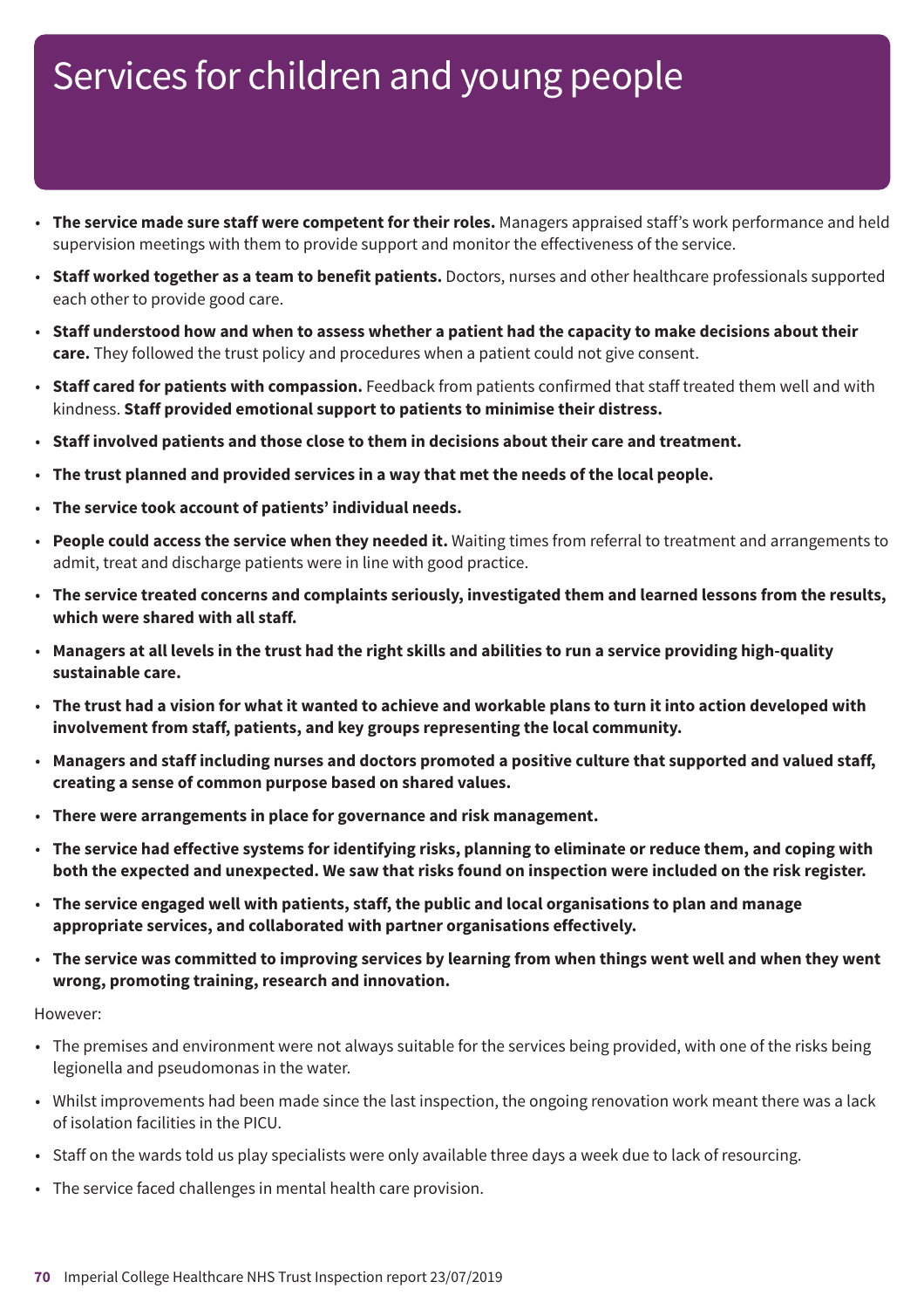# Services for children and young people

- **The service made sure staff were competent for their roles.** Managers appraised staff's work performance and held supervision meetings with them to provide support and monitor the effectiveness of the service.
- **Staff worked together as a team to benefit patients.** Doctors, nurses and other healthcare professionals supported each other to provide good care.
- **Staff understood how and when to assess whether a patient had the capacity to make decisions about their care.** They followed the trust policy and procedures when a patient could not give consent.
- **Staff cared for patients with compassion.** Feedback from patients confirmed that staff treated them well and with kindness. **Staff provided emotional support to patients to minimise their distress.**
- **Staff involved patients and those close to them in decisions about their care and treatment.**
- **The trust planned and provided services in a way that met the needs of the local people.**
- **The service took account of patients' individual needs.**
- **People could access the service when they needed it.** Waiting times from referral to treatment and arrangements to admit, treat and discharge patients were in line with good practice.
- **The service treated concerns and complaints seriously, investigated them and learned lessons from the results, which were shared with all staff.**
- **Managers at all levels in the trust had the right skills and abilities to run a service providing high-quality sustainable care.**
- **The trust had a vision for what it wanted to achieve and workable plans to turn it into action developed with involvement from staff, patients, and key groups representing the local community.**
- **Managers and staff including nurses and doctors promoted a positive culture that supported and valued staff, creating a sense of common purpose based on shared values.**
- **There were arrangements in place for governance and risk management.**
- **The service had effective systems for identifying risks, planning to eliminate or reduce them, and coping with both the expected and unexpected. We saw that risks found on inspection were included on the risk register.**
- **The service engaged well with patients, staff, the public and local organisations to plan and manage appropriate services, and collaborated with partner organisations effectively.**
- **The service was committed to improving services by learning from when things went well and when they went wrong, promoting training, research and innovation.**

However:

- The premises and environment were not always suitable for the services being provided, with one of the risks being legionella and pseudomonas in the water.
- Whilst improvements had been made since the last inspection, the ongoing renovation work meant there was a lack of isolation facilities in the PICU.
- Staff on the wards told us play specialists were only available three days a week due to lack of resourcing.
- The service faced challenges in mental health care provision.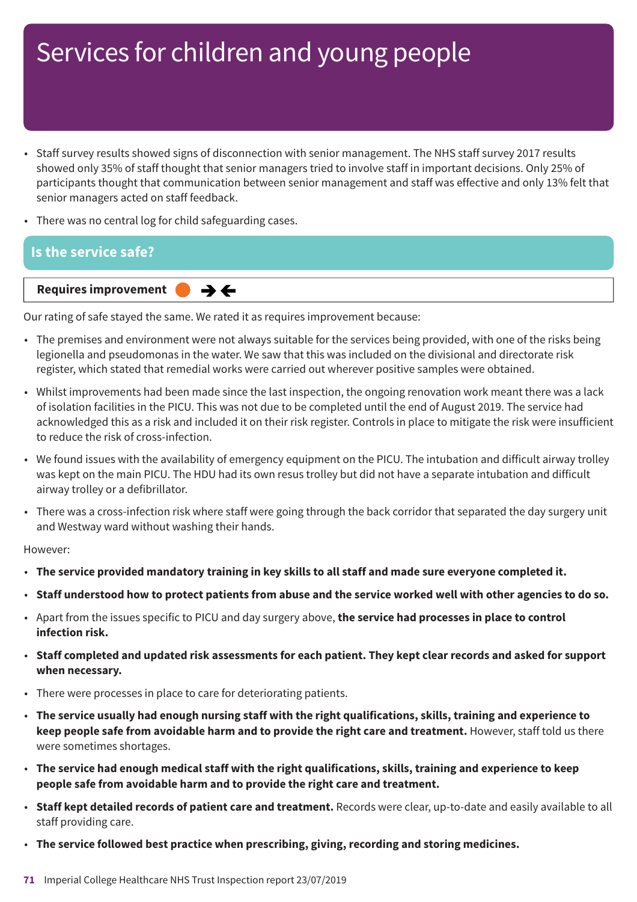# Services for children and young people

- Staff survey results showed signs of disconnection with senior management. The NHS staff survey 2017 results showed only 35% of staff thought that senior managers tried to involve staff in important decisions. Only 25% of participants thought that communication between senior management and staff was effective and only 13% felt that senior managers acted on staff feedback.
- There was no central log for child safeguarding cases.

## Is the service safe?

**Requires improvement** → ←

Our rating of safe stayed the same. We rated it as requires improvement because:

- The premises and environment were not always suitable for the services being provided, with one of the risks being legionella and pseudomonas in the water. We saw that this was included on the divisional and directorate risk register, which stated that remedial works were carried out wherever positive samples were obtained.
- Whilst improvements had been made since the last inspection, the ongoing renovation work meant there was a lack of isolation facilities in the PICU. This was not due to be completed until the end of August 2019. The service had acknowledged this as a risk and included it on their risk register. Controls in place to mitigate the risk were insufficient to reduce the risk of cross-infection.
- We found issues with the availability of emergency equipment on the PICU. The intubation and difficult airway trolley was kept on the main PICU. The HDU had its own resus trolley but did not have a separate intubation and difficult airway trolley or a defibrillator.
- There was a cross-infection risk where staff were going through the back corridor that separated the day surgery unit and Westway ward without washing their hands.

However:

- **The service provided mandatory training in key skills to all staff and made sure everyone completed it.**
- **Staff understood how to protect patients from abuse and the service worked well with other agencies to do so.**
- Apart from the issues specific to PICU and day surgery above, **the service had processes in place to control infection risk.**
- **Staff completed and updated risk assessments for each patient. They kept clear records and asked for support when necessary.**
- There were processes in place to care for deteriorating patients.
- **The service usually had enough nursing staff with the right qualifications, skills, training and experience to keep people safe from avoidable harm and to provide the right care and treatment.** However, staff told us there were sometimes shortages.
- **The service had enough medical staff with the right qualifications, skills, training and experience to keep people safe from avoidable harm and to provide the right care and treatment.**
- **Staff kept detailed records of patient care and treatment.** Records were clear, up-to-date and easily available to all staff providing care.
- **The service followed best practice when prescribing, giving, recording and storing medicines.**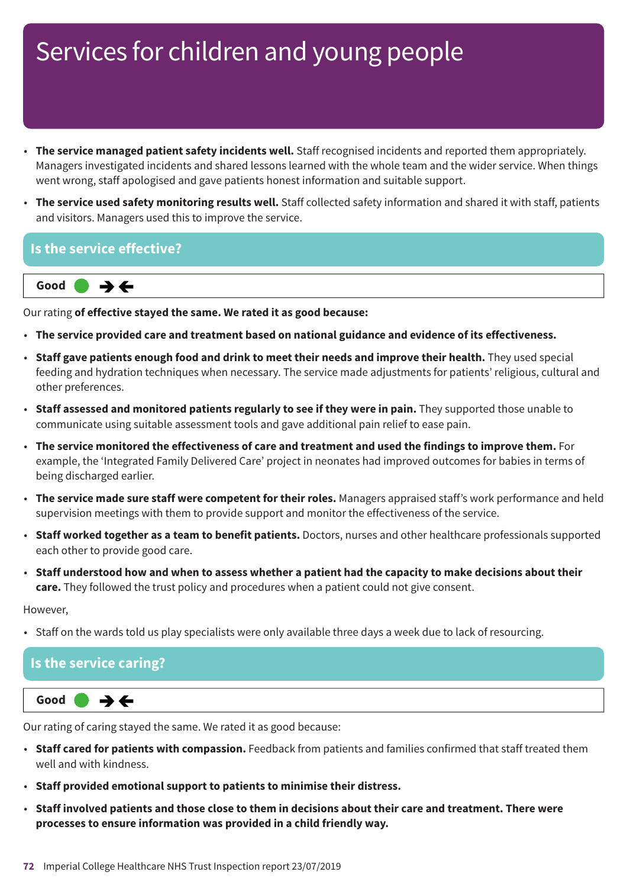# Services for children and young people

- **The service managed patient safety incidents well.** Staff recognised incidents and reported them appropriately. Managers investigated incidents and shared lessons learned with the whole team and the wider service. When things went wrong, staff apologised and gave patients honest information and suitable support.
- **The service used safety monitoring results well.** Staff collected safety information and shared it with staff, patients and visitors. Managers used this to improve the service.

## Is the service effective?

**Good** ● →←

Our rating **of effective stayed the same. We rated it as good because:**

- **The service provided care and treatment based on national guidance and evidence of its effectiveness.**
- **Staff gave patients enough food and drink to meet their needs and improve their health.** They used special feeding and hydration techniques when necessary. The service made adjustments for patients' religious, cultural and other preferences.
- **Staff assessed and monitored patients regularly to see if they were in pain.** They supported those unable to communicate using suitable assessment tools and gave additional pain relief to ease pain.
- **The service monitored the effectiveness of care and treatment and used the findings to improve them.** For example, the 'Integrated Family Delivered Care' project in neonates had improved outcomes for babies in terms of being discharged earlier.
- **The service made sure staff were competent for their roles.** Managers appraised staff's work performance and held supervision meetings with them to provide support and monitor the effectiveness of the service.
- **Staff worked together as a team to benefit patients.** Doctors, nurses and other healthcare professionals supported each other to provide good care.
- **Staff understood how and when to assess whether a patient had the capacity to make decisions about their care.** They followed the trust policy and procedures when a patient could not give consent.

However,

- Staff on the wards told us play specialists were only available three days a week due to lack of resourcing.

## Is the service caring?

**Good** ● →←

Our rating of caring stayed the same. We rated it as good because:

- **Staff cared for patients with compassion.** Feedback from patients and families confirmed that staff treated them well and with kindness.
- **Staff provided emotional support to patients to minimise their distress.**
- **Staff involved patients and those close to them in decisions about their care and treatment. There were processes to ensure information was provided in a child friendly way.**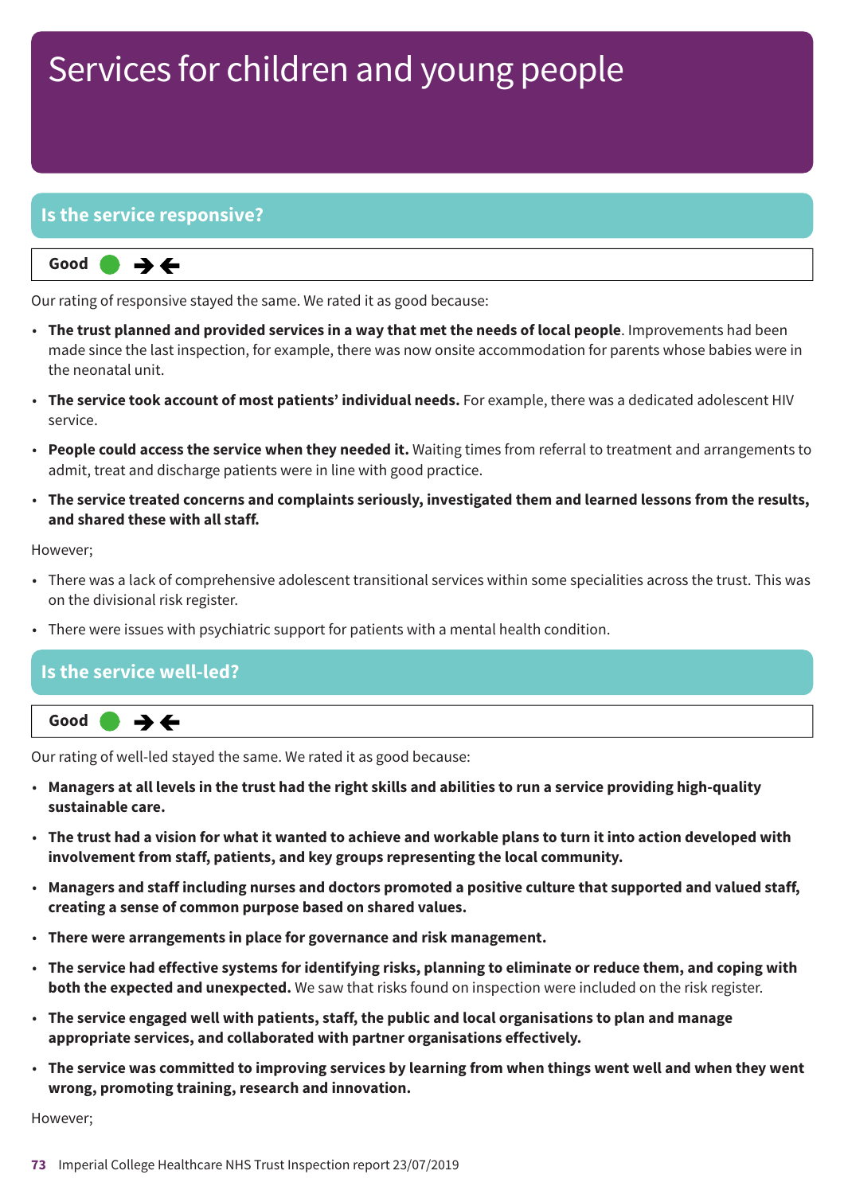# Services for children and young people

## Is the service responsive?

**Good** ● →←

Our rating of responsive stayed the same. We rated it as good because:

- **The trust planned and provided services in a way that met the needs of local people**. Improvements had been made since the last inspection, for example, there was now onsite accommodation for parents whose babies were in the neonatal unit.
- **The service took account of most patients' individual needs.** For example, there was a dedicated adolescent HIV service.
- **People could access the service when they needed it.** Waiting times from referral to treatment and arrangements to admit, treat and discharge patients were in line with good practice.
- **The service treated concerns and complaints seriously, investigated them and learned lessons from the results, and shared these with all staff.**

However;

- There was a lack of comprehensive adolescent transitional services within some specialities across the trust. This was on the divisional risk register.
- There were issues with psychiatric support for patients with a mental health condition.

## Is the service well-led?

**Good** ● →←

Our rating of well-led stayed the same. We rated it as good because:

- **Managers at all levels in the trust had the right skills and abilities to run a service providing high-quality sustainable care.**
- **The trust had a vision for what it wanted to achieve and workable plans to turn it into action developed with involvement from staff, patients, and key groups representing the local community.**
- **Managers and staff including nurses and doctors promoted a positive culture that supported and valued staff, creating a sense of common purpose based on shared values.**
- **There were arrangements in place for governance and risk management.**
- **The service had effective systems for identifying risks, planning to eliminate or reduce them, and coping with both the expected and unexpected.** We saw that risks found on inspection were included on the risk register.
- **The service engaged well with patients, staff, the public and local organisations to plan and manage appropriate services, and collaborated with partner organisations effectively.**
- **The service was committed to improving services by learning from when things went well and when they went wrong, promoting training, research and innovation.**

However;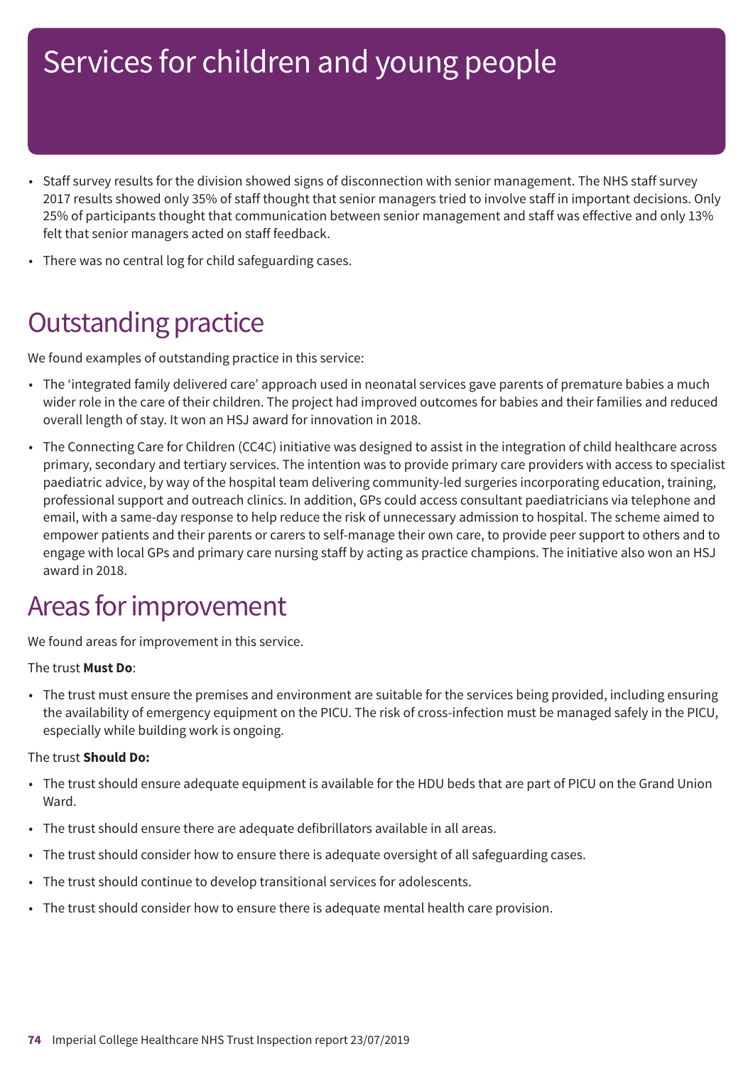# Services for children and young people

- Staff survey results for the division showed signs of disconnection with senior management. The NHS staff survey 2017 results showed only 35% of staff thought that senior managers tried to involve staff in important decisions. Only 25% of participants thought that communication between senior management and staff was effective and only 13% felt that senior managers acted on staff feedback.
- There was no central log for child safeguarding cases.

## Outstanding practice

We found examples of outstanding practice in this service:

- The 'integrated family delivered care' approach used in neonatal services gave parents of premature babies a much wider role in the care of their children. The project had improved outcomes for babies and their families and reduced overall length of stay. It won an HSJ award for innovation in 2018.
- The Connecting Care for Children (CC4C) initiative was designed to assist in the integration of child healthcare across primary, secondary and tertiary services. The intention was to provide primary care providers with access to specialist paediatric advice, by way of the hospital team delivering community-led surgeries incorporating education, training, professional support and outreach clinics. In addition, GPs could access consultant paediatricians via telephone and email, with a same-day response to help reduce the risk of unnecessary admission to hospital. The scheme aimed to empower patients and their parents or carers to self-manage their own care, to provide peer support to others and to engage with local GPs and primary care nursing staff by acting as practice champions. The initiative also won an HSJ award in 2018.

## Areas for improvement

We found areas for improvement in this service.

The trust **Must Do**:

- The trust must ensure the premises and environment are suitable for the services being provided, including ensuring the availability of emergency equipment on the PICU. The risk of cross-infection must be managed safely in the PICU, especially while building work is ongoing.

The trust **Should Do:**

- The trust should ensure adequate equipment is available for the HDU beds that are part of PICU on the Grand Union Ward.
- The trust should ensure there are adequate defibrillators available in all areas.
- The trust should consider how to ensure there is adequate oversight of all safeguarding cases.
- The trust should continue to develop transitional services for adolescents.
- The trust should consider how to ensure there is adequate mental health care provision.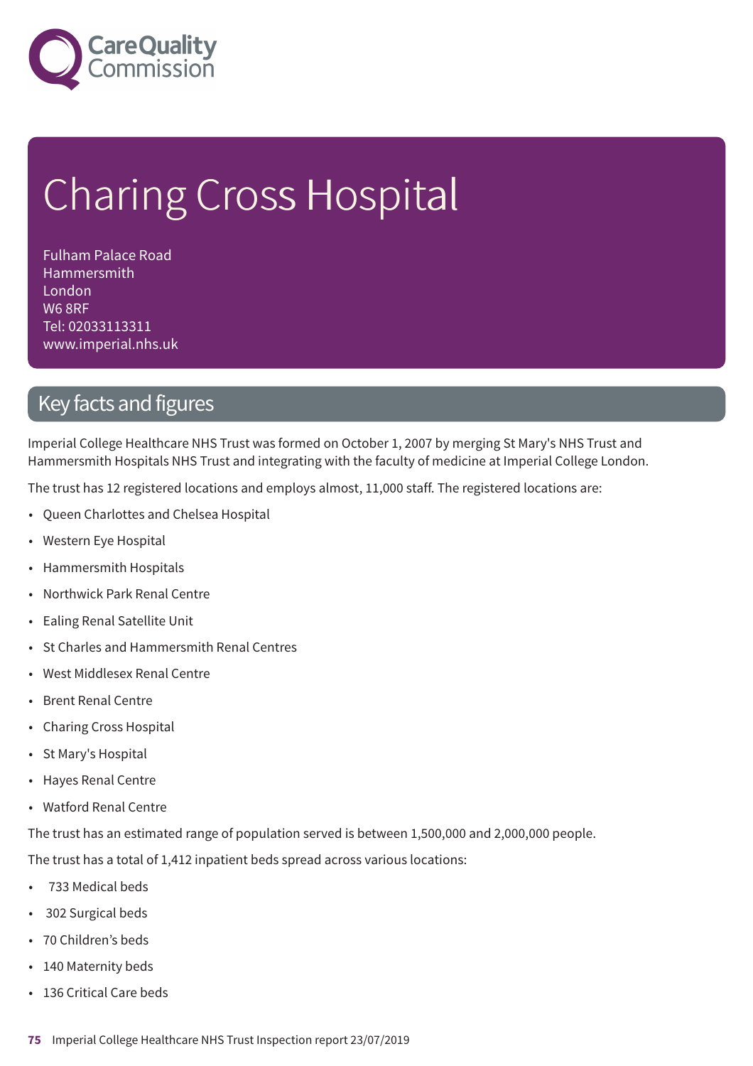# Charing Cross Hospital

Fulham Palace Road
Hammersmith
London
W6 8RF
Tel: 02033113311
www.imperial.nhs.uk

## Key facts and figures

Imperial College Healthcare NHS Trust was formed on October 1, 2007 by merging St Mary's NHS Trust and Hammersmith Hospitals NHS Trust and integrating with the faculty of medicine at Imperial College London.

The trust has 12 registered locations and employs almost, 11,000 staff. The registered locations are:

- Queen Charlottes and Chelsea Hospital
- Western Eye Hospital
- Hammersmith Hospitals
- Northwick Park Renal Centre
- Ealing Renal Satellite Unit
- St Charles and Hammersmith Renal Centres
- West Middlesex Renal Centre
- Brent Renal Centre
- Charing Cross Hospital
- St Mary's Hospital
- Hayes Renal Centre
- Watford Renal Centre

The trust has an estimated range of population served is between 1,500,000 and 2,000,000 people.

The trust has a total of 1,412 inpatient beds spread across various locations:

- 733 Medical beds
- 302 Surgical beds
- 70 Children's beds
- 140 Maternity beds
- 136 Critical Care beds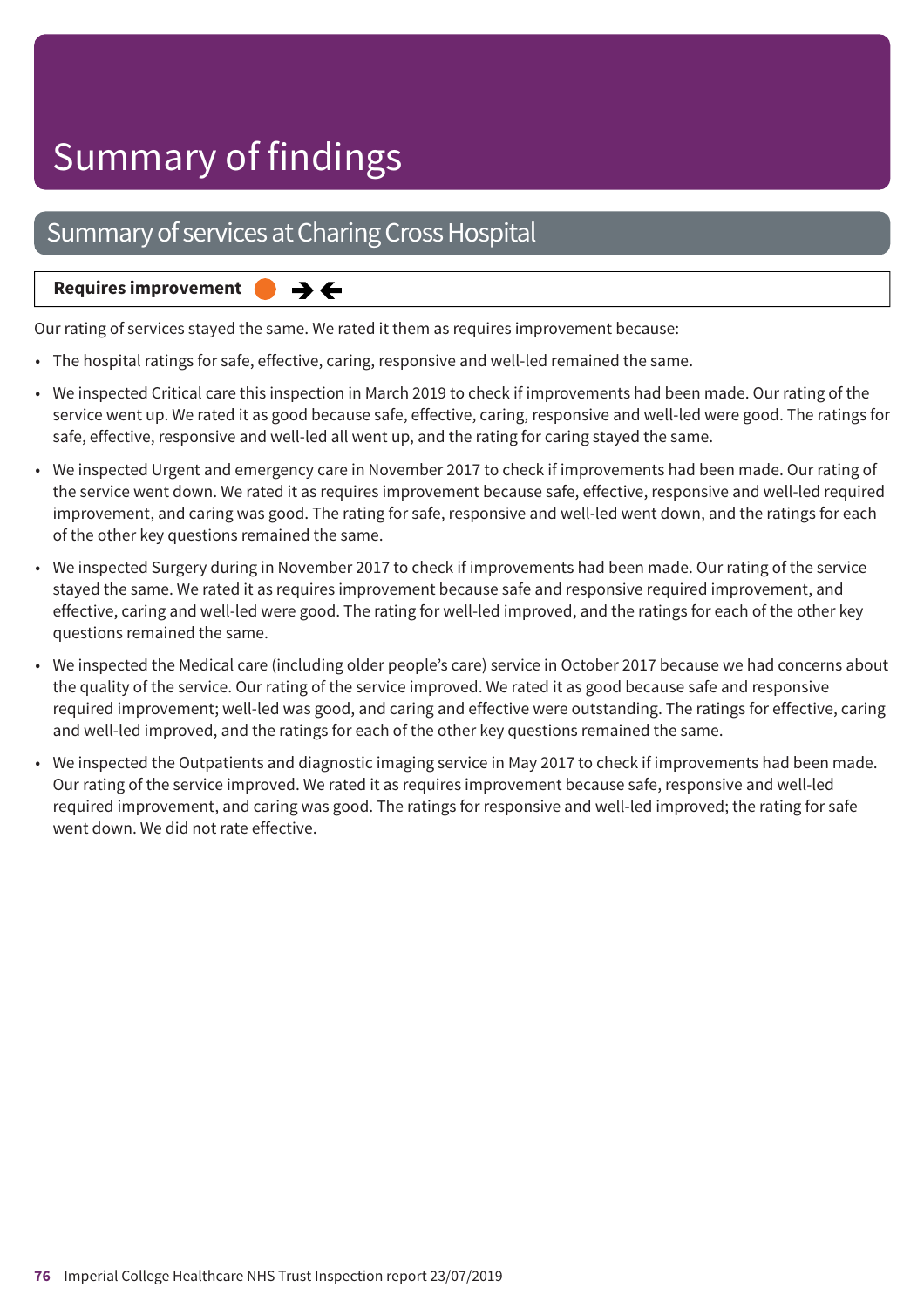# Summary of findings

## Summary of services at Charing Cross Hospital

**Requires improvement** ➔ ⟵

Our rating of services stayed the same. We rated it them as requires improvement because:

- The hospital ratings for safe, effective, caring, responsive and well-led remained the same.
- We inspected Critical care this inspection in March 2019 to check if improvements had been made. Our rating of the service went up. We rated it as good because safe, effective, caring, responsive and well-led were good. The ratings for safe, effective, responsive and well-led all went up, and the rating for caring stayed the same.
- We inspected Urgent and emergency care in November 2017 to check if improvements had been made. Our rating of the service went down. We rated it as requires improvement because safe, effective, responsive and well-led required improvement, and caring was good. The rating for safe, responsive and well-led went down, and the ratings for each of the other key questions remained the same.
- We inspected Surgery during in November 2017 to check if improvements had been made. Our rating of the service stayed the same. We rated it as requires improvement because safe and responsive required improvement, and effective, caring and well-led were good. The rating for well-led improved, and the ratings for each of the other key questions remained the same.
- We inspected the Medical care (including older people's care) service in October 2017 because we had concerns about the quality of the service. Our rating of the service improved. We rated it as good because safe and responsive required improvement; well-led was good, and caring and effective were outstanding. The ratings for effective, caring and well-led improved, and the ratings for each of the other key questions remained the same.
- We inspected the Outpatients and diagnostic imaging service in May 2017 to check if improvements had been made. Our rating of the service improved. We rated it as requires improvement because safe, responsive and well-led required improvement, and caring was good. The ratings for responsive and well-led improved; the rating for safe went down. We did not rate effective.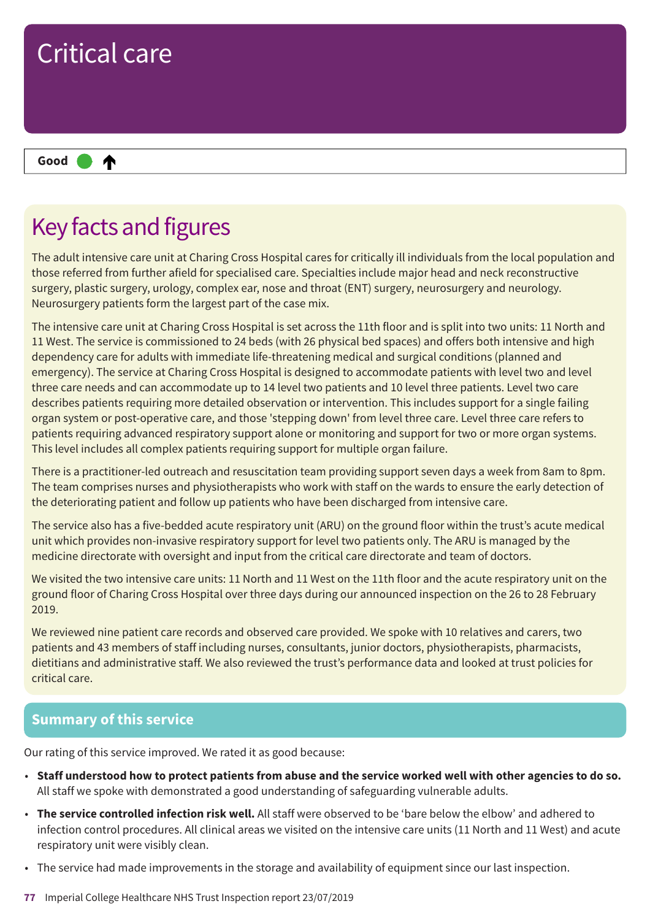# Critical care

**Good** ● ↑

## Key facts and figures

The adult intensive care unit at Charing Cross Hospital cares for critically ill individuals from the local population and those referred from further afield for specialised care. Specialties include major head and neck reconstructive surgery, plastic surgery, urology, complex ear, nose and throat (ENT) surgery, neurosurgery and neurology. Neurosurgery patients form the largest part of the case mix.

The intensive care unit at Charing Cross Hospital is set across the 11th floor and is split into two units: 11 North and 11 West. The service is commissioned to 24 beds (with 26 physical bed spaces) and offers both intensive and high dependency care for adults with immediate life-threatening medical and surgical conditions (planned and emergency). The service at Charing Cross Hospital is designed to accommodate patients with level two and level three care needs and can accommodate up to 14 level two patients and 10 level three patients. Level two care describes patients requiring more detailed observation or intervention. This includes support for a single failing organ system or post-operative care, and those 'stepping down' from level three care. Level three care refers to patients requiring advanced respiratory support alone or monitoring and support for two or more organ systems. This level includes all complex patients requiring support for multiple organ failure.

There is a practitioner-led outreach and resuscitation team providing support seven days a week from 8am to 8pm. The team comprises nurses and physiotherapists who work with staff on the wards to ensure the early detection of the deteriorating patient and follow up patients who have been discharged from intensive care.

The service also has a five-bedded acute respiratory unit (ARU) on the ground floor within the trust's acute medical unit which provides non-invasive respiratory support for level two patients only. The ARU is managed by the medicine directorate with oversight and input from the critical care directorate and team of doctors.

We visited the two intensive care units: 11 North and 11 West on the 11th floor and the acute respiratory unit on the ground floor of Charing Cross Hospital over three days during our announced inspection on the 26 to 28 February 2019.

We reviewed nine patient care records and observed care provided. We spoke with 10 relatives and carers, two patients and 43 members of staff including nurses, consultants, junior doctors, physiotherapists, pharmacists, dietitians and administrative staff. We also reviewed the trust's performance data and looked at trust policies for critical care.

## Summary of this service

Our rating of this service improved. We rated it as good because:

- **Staff understood how to protect patients from abuse and the service worked well with other agencies to do so.** All staff we spoke with demonstrated a good understanding of safeguarding vulnerable adults.
- **The service controlled infection risk well.** All staff were observed to be 'bare below the elbow' and adhered to infection control procedures. All clinical areas we visited on the intensive care units (11 North and 11 West) and acute respiratory unit were visibly clean.
- The service had made improvements in the storage and availability of equipment since our last inspection.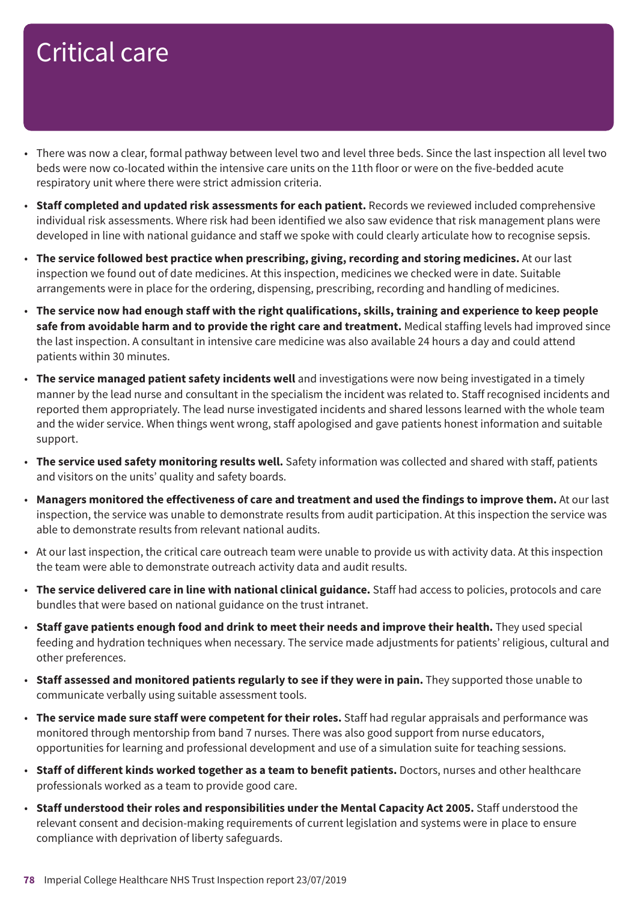# Critical care

- There was now a clear, formal pathway between level two and level three beds. Since the last inspection all level two beds were now co-located within the intensive care units on the 11th floor or were on the five-bedded acute respiratory unit where there were strict admission criteria.
- **Staff completed and updated risk assessments for each patient.** Records we reviewed included comprehensive individual risk assessments. Where risk had been identified we also saw evidence that risk management plans were developed in line with national guidance and staff we spoke with could clearly articulate how to recognise sepsis.
- **The service followed best practice when prescribing, giving, recording and storing medicines.** At our last inspection we found out of date medicines. At this inspection, medicines we checked were in date. Suitable arrangements were in place for the ordering, dispensing, prescribing, recording and handling of medicines.
- **The service now had enough staff with the right qualifications, skills, training and experience to keep people safe from avoidable harm and to provide the right care and treatment.** Medical staffing levels had improved since the last inspection. A consultant in intensive care medicine was also available 24 hours a day and could attend patients within 30 minutes.
- **The service managed patient safety incidents well** and investigations were now being investigated in a timely manner by the lead nurse and consultant in the specialism the incident was related to. Staff recognised incidents and reported them appropriately. The lead nurse investigated incidents and shared lessons learned with the whole team and the wider service. When things went wrong, staff apologised and gave patients honest information and suitable support.
- **The service used safety monitoring results well.** Safety information was collected and shared with staff, patients and visitors on the units' quality and safety boards.
- **Managers monitored the effectiveness of care and treatment and used the findings to improve them.** At our last inspection, the service was unable to demonstrate results from audit participation. At this inspection the service was able to demonstrate results from relevant national audits.
- At our last inspection, the critical care outreach team were unable to provide us with activity data. At this inspection the team were able to demonstrate outreach activity data and audit results.
- **The service delivered care in line with national clinical guidance.** Staff had access to policies, protocols and care bundles that were based on national guidance on the trust intranet.
- **Staff gave patients enough food and drink to meet their needs and improve their health.** They used special feeding and hydration techniques when necessary. The service made adjustments for patients' religious, cultural and other preferences.
- **Staff assessed and monitored patients regularly to see if they were in pain.** They supported those unable to communicate verbally using suitable assessment tools.
- **The service made sure staff were competent for their roles.** Staff had regular appraisals and performance was monitored through mentorship from band 7 nurses. There was also good support from nurse educators, opportunities for learning and professional development and use of a simulation suite for teaching sessions.
- **Staff of different kinds worked together as a team to benefit patients.** Doctors, nurses and other healthcare professionals worked as a team to provide good care.
- **Staff understood their roles and responsibilities under the Mental Capacity Act 2005.** Staff understood the relevant consent and decision-making requirements of current legislation and systems were in place to ensure compliance with deprivation of liberty safeguards.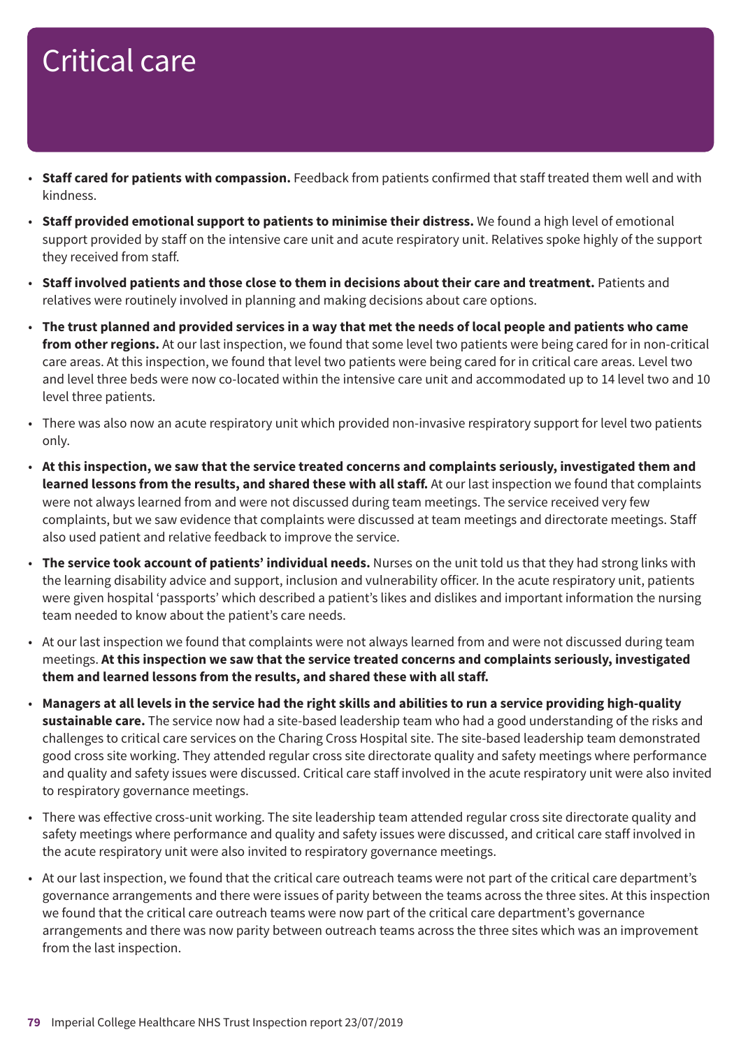# Critical care

- **Staff cared for patients with compassion.** Feedback from patients confirmed that staff treated them well and with kindness.
- **Staff provided emotional support to patients to minimise their distress.** We found a high level of emotional support provided by staff on the intensive care unit and acute respiratory unit. Relatives spoke highly of the support they received from staff.
- **Staff involved patients and those close to them in decisions about their care and treatment.** Patients and relatives were routinely involved in planning and making decisions about care options.
- **The trust planned and provided services in a way that met the needs of local people and patients who came from other regions.** At our last inspection, we found that some level two patients were being cared for in non-critical care areas. At this inspection, we found that level two patients were being cared for in critical care areas. Level two and level three beds were now co-located within the intensive care unit and accommodated up to 14 level two and 10 level three patients.
- There was also now an acute respiratory unit which provided non-invasive respiratory support for level two patients only.
- **At this inspection, we saw that the service treated concerns and complaints seriously, investigated them and learned lessons from the results, and shared these with all staff.** At our last inspection we found that complaints were not always learned from and were not discussed during team meetings. The service received very few complaints, but we saw evidence that complaints were discussed at team meetings and directorate meetings. Staff also used patient and relative feedback to improve the service.
- **The service took account of patients' individual needs.** Nurses on the unit told us that they had strong links with the learning disability advice and support, inclusion and vulnerability officer. In the acute respiratory unit, patients were given hospital 'passports' which described a patient's likes and dislikes and important information the nursing team needed to know about the patient's care needs.
- At our last inspection we found that complaints were not always learned from and were not discussed during team meetings. **At this inspection we saw that the service treated concerns and complaints seriously, investigated them and learned lessons from the results, and shared these with all staff.**
- **Managers at all levels in the service had the right skills and abilities to run a service providing high-quality sustainable care.** The service now had a site-based leadership team who had a good understanding of the risks and challenges to critical care services on the Charing Cross Hospital site. The site-based leadership team demonstrated good cross site working. They attended regular cross site directorate quality and safety meetings where performance and quality and safety issues were discussed. Critical care staff involved in the acute respiratory unit were also invited to respiratory governance meetings.
- There was effective cross-unit working. The site leadership team attended regular cross site directorate quality and safety meetings where performance and quality and safety issues were discussed, and critical care staff involved in the acute respiratory unit were also invited to respiratory governance meetings.
- At our last inspection, we found that the critical care outreach teams were not part of the critical care department's governance arrangements and there were issues of parity between the teams across the three sites. At this inspection we found that the critical care outreach teams were now part of the critical care department's governance arrangements and there was now parity between outreach teams across the three sites which was an improvement from the last inspection.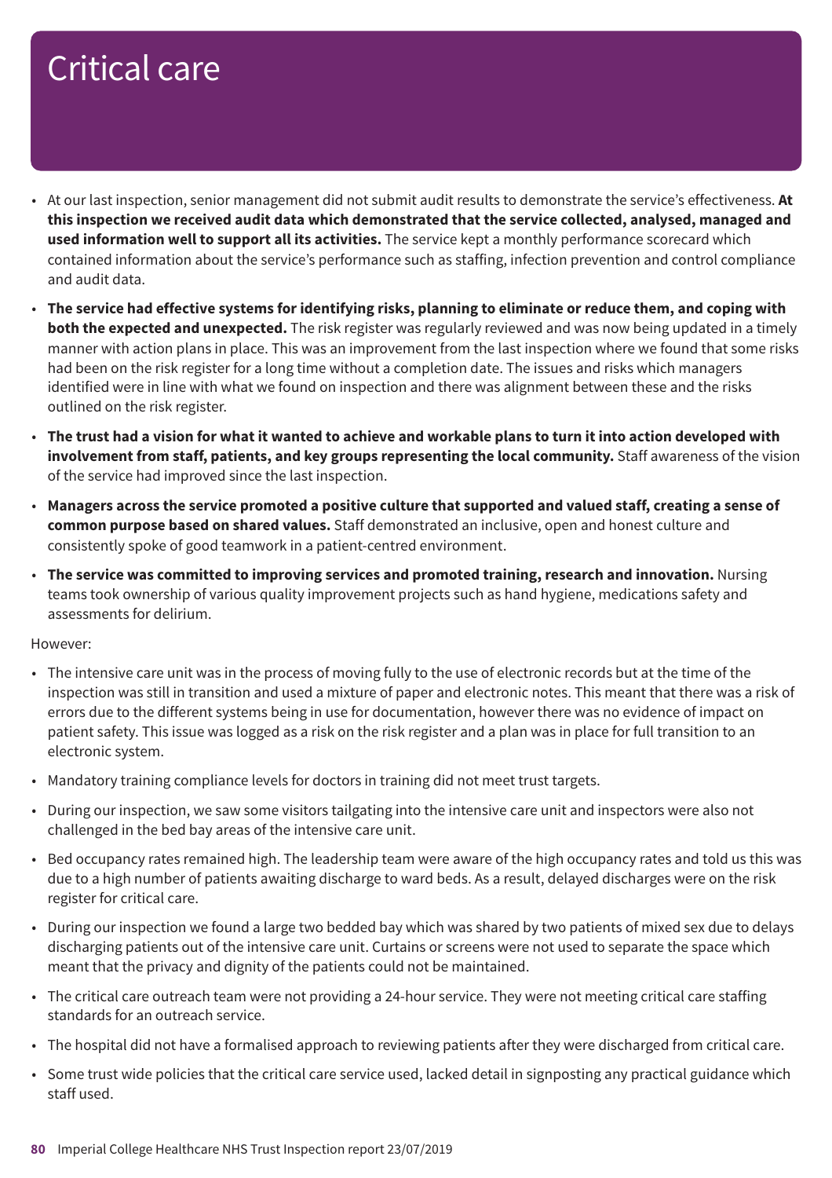# Critical care

- At our last inspection, senior management did not submit audit results to demonstrate the service's effectiveness. **At this inspection we received audit data which demonstrated that the service collected, analysed, managed and used information well to support all its activities.** The service kept a monthly performance scorecard which contained information about the service's performance such as staffing, infection prevention and control compliance and audit data.
- **The service had effective systems for identifying risks, planning to eliminate or reduce them, and coping with both the expected and unexpected.** The risk register was regularly reviewed and was now being updated in a timely manner with action plans in place. This was an improvement from the last inspection where we found that some risks had been on the risk register for a long time without a completion date. The issues and risks which managers identified were in line with what we found on inspection and there was alignment between these and the risks outlined on the risk register.
- **The trust had a vision for what it wanted to achieve and workable plans to turn it into action developed with involvement from staff, patients, and key groups representing the local community.** Staff awareness of the vision of the service had improved since the last inspection.
- **Managers across the service promoted a positive culture that supported and valued staff, creating a sense of common purpose based on shared values.** Staff demonstrated an inclusive, open and honest culture and consistently spoke of good teamwork in a patient-centred environment.
- **The service was committed to improving services and promoted training, research and innovation.** Nursing teams took ownership of various quality improvement projects such as hand hygiene, medications safety and assessments for delirium.

However:

- The intensive care unit was in the process of moving fully to the use of electronic records but at the time of the inspection was still in transition and used a mixture of paper and electronic notes. This meant that there was a risk of errors due to the different systems being in use for documentation, however there was no evidence of impact on patient safety. This issue was logged as a risk on the risk register and a plan was in place for full transition to an electronic system.
- Mandatory training compliance levels for doctors in training did not meet trust targets.
- During our inspection, we saw some visitors tailgating into the intensive care unit and inspectors were also not challenged in the bed bay areas of the intensive care unit.
- Bed occupancy rates remained high. The leadership team were aware of the high occupancy rates and told us this was due to a high number of patients awaiting discharge to ward beds. As a result, delayed discharges were on the risk register for critical care.
- During our inspection we found a large two bedded bay which was shared by two patients of mixed sex due to delays discharging patients out of the intensive care unit. Curtains or screens were not used to separate the space which meant that the privacy and dignity of the patients could not be maintained.
- The critical care outreach team were not providing a 24-hour service. They were not meeting critical care staffing standards for an outreach service.
- The hospital did not have a formalised approach to reviewing patients after they were discharged from critical care.
- Some trust wide policies that the critical care service used, lacked detail in signposting any practical guidance which staff used.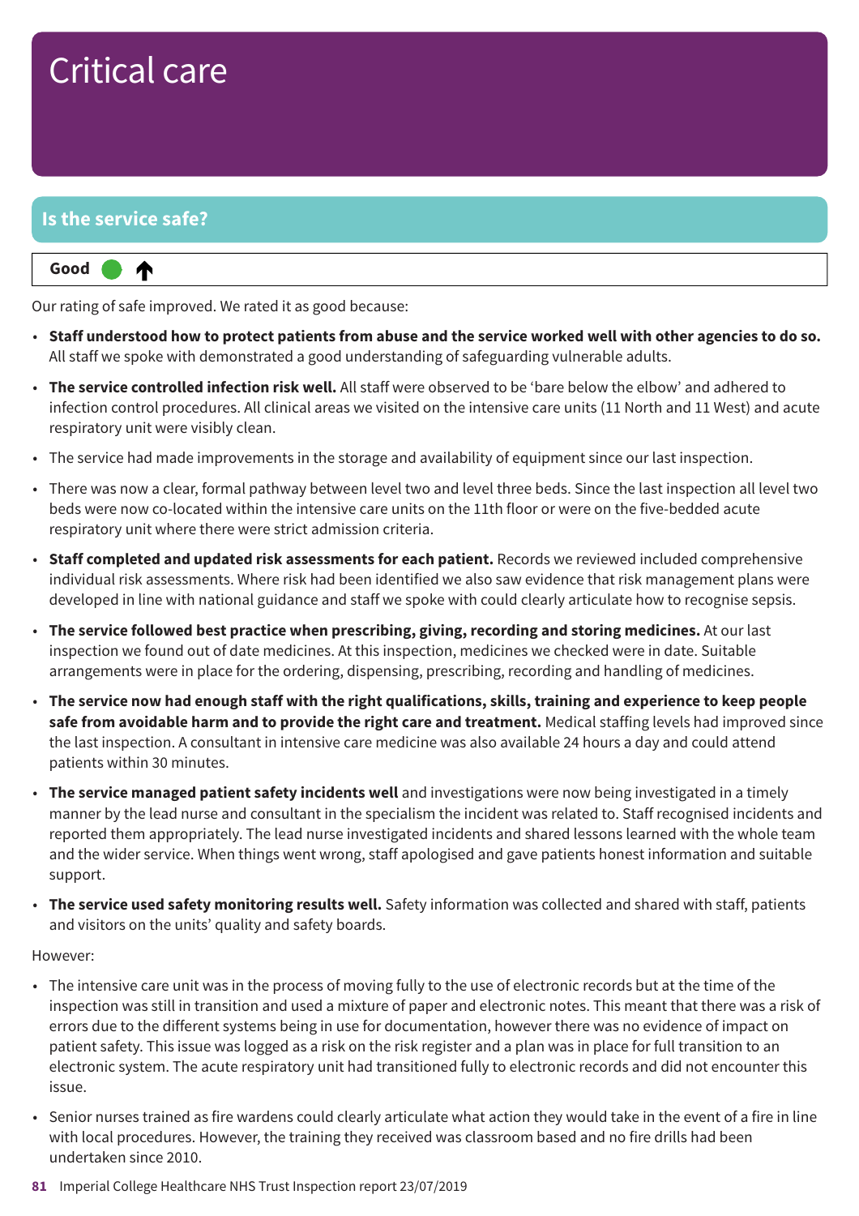# Critical care

## Is the service safe?

**Good** ● ↑

Our rating of safe improved. We rated it as good because:

- **Staff understood how to protect patients from abuse and the service worked well with other agencies to do so.** All staff we spoke with demonstrated a good understanding of safeguarding vulnerable adults.
- **The service controlled infection risk well.** All staff were observed to be 'bare below the elbow' and adhered to infection control procedures. All clinical areas we visited on the intensive care units (11 North and 11 West) and acute respiratory unit were visibly clean.
- The service had made improvements in the storage and availability of equipment since our last inspection.
- There was now a clear, formal pathway between level two and level three beds. Since the last inspection all level two beds were now co-located within the intensive care units on the 11th floor or were on the five-bedded acute respiratory unit where there were strict admission criteria.
- **Staff completed and updated risk assessments for each patient.** Records we reviewed included comprehensive individual risk assessments. Where risk had been identified we also saw evidence that risk management plans were developed in line with national guidance and staff we spoke with could clearly articulate how to recognise sepsis.
- **The service followed best practice when prescribing, giving, recording and storing medicines.** At our last inspection we found out of date medicines. At this inspection, medicines we checked were in date. Suitable arrangements were in place for the ordering, dispensing, prescribing, recording and handling of medicines.
- **The service now had enough staff with the right qualifications, skills, training and experience to keep people safe from avoidable harm and to provide the right care and treatment.** Medical staffing levels had improved since the last inspection. A consultant in intensive care medicine was also available 24 hours a day and could attend patients within 30 minutes.
- **The service managed patient safety incidents well** and investigations were now being investigated in a timely manner by the lead nurse and consultant in the specialism the incident was related to. Staff recognised incidents and reported them appropriately. The lead nurse investigated incidents and shared lessons learned with the whole team and the wider service. When things went wrong, staff apologised and gave patients honest information and suitable support.
- **The service used safety monitoring results well.** Safety information was collected and shared with staff, patients and visitors on the units' quality and safety boards.

However:

- The intensive care unit was in the process of moving fully to the use of electronic records but at the time of the inspection was still in transition and used a mixture of paper and electronic notes. This meant that there was a risk of errors due to the different systems being in use for documentation, however there was no evidence of impact on patient safety. This issue was logged as a risk on the risk register and a plan was in place for full transition to an electronic system. The acute respiratory unit had transitioned fully to electronic records and did not encounter this issue.
- Senior nurses trained as fire wardens could clearly articulate what action they would take in the event of a fire in line with local procedures. However, the training they received was classroom based and no fire drills had been undertaken since 2010.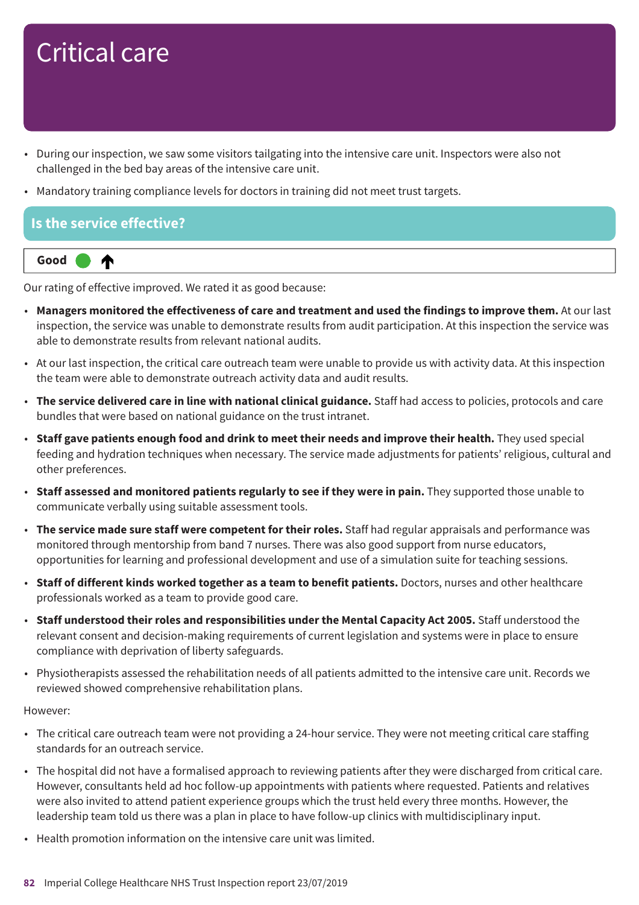# Critical care

- During our inspection, we saw some visitors tailgating into the intensive care unit. Inspectors were also not challenged in the bed bay areas of the intensive care unit.
- Mandatory training compliance levels for doctors in training did not meet trust targets.

## Is the service effective?

**Good** ↑

Our rating of effective improved. We rated it as good because:

- **Managers monitored the effectiveness of care and treatment and used the findings to improve them.** At our last inspection, the service was unable to demonstrate results from audit participation. At this inspection the service was able to demonstrate results from relevant national audits.
- At our last inspection, the critical care outreach team were unable to provide us with activity data. At this inspection the team were able to demonstrate outreach activity data and audit results.
- **The service delivered care in line with national clinical guidance.** Staff had access to policies, protocols and care bundles that were based on national guidance on the trust intranet.
- **Staff gave patients enough food and drink to meet their needs and improve their health.** They used special feeding and hydration techniques when necessary. The service made adjustments for patients' religious, cultural and other preferences.
- **Staff assessed and monitored patients regularly to see if they were in pain.** They supported those unable to communicate verbally using suitable assessment tools.
- **The service made sure staff were competent for their roles.** Staff had regular appraisals and performance was monitored through mentorship from band 7 nurses. There was also good support from nurse educators, opportunities for learning and professional development and use of a simulation suite for teaching sessions.
- **Staff of different kinds worked together as a team to benefit patients.** Doctors, nurses and other healthcare professionals worked as a team to provide good care.
- **Staff understood their roles and responsibilities under the Mental Capacity Act 2005.** Staff understood the relevant consent and decision-making requirements of current legislation and systems were in place to ensure compliance with deprivation of liberty safeguards.
- Physiotherapists assessed the rehabilitation needs of all patients admitted to the intensive care unit. Records we reviewed showed comprehensive rehabilitation plans.

However:

- The critical care outreach team were not providing a 24-hour service. They were not meeting critical care staffing standards for an outreach service.
- The hospital did not have a formalised approach to reviewing patients after they were discharged from critical care. However, consultants held ad hoc follow-up appointments with patients where requested. Patients and relatives were also invited to attend patient experience groups which the trust held every three months. However, the leadership team told us there was a plan in place to have follow-up clinics with multidisciplinary input.
- Health promotion information on the intensive care unit was limited.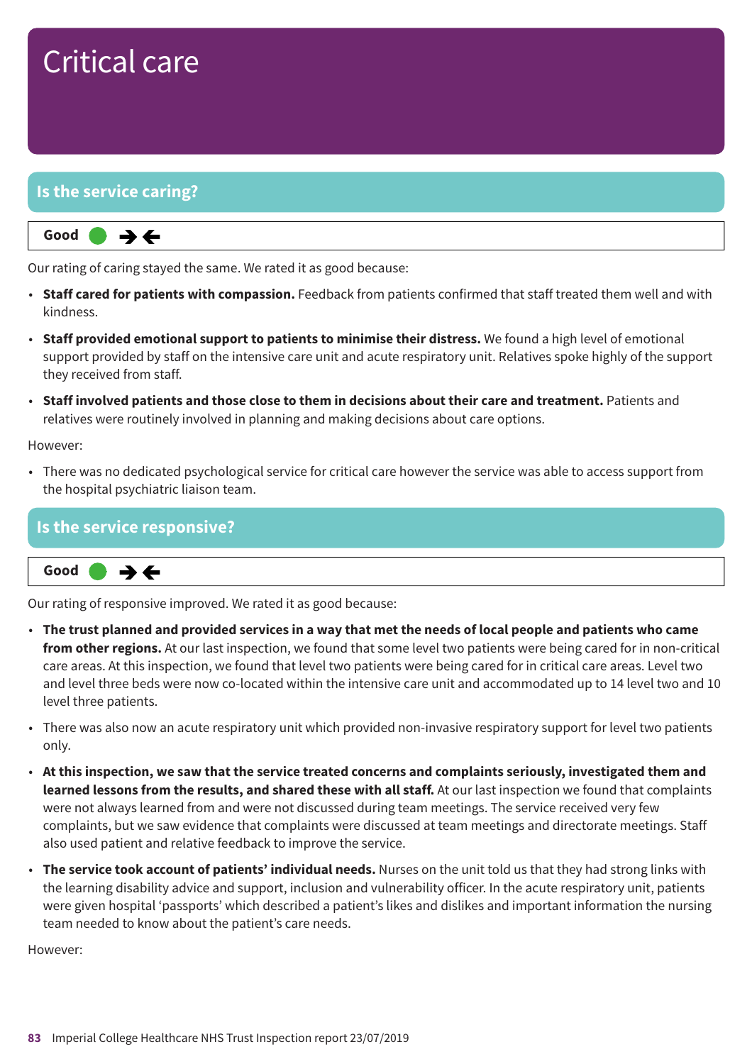# Critical care

## Is the service caring?

**Good** ● →←

Our rating of caring stayed the same. We rated it as good because:

- **Staff cared for patients with compassion.** Feedback from patients confirmed that staff treated them well and with kindness.
- **Staff provided emotional support to patients to minimise their distress.** We found a high level of emotional support provided by staff on the intensive care unit and acute respiratory unit. Relatives spoke highly of the support they received from staff.
- **Staff involved patients and those close to them in decisions about their care and treatment.** Patients and relatives were routinely involved in planning and making decisions about care options.

However:

- There was no dedicated psychological service for critical care however the service was able to access support from the hospital psychiatric liaison team.

## Is the service responsive?

**Good** ● →←

Our rating of responsive improved. We rated it as good because:

- **The trust planned and provided services in a way that met the needs of local people and patients who came from other regions.** At our last inspection, we found that some level two patients were being cared for in non-critical care areas. At this inspection, we found that level two patients were being cared for in critical care areas. Level two and level three beds were now co-located within the intensive care unit and accommodated up to 14 level two and 10 level three patients.
- There was also now an acute respiratory unit which provided non-invasive respiratory support for level two patients only.
- **At this inspection, we saw that the service treated concerns and complaints seriously, investigated them and learned lessons from the results, and shared these with all staff.** At our last inspection we found that complaints were not always learned from and were not discussed during team meetings. The service received very few complaints, but we saw evidence that complaints were discussed at team meetings and directorate meetings. Staff also used patient and relative feedback to improve the service.
- **The service took account of patients' individual needs.** Nurses on the unit told us that they had strong links with the learning disability advice and support, inclusion and vulnerability officer. In the acute respiratory unit, patients were given hospital 'passports' which described a patient's likes and dislikes and important information the nursing team needed to know about the patient's care needs.

However: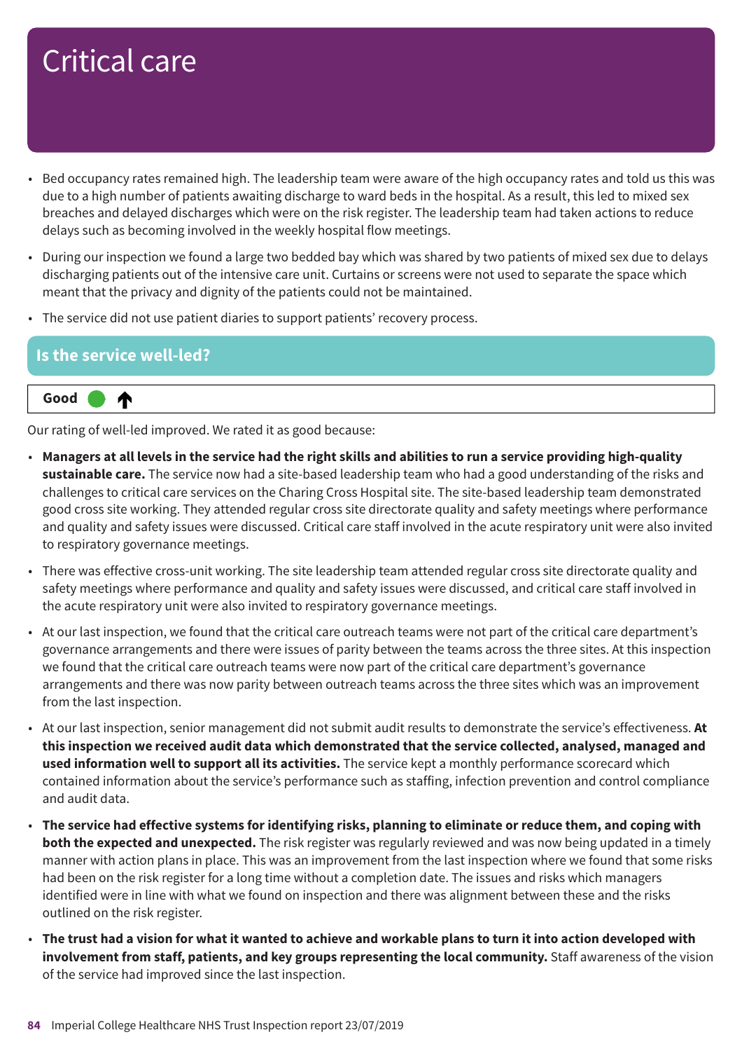# Critical care

- Bed occupancy rates remained high. The leadership team were aware of the high occupancy rates and told us this was due to a high number of patients awaiting discharge to ward beds in the hospital. As a result, this led to mixed sex breaches and delayed discharges which were on the risk register. The leadership team had taken actions to reduce delays such as becoming involved in the weekly hospital flow meetings.
- During our inspection we found a large two bedded bay which was shared by two patients of mixed sex due to delays discharging patients out of the intensive care unit. Curtains or screens were not used to separate the space which meant that the privacy and dignity of the patients could not be maintained.
- The service did not use patient diaries to support patients' recovery process.

## Is the service well-led?

**Good** ↑

Our rating of well-led improved. We rated it as good because:

- **Managers at all levels in the service had the right skills and abilities to run a service providing high-quality sustainable care.** The service now had a site-based leadership team who had a good understanding of the risks and challenges to critical care services on the Charing Cross Hospital site. The site-based leadership team demonstrated good cross site working. They attended regular cross site directorate quality and safety meetings where performance and quality and safety issues were discussed. Critical care staff involved in the acute respiratory unit were also invited to respiratory governance meetings.
- There was effective cross-unit working. The site leadership team attended regular cross site directorate quality and safety meetings where performance and quality and safety issues were discussed, and critical care staff involved in the acute respiratory unit were also invited to respiratory governance meetings.
- At our last inspection, we found that the critical care outreach teams were not part of the critical care department's governance arrangements and there were issues of parity between the teams across the three sites. At this inspection we found that the critical care outreach teams were now part of the critical care department's governance arrangements and there was now parity between outreach teams across the three sites which was an improvement from the last inspection.
- At our last inspection, senior management did not submit audit results to demonstrate the service's effectiveness. **At this inspection we received audit data which demonstrated that the service collected, analysed, managed and used information well to support all its activities.** The service kept a monthly performance scorecard which contained information about the service's performance such as staffing, infection prevention and control compliance and audit data.
- **The service had effective systems for identifying risks, planning to eliminate or reduce them, and coping with both the expected and unexpected.** The risk register was regularly reviewed and was now being updated in a timely manner with action plans in place. This was an improvement from the last inspection where we found that some risks had been on the risk register for a long time without a completion date. The issues and risks which managers identified were in line with what we found on inspection and there was alignment between these and the risks outlined on the risk register.
- **The trust had a vision for what it wanted to achieve and workable plans to turn it into action developed with involvement from staff, patients, and key groups representing the local community.** Staff awareness of the vision of the service had improved since the last inspection.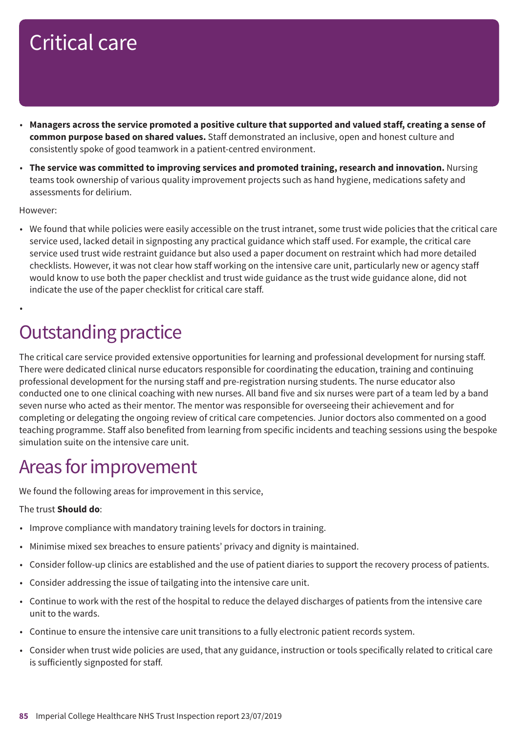# Critical care

- **Managers across the service promoted a positive culture that supported and valued staff, creating a sense of common purpose based on shared values.** Staff demonstrated an inclusive, open and honest culture and consistently spoke of good teamwork in a patient-centred environment.
- **The service was committed to improving services and promoted training, research and innovation.** Nursing teams took ownership of various quality improvement projects such as hand hygiene, medications safety and assessments for delirium.

However:

- We found that while policies were easily accessible on the trust intranet, some trust wide policies that the critical care service used, lacked detail in signposting any practical guidance which staff used. For example, the critical care service used trust wide restraint guidance but also used a paper document on restraint which had more detailed checklists. However, it was not clear how staff working on the intensive care unit, particularly new or agency staff would know to use both the paper checklist and trust wide guidance as the trust wide guidance alone, did not indicate the use of the paper checklist for critical care staff.

## Outstanding practice

The critical care service provided extensive opportunities for learning and professional development for nursing staff. There were dedicated clinical nurse educators responsible for coordinating the education, training and continuing professional development for the nursing staff and pre-registration nursing students. The nurse educator also conducted one to one clinical coaching with new nurses. All band five and six nurses were part of a team led by a band seven nurse who acted as their mentor. The mentor was responsible for overseeing their achievement and for completing or delegating the ongoing review of critical care competencies. Junior doctors also commented on a good teaching programme. Staff also benefited from learning from specific incidents and teaching sessions using the bespoke simulation suite on the intensive care unit.

## Areas for improvement

We found the following areas for improvement in this service,

The trust **Should do**:

- Improve compliance with mandatory training levels for doctors in training.
- Minimise mixed sex breaches to ensure patients' privacy and dignity is maintained.
- Consider follow-up clinics are established and the use of patient diaries to support the recovery process of patients.
- Consider addressing the issue of tailgating into the intensive care unit.
- Continue to work with the rest of the hospital to reduce the delayed discharges of patients from the intensive care unit to the wards.
- Continue to ensure the intensive care unit transitions to a fully electronic patient records system.
- Consider when trust wide policies are used, that any guidance, instruction or tools specifically related to critical care is sufficiently signposted for staff.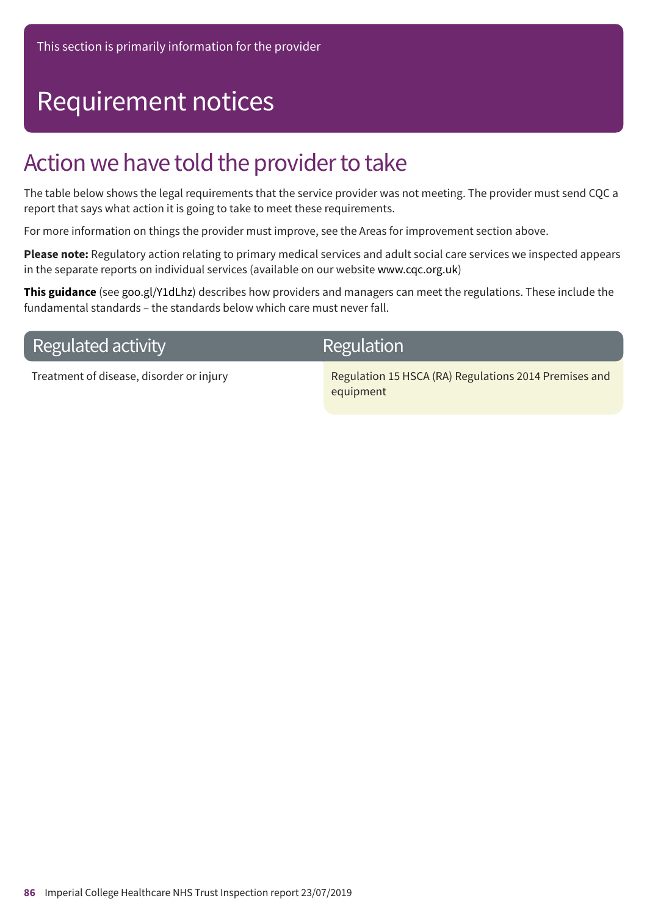This section is primarily information for the provider

# Requirement notices

## Action we have told the provider to take

The table below shows the legal requirements that the service provider was not meeting. The provider must send CQC a report that says what action it is going to take to meet these requirements.

For more information on things the provider must improve, see the Areas for improvement section above.

**Please note:** Regulatory action relating to primary medical services and adult social care services we inspected appears in the separate reports on individual services (available on our website www.cqc.org.uk)

**This guidance** (see goo.gl/Y1dLhz) describes how providers and managers can meet the regulations. These include the fundamental standards – the standards below which care must never fall.

| Regulated activity | Regulation |
| --- | --- |
| Treatment of disease, disorder or injury | Regulation 15 HSCA (RA) Regulations 2014 Premises and equipment |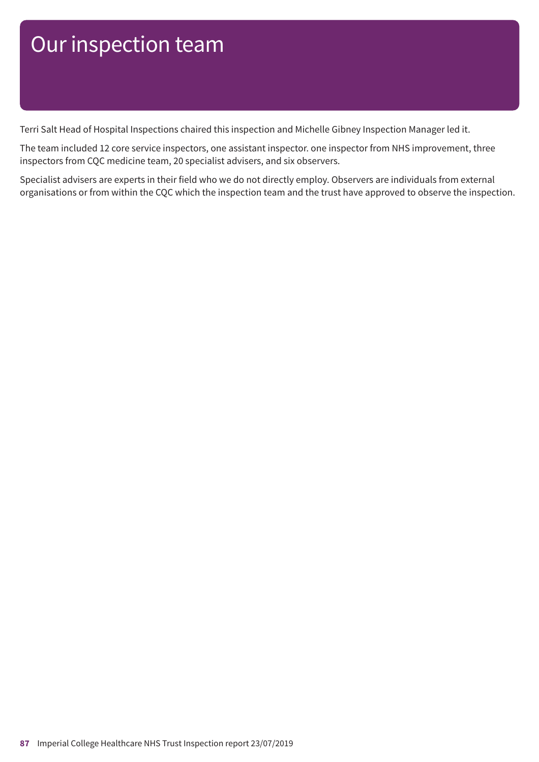# Our inspection team

Terri Salt Head of Hospital Inspections chaired this inspection and Michelle Gibney Inspection Manager led it.

The team included 12 core service inspectors, one assistant inspector. one inspector from NHS improvement, three inspectors from CQC medicine team, 20 specialist advisers, and six observers.

Specialist advisers are experts in their field who we do not directly employ. Observers are individuals from external organisations or from within the CQC which the inspection team and the trust have approved to observe the inspection.